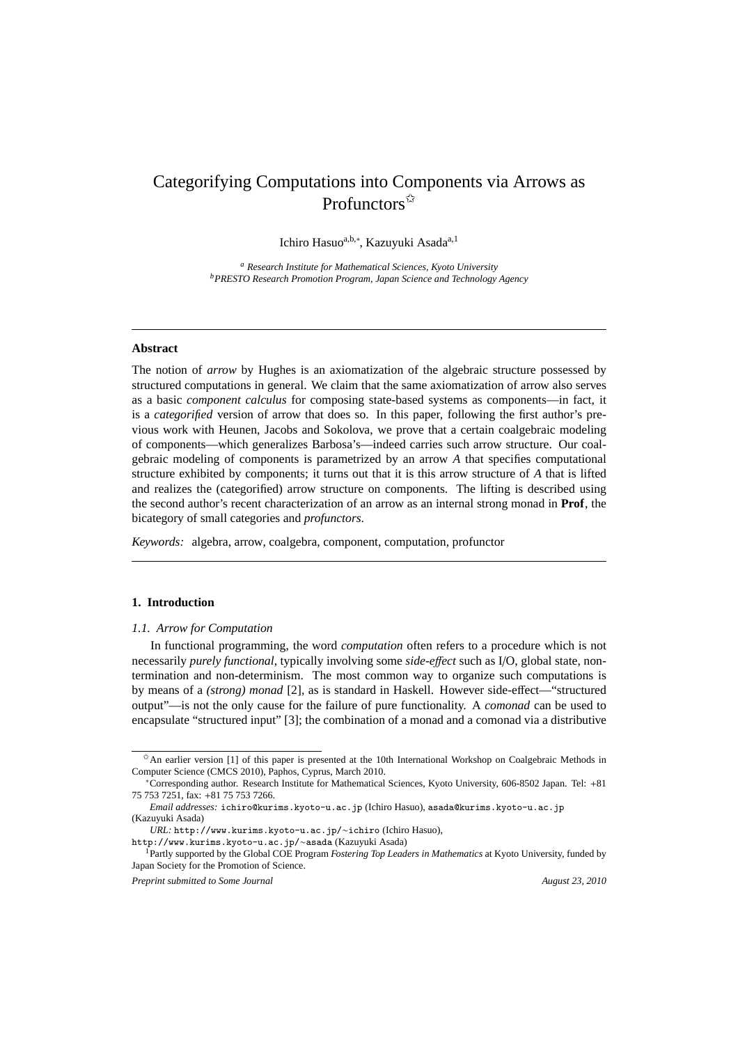# Categorifying Computations into Components via Arrows as Profunctors[☆]

Ichiro Hasuo[a,b,*], Kazuyuki Asada[a,1]

[a] *Research Institute for Mathematical Sciences, Kyoto University*
[b] *PRESTO Research Promotion Program, Japan Science and Technology Agency*

---

### Abstract

The notion of *arrow* by Hughes is an axiomatization of the algebraic structure possessed by structured computations in general. We claim that the same axiomatization of arrow also serves as a basic *component calculus* for composing state-based systems as components—in fact, it is a *categorified* version of arrow that does so. In this paper, following the first author's previous work with Heunen, Jacobs and Sokolova, we prove that a certain coalgebraic modeling of components—which generalizes Barbosa's—indeed carries such arrow structure. Our coalgebraic modeling of components is parametrized by an arrow $A$ that specifies computational structure exhibited by components; it turns out that it is this arrow structure of $A$ that is lifted and realizes the (categorified) arrow structure on components. The lifting is described using the second author's recent characterization of an arrow as an internal strong monad in **Prof**, the bicategory of small categories and *profunctors*.

*Keywords:* algebra, arrow, coalgebra, component, computation, profunctor

---

## 1. Introduction

### 1.1. Arrow for Computation

In functional programming, the word *computation* often refers to a procedure which is not necessarily *purely functional*, typically involving some *side-effect* such as I/O, global state, non-termination and non-determinism. The most common way to organize such computations is by means of a *(strong) monad* [2], as is standard in Haskell. However side-effect—"structured output"—is not the only cause for the failure of pure functionality. A *comonad* can be used to encapsulate "structured input" [3]; the combination of a monad and a comonad via a distributive

---

[☆] An earlier version [1] of this paper is presented at the 10th International Workshop on Coalgebraic Methods in Computer Science (CMCS 2010), Paphos, Cyprus, March 2010.

[*] Corresponding author. Research Institute for Mathematical Sciences, Kyoto University, 606-8502 Japan. Tel: +81 75 753 7251, fax: +81 75 753 7266.

*Email addresses:* ichiro@kurims.kyoto-u.ac.jp (Ichiro Hasuo), asada@kurims.kyoto-u.ac.jp (Kazuyuki Asada)

*URL:* http://www.kurims.kyoto-u.ac.jp/~ichiro (Ichiro Hasuo), http://www.kurims.kyoto-u.ac.jp/~asada (Kazuyuki Asada)

[1] Partly supported by the Global COE Program *Fostering Top Leaders in Mathematics* at Kyoto University, funded by Japan Society for the Promotion of Science.

*Preprint submitted to Some Journal* *August 23, 2010*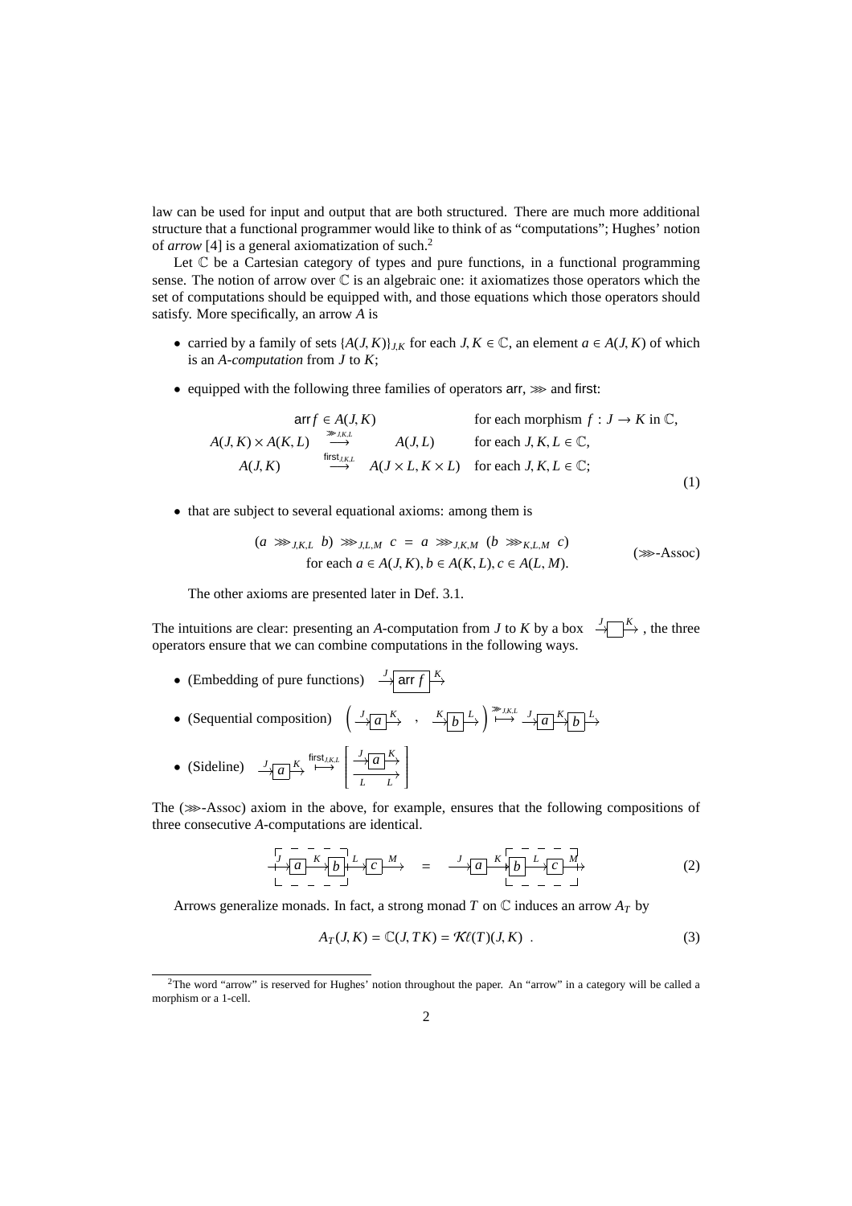law can be used for input and output that are both structured. There are much more additional structure that a functional programmer would like to think of as "computations"; Hughes' notion of *arrow* [4] is a general axiomatization of such.[2]

Let $\mathbb{C}$ be a Cartesian category of types and pure functions, in a functional programming sense. The notion of arrow over $\mathbb{C}$ is an algebraic one: it axiomatizes those operators which the set of computations should be equipped with, and those equations which those operators should satisfy. More specifically, an arrow $A$ is

- carried by a family of sets $\{A(J,K)\}_{J,K}$ for each $J, K \in \mathbb{C}$, an element $a \in A(J,K)$ of which is an *A-computation* from $J$ to $K$;
- equipped with the following three families of operators $\mathsf{arr}$, $\ggg$ and $\mathsf{first}$:

$$
\begin{array}{lcll}
 & \mathsf{arr}\, f \in A(J,K) & & \text{for each morphism } f : J \to K \text{ in } \mathbb{C}, \\
A(J,K) \times A(K,L) & \xrightarrow{\ggg_{J,K,L}} & A(J,L) & \text{for each } J, K, L \in \mathbb{C}, \\
A(J,K) & \xrightarrow{\mathsf{first}_{J,K,L}} & A(J \times L, K \times L) & \text{for each } J, K, L \in \mathbb{C};
\end{array}
\tag{1}
$$

- that are subject to several equational axioms: among them is

$$
\begin{array}{c}
(a \ggg_{J,K,L} b) \ggg_{J,L,M} c \;=\; a \ggg_{J,K,M} (b \ggg_{K,L,M} c) \\
\text{for each } a \in A(J,K), b \in A(K,L), c \in A(L,M).
\end{array}
\tag{$\ggg$-Assoc}
$$

The other axioms are presented later in Def. 3.1.

The intuitions are clear: presenting an $A$-computation from $J$ to $K$ by a box $\xrightarrow{J}\boxed{\phantom{a}}\xrightarrow{K}$, the three operators ensure that we can combine computations in the following ways.

- (Embedding of pure functions) $\xrightarrow{J}\boxed{\mathsf{arr}\, f}\xrightarrow{K}$
- (Sequential composition) $\left( \xrightarrow{J}\boxed{a}\xrightarrow{K} \;,\; \xrightarrow{K}\boxed{b}\xrightarrow{L} \right) \overset{\ggg_{J,K,L}}{\longmapsto} \xrightarrow{J}\boxed{a}\xrightarrow{K}\boxed{b}\xrightarrow{L}$
- (Sideline) $\xrightarrow{J}\boxed{a}\xrightarrow{K} \overset{\mathsf{first}_{J,K,L}}{\longmapsto} \left[ \begin{array}{c} \xrightarrow{J}\boxed{a}\xrightarrow{K} \\ \xrightarrow{L \qquad L} \end{array} \right]$

The ($\ggg$-Assoc) axiom in the above, for example, ensures that the following compositions of three consecutive $A$-computations are identical.

$$
\left[\xrightarrow{J}\boxed{a}\xrightarrow{K}\boxed{b}\right]\xrightarrow{L}\boxed{c}\xrightarrow{M} \quad = \quad \xrightarrow{J}\boxed{a}\xrightarrow{K}\left[\boxed{b}\xrightarrow{L}\boxed{c}\xrightarrow{M}\right]
\tag{2}
$$

Arrows generalize monads. In fact, a strong monad $T$ on $\mathbb{C}$ induces an arrow $A_T$ by

$$
A_T(J,K) = \mathbb{C}(J, TK) = \mathcal{K}\ell(T)(J,K) \ .
\tag{3}
$$

[2] The word "arrow" is reserved for Hughes' notion throughout the paper. An "arrow" in a category will be called a morphism or a 1-cell.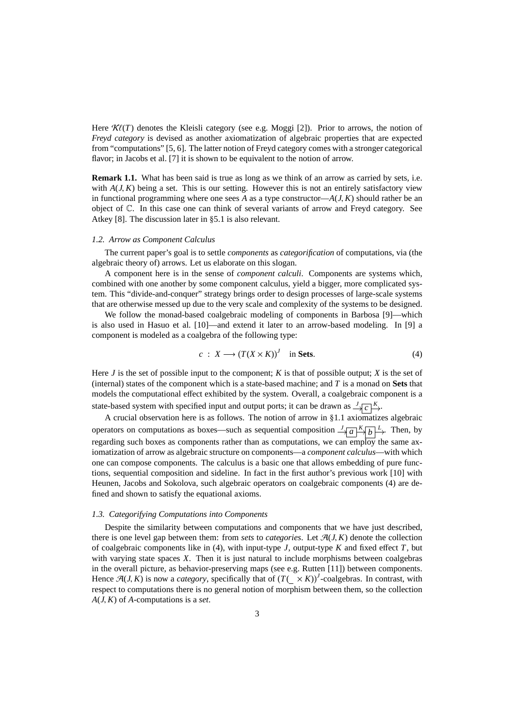Here $\mathcal{K}\ell(T)$ denotes the Kleisli category (see e.g. Moggi [2]). Prior to arrows, the notion of *Freyd category* is devised as another axiomatization of algebraic properties that are expected from "computations" [5, 6]. The latter notion of Freyd category comes with a stronger categorical flavor; in Jacobs et al. [7] it is shown to be equivalent to the notion of arrow.

**Remark 1.1.** What has been said is true as long as we think of an arrow as carried by sets, i.e. with $A(J,K)$ being a set. This is our setting. However this is not an entirely satisfactory view in functional programming where one sees $A$ as a type constructor—$A(J,K)$ should rather be an object of $\mathbb{C}$. In this case one can think of several variants of arrow and Freyd category. See Atkey [8]. The discussion later in §5.1 is also relevant.

### *1.2. Arrow as Component Calculus*

The current paper's goal is to settle *components* as *categorification* of computations, via (the algebraic theory of) arrows. Let us elaborate on this slogan.

A component here is in the sense of *component calculi*. Components are systems which, combined with one another by some component calculus, yield a bigger, more complicated system. This "divide-and-conquer" strategy brings order to design processes of large-scale systems that are otherwise messed up due to the very scale and complexity of the systems to be designed.

We follow the monad-based coalgebraic modeling of components in Barbosa [9]—which is also used in Hasuo et al. [10]—and extend it later to an arrow-based modeling. In [9] a component is modeled as a coalgebra of the following type:

$$c \;:\; X \longrightarrow (T(X \times K))^J \quad \text{in } \mathbf{Sets}. \tag{4}$$

Here $J$ is the set of possible input to the component; $K$ is that of possible output; $X$ is the set of (internal) states of the component which is a state-based machine; and $T$ is a monad on **Sets** that models the computational effect exhibited by the system. Overall, a coalgebraic component is a state-based system with specified input and output ports; it can be drawn as $\xrightarrow{J}\boxed{c}\xrightarrow{K}$.

A crucial observation here is as follows. The notion of arrow in §1.1 axiomatizes algebraic operators on computations as boxes—such as sequential composition $\xrightarrow{J}\boxed{a}\xrightarrow{K}\boxed{b}\xrightarrow{L}$. Then, by regarding such boxes as components rather than as computations, we can employ the same axiomatization of arrow as algebraic structure on components—a *component calculus*—with which one can compose components. The calculus is a basic one that allows embedding of pure functions, sequential composition and sideline. In fact in the first author's previous work [10] with Heunen, Jacobs and Sokolova, such algebraic operators on coalgebraic components (4) are defined and shown to satisfy the equational axioms.

### *1.3. Categorifying Computations into Components*

Despite the similarity between computations and components that we have just described, there is one level gap between them: from *sets* to *categories*. Let $\mathcal{A}(J,K)$ denote the collection of coalgebraic components like in (4), with input-type $J$, output-type $K$ and fixed effect $T$, but with varying state spaces $X$. Then it is just natural to include morphisms between coalgebras in the overall picture, as behavior-preserving maps (see e.g. Rutten [11]) between components. Hence $\mathcal{A}(J,K)$ is now a *category*, specifically that of $(T(\_ \times K))^J$-coalgebras. In contrast, with respect to computations there is no general notion of morphism between them, so the collection $A(J,K)$ of $A$-computations is a *set*.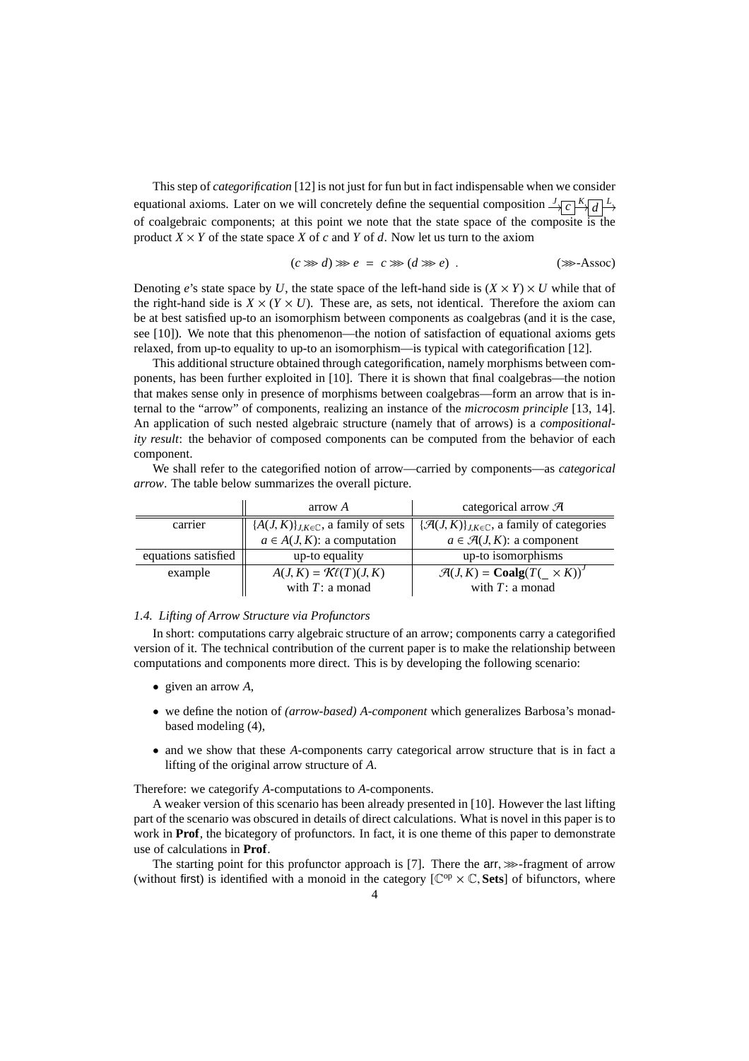This step of *categorification* [12] is not just for fun but in fact indispensable when we consider equational axioms. Later on we will concretely define the sequential composition $\xrightarrow{J}\boxed{c}\xrightarrow{K}\boxed{d}\xrightarrow{L}$ of coalgebraic components; at this point we note that the state space of the composite is the product $X \times Y$ of the state space $X$ of $c$ and $Y$ of $d$. Now let us turn to the axiom

$$(c \ggg d) \ggg e \;=\; c \ggg (d \ggg e)\;. \qquad (\ggg\text{-Assoc})$$

Denoting $e$'s state space by $U$, the state space of the left-hand side is $(X \times Y) \times U$ while that of the right-hand side is $X \times (Y \times U)$. These are, as sets, not identical. Therefore the axiom can be at best satisfied up-to an isomorphism between components as coalgebras (and it is the case, see [10]). We note that this phenomenon—the notion of satisfaction of equational axioms gets relaxed, from up-to equality to up-to an isomorphism—is typical with categorification [12].

This additional structure obtained through categorification, namely morphisms between components, has been further exploited in [10]. There it is shown that final coalgebras—the notion that makes sense only in presence of morphisms between coalgebras—form an arrow that is internal to the "arrow" of components, realizing an instance of the *microcosm principle* [13, 14]. An application of such nested algebraic structure (namely that of arrows) is a *compositionality result*: the behavior of composed components can be computed from the behavior of each component.

We shall refer to the categorified notion of arrow—carried by components—as *categorical arrow*. The table below summarizes the overall picture.

| | arrow $A$ | categorical arrow $\mathcal{A}$ |
|---|---|---|
| carrier | $\{A(J,K)\}_{J,K\in\mathbb{C}}$, a family of sets | $\{\mathcal{A}(J,K)\}_{J,K\in\mathbb{C}}$, a family of categories |
| | $a \in A(J,K)$: a computation | $a \in \mathcal{A}(J,K)$: a component |
| equations satisfied | up-to equality | up-to isomorphisms |
| example | $A(J,K) = \mathcal{K}\ell(T)(J,K)$ | $\mathcal{A}(J,K) = \mathbf{Coalg}(T(\_ \times K))^J$ |
| | with $T$: a monad | with $T$: a monad |

*1.4. Lifting of Arrow Structure via Profunctors*

In short: computations carry algebraic structure of an arrow; components carry a categorified version of it. The technical contribution of the current paper is to make the relationship between computations and components more direct. This is by developing the following scenario:

- given an arrow $A$,
- we define the notion of *(arrow-based) A-component* which generalizes Barbosa's monad-based modeling (4),
- and we show that these $A$-components carry categorical arrow structure that is in fact a lifting of the original arrow structure of $A$.

Therefore: we categorify $A$-computations to $A$-components.

A weaker version of this scenario has been already presented in [10]. However the last lifting part of the scenario was obscured in details of direct calculations. What is novel in this paper is to work in **Prof**, the bicategory of profunctors. In fact, it is one theme of this paper to demonstrate use of calculations in **Prof**.

The starting point for this profunctor approach is [7]. There the $\mathsf{arr}, \ggg$-fragment of arrow (without $\mathsf{first}$) is identified with a monoid in the category $[\mathbb{C}^{\mathrm{op}} \times \mathbb{C}, \mathbf{Sets}]$ of bifunctors, where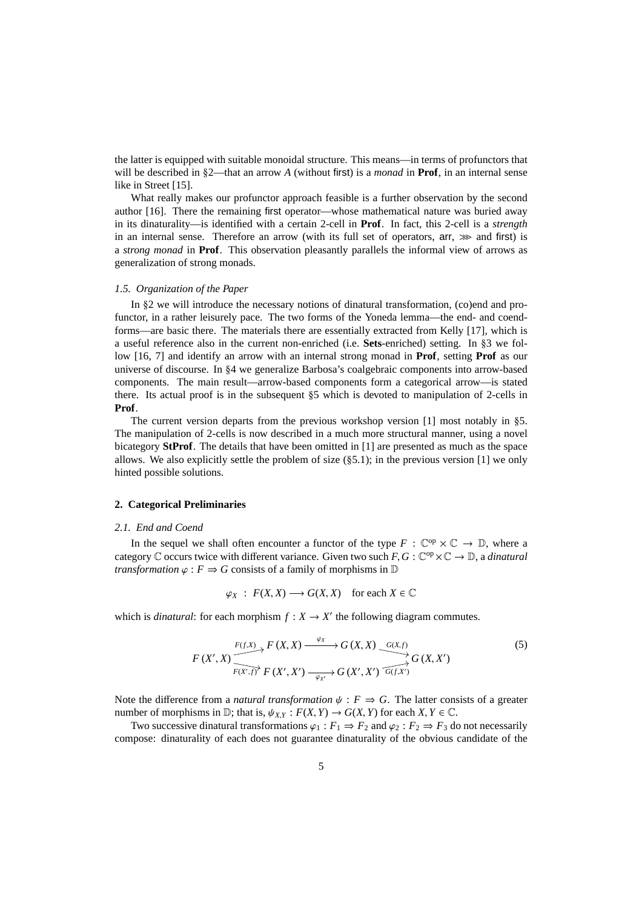the latter is equipped with suitable monoidal structure. This means—in terms of profunctors that will be described in §2—that an arrow $A$ (without first) is a *monad* in **Prof**, in an internal sense like in Street [15].

What really makes our profunctor approach feasible is a further observation by the second author [16]. There the remaining first operator—whose mathematical nature was buried away in its dinaturality—is identified with a certain 2-cell in **Prof**. In fact, this 2-cell is a *strength* in an internal sense. Therefore an arrow (with its full set of operators, arr, $\ggg$ and first) is a *strong monad* in **Prof**. This observation pleasantly parallels the informal view of arrows as generalization of strong monads.

### *1.5. Organization of the Paper*

In §2 we will introduce the necessary notions of dinatural transformation, (co)end and profunctor, in a rather leisurely pace. The two forms of the Yoneda lemma—the end- and coend-forms—are basic there. The materials there are essentially extracted from Kelly [17], which is a useful reference also in the current non-enriched (i.e. **Sets**-enriched) setting. In §3 we follow [16, 7] and identify an arrow with an internal strong monad in **Prof**, setting **Prof** as our universe of discourse. In §4 we generalize Barbosa's coalgebraic components into arrow-based components. The main result—arrow-based components form a categorical arrow—is stated there. Its actual proof is in the subsequent §5 which is devoted to manipulation of 2-cells in **Prof**.

The current version departs from the previous workshop version [1] most notably in §5. The manipulation of 2-cells is now described in a much more structural manner, using a novel bicategory **StProf**. The details that have been omitted in [1] are presented as much as the space allows. We also explicitly settle the problem of size (§5.1); in the previous version [1] we only hinted possible solutions.

## 2. Categorical Preliminaries

### *2.1. End and Coend*

In the sequel we shall often encounter a functor of the type $F : \mathbb{C}^{\mathrm{op}} \times \mathbb{C} \to \mathbb{D}$, where a category $\mathbb{C}$ occurs twice with different variance. Given two such $F, G : \mathbb{C}^{\mathrm{op}} \times \mathbb{C} \to \mathbb{D}$, a *dinatural transformation* $\varphi : F \Rightarrow G$ consists of a family of morphisms in $\mathbb{D}$

$$\varphi_X \;:\; F(X,X) \longrightarrow G(X,X) \quad \text{for each } X \in \mathbb{C}$$

which is *dinatural*: for each morphism $f : X \to X'$ the following diagram commutes.

$$F(X',X) \xrightarrow{F(f,X)} F(X,X) \xrightarrow{\varphi_X} G(X,X) \xrightarrow{G(X,f)} G(X,X') \quad = \quad F(X',X) \xrightarrow{F(X',f)} F(X',X') \xrightarrow{\varphi_{X'}} G(X',X') \xrightarrow{G(f,X')} G(X,X') \tag{5}$$

Note the difference from a *natural transformation* $\psi : F \Rightarrow G$. The latter consists of a greater number of morphisms in $\mathbb{D}$; that is, $\psi_{X,Y} : F(X,Y) \to G(X,Y)$ for each $X, Y \in \mathbb{C}$.

Two successive dinatural transformations $\varphi_1 : F_1 \Rightarrow F_2$ and $\varphi_2 : F_2 \Rightarrow F_3$ do not necessarily compose: dinaturality of each does not guarantee dinaturality of the obvious candidate of the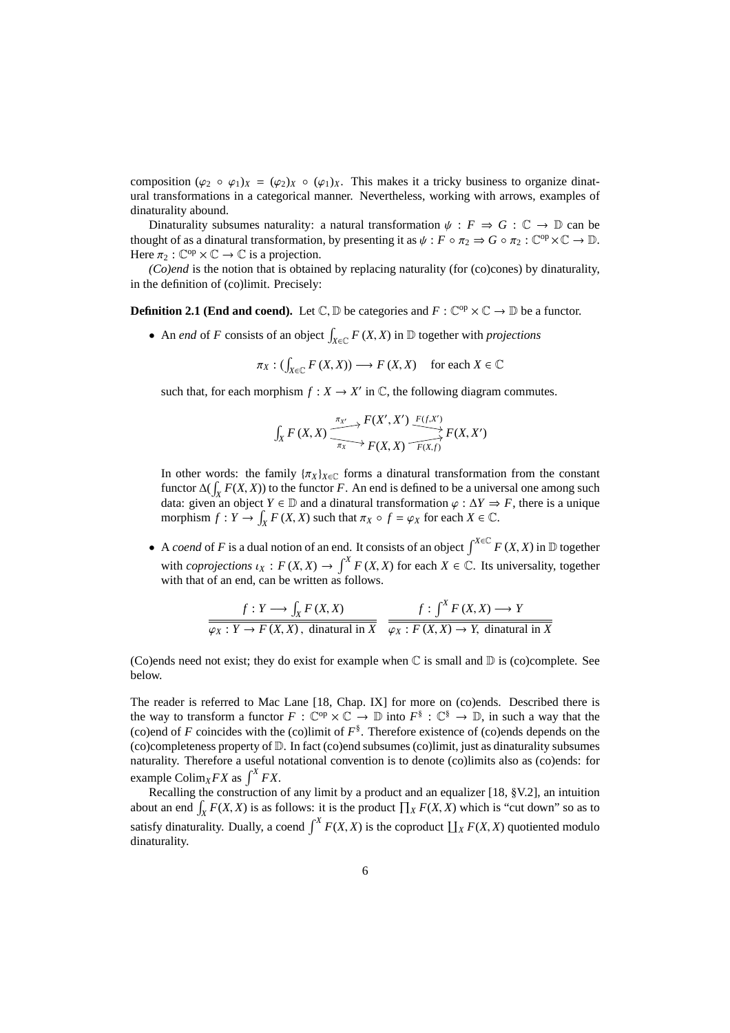composition $(\varphi_2 \circ \varphi_1)_X = (\varphi_2)_X \circ (\varphi_1)_X$. This makes it a tricky business to organize dinatural transformations in a categorical manner. Nevertheless, working with arrows, examples of dinaturality abound.

Dinaturality subsumes naturality: a natural transformation $\psi : F \Rightarrow G : \mathbb{C} \to \mathbb{D}$ can be thought of as a dinatural transformation, by presenting it as $\psi : F \circ \pi_2 \Rightarrow G \circ \pi_2 : \mathbb{C}^{\mathrm{op}} \times \mathbb{C} \to \mathbb{D}$. Here $\pi_2 : \mathbb{C}^{\mathrm{op}} \times \mathbb{C} \to \mathbb{C}$ is a projection.

*(Co)end* is the notion that is obtained by replacing naturality (for (co)cones) by dinaturality, in the definition of (co)limit. Precisely:

**Definition 2.1 (End and coend).** Let $\mathbb{C}, \mathbb{D}$ be categories and $F : \mathbb{C}^{\mathrm{op}} \times \mathbb{C} \to \mathbb{D}$ be a functor.

- An *end* of $F$ consists of an object $\int_{X \in \mathbb{C}} F(X, X)$ in $\mathbb{D}$ together with *projections*

$$\pi_X : (\textstyle\int_{X \in \mathbb{C}} F(X, X)) \longrightarrow F(X, X) \quad \text{for each } X \in \mathbb{C}$$

  such that, for each morphism $f : X \to X'$ in $\mathbb{C}$, the following diagram commutes.

$$\int_X F(X, X) \;\begin{array}{c} \xrightarrow{\pi_{X'}} F(X', X') \xrightarrow{F(f, X')} \\ \xrightarrow[\pi_X]{} F(X, X) \xrightarrow[F(X, f)]{} \end{array}\; F(X, X')$$

  In other words: the family $\{\pi_X\}_{X \in \mathbb{C}}$ forms a dinatural transformation from the constant functor $\Delta(\int_X F(X, X))$ to the functor $F$. An end is defined to be a universal one among such data: given an object $Y \in \mathbb{D}$ and a dinatural transformation $\varphi : \Delta Y \Rightarrow F$, there is a unique morphism $f : Y \to \int_X F(X, X)$ such that $\pi_X \circ f = \varphi_X$ for each $X \in \mathbb{C}$.

- A *coend* of $F$ is a dual notion of an end. It consists of an object $\int^{X \in \mathbb{C}} F(X, X)$ in $\mathbb{D}$ together with *coprojections* $\iota_X : F(X, X) \to \int^X F(X, X)$ for each $X \in \mathbb{C}$. Its universality, together with that of an end, can be written as follows.

$$\frac{f : Y \longrightarrow \int_X F(X, X)}{\overline{\varphi_X : Y \to F(X, X)\,,\ \text{dinatural in } X}} \qquad \frac{f : \int^X F(X, X) \longrightarrow Y}{\overline{\varphi_X : F(X, X) \to Y,\ \text{dinatural in } X}}$$

(Co)ends need not exist; they do exist for example when $\mathbb{C}$ is small and $\mathbb{D}$ is (co)complete. See below.

The reader is referred to Mac Lane [18, Chap. IX] for more on (co)ends. Described there is the way to transform a functor $F : \mathbb{C}^{\mathrm{op}} \times \mathbb{C} \to \mathbb{D}$ into $F^{\S} : \mathbb{C}^{\S} \to \mathbb{D}$, in such a way that the (co)end of $F$ coincides with the (co)limit of $F^{\S}$. Therefore existence of (co)ends depends on the (co)completeness property of $\mathbb{D}$. In fact (co)end subsumes (co)limit, just as dinaturality subsumes naturality. Therefore a useful notational convention is to denote (co)limits also as (co)ends: for example $\mathrm{Colim}_X FX$ as $\int^X FX$.

Recalling the construction of any limit by a product and an equalizer [18, §V.2], an intuition about an end $\int_X F(X, X)$ is as follows: it is the product $\prod_X F(X, X)$ which is "cut down" so as to satisfy dinaturality. Dually, a coend $\int^X F(X, X)$ is the coproduct $\coprod_X F(X, X)$ quotiented modulo dinaturality.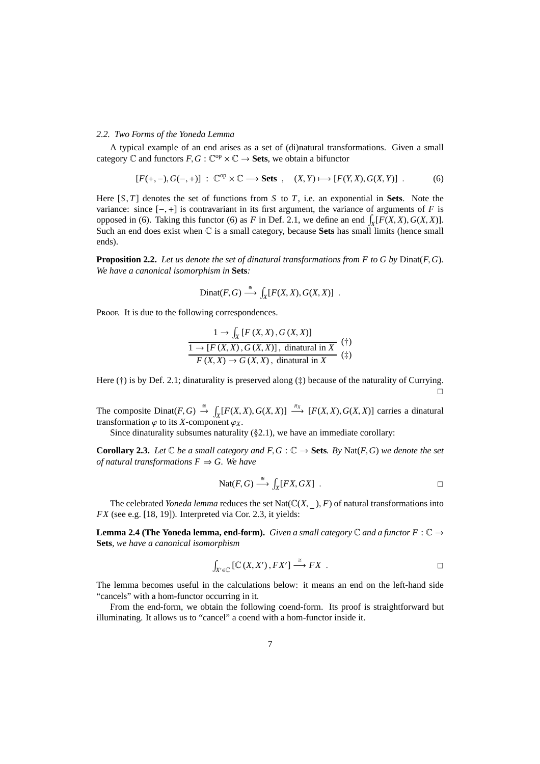### 2.2. Two Forms of the Yoneda Lemma

A typical example of an end arises as a set of (di)natural transformations. Given a small category $\mathbb{C}$ and functors $F, G : \mathbb{C}^{\mathrm{op}} \times \mathbb{C} \to \mathbf{Sets}$, we obtain a bifunctor

$$[F(+,-), G(-,+)] \;:\; \mathbb{C}^{\mathrm{op}} \times \mathbb{C} \longrightarrow \mathbf{Sets} \;, \quad (X, Y) \longmapsto [F(Y, X), G(X, Y)] \;. \tag{6}$$

Here $[S, T]$ denotes the set of functions from $S$ to $T$, i.e. an exponential in **Sets**. Note the variance: since $[-,+]$ is contravariant in its first argument, the variance of arguments of $F$ is opposed in (6). Taking this functor (6) as $F$ in Def. 2.1, we define an end $\int_X [F(X, X), G(X, X)]$. Such an end does exist when $\mathbb{C}$ is a small category, because **Sets** has small limits (hence small ends).

**Proposition 2.2.** *Let us denote the set of dinatural transformations from $F$ to $G$ by* $\mathrm{Dinat}(F, G)$*. We have a canonical isomorphism in* **Sets***:*

$$\mathrm{Dinat}(F, G) \xrightarrow{\cong} \int_X [F(X, X), G(X, X)] \;.$$

Proof. It is due to the following correspondences.

$$\dfrac{\dfrac{1 \to \int_X [F(X, X), G(X, X)]}{1 \to [F(X, X), G(X, X)],\ \text{dinatural in } X}\ (\dagger)}{F(X, X) \to G(X, X),\ \text{dinatural in } X}\ (\ddagger)$$

Here $(\dagger)$ is by Def. 2.1; dinaturality is preserved along $(\ddagger)$ because of the naturality of Currying. $\square$

The composite $\mathrm{Dinat}(F, G) \xrightarrow{\cong} \int_X [F(X, X), G(X, X)] \xrightarrow{\pi_X} [F(X, X), G(X, X)]$ carries a dinatural transformation $\varphi$ to its $X$-component $\varphi_X$.

Since dinaturality subsumes naturality (§2.1), we have an immediate corollary:

**Corollary 2.3.** *Let $\mathbb{C}$ be a small category and $F, G : \mathbb{C} \to$* **Sets***. By* $\mathrm{Nat}(F, G)$ *we denote the set of natural transformations $F \Rightarrow G$. We have*

$$\mathrm{Nat}(F, G) \xrightarrow{\cong} \int_X [FX, GX] \;. \qquad \square$$

The celebrated *Yoneda lemma* reduces the set $\mathrm{Nat}(\mathbb{C}(X, \_), F)$ of natural transformations into $FX$ (see e.g. [18, 19]). Interpreted via Cor. 2.3, it yields:

**Lemma 2.4 (The Yoneda lemma, end-form).** *Given a small category $\mathbb{C}$ and a functor $F : \mathbb{C} \to$* **Sets***, we have a canonical isomorphism*

$$\int_{X' \in \mathbb{C}} [\mathbb{C}(X, X'), FX'] \xrightarrow{\cong} FX \;. \qquad \square$$

The lemma becomes useful in the calculations below: it means an end on the left-hand side "cancels" with a hom-functor occurring in it.

From the end-form, we obtain the following coend-form. Its proof is straightforward but illuminating. It allows us to "cancel" a coend with a hom-functor inside it.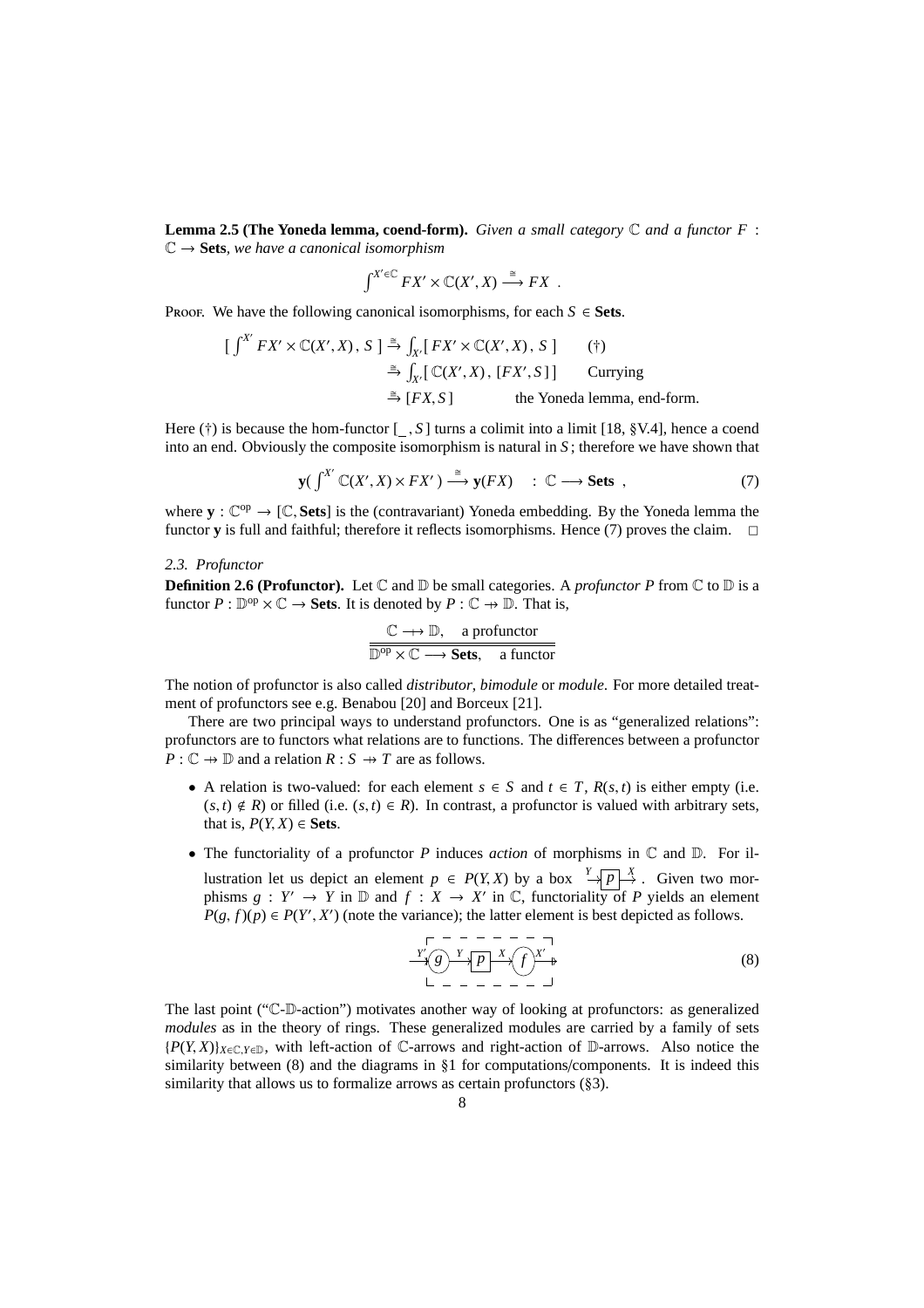**Lemma 2.5 (The Yoneda lemma, coend-form).** *Given a small category $\mathbb{C}$ and a functor $F : \mathbb{C} \to \mathbf{Sets}$, we have a canonical isomorphism*

$$\int^{X' \in \mathbb{C}} FX' \times \mathbb{C}(X', X) \xrightarrow{\cong} FX \ .$$

Proof. We have the following canonical isomorphisms, for each $S \in \mathbf{Sets}$.

$$\begin{aligned}
[\, \textstyle\int^{X'} FX' \times \mathbb{C}(X', X)\, ,\, S\,] &\xrightarrow{\cong} \textstyle\int_{X'} [\, FX' \times \mathbb{C}(X', X)\, ,\, S\,] && (\dagger) \\
&\xrightarrow{\cong} \textstyle\int_{X'} [\, \mathbb{C}(X', X)\, ,\, [FX', S]\,] && \text{Currying} \\
&\xrightarrow{\cong} [FX, S] && \text{the Yoneda lemma, end-form.}
\end{aligned}$$

Here ($\dagger$) is because the hom-functor $[\_\, , S]$ turns a colimit into a limit [18, §V.4], hence a coend into an end. Obviously the composite isomorphism is natural in $S$; therefore we have shown that

$$\mathbf{y}(\, \textstyle\int^{X'} \mathbb{C}(X', X) \times FX'\,) \xrightarrow{\cong} \mathbf{y}(FX) \quad : \ \mathbb{C} \longrightarrow \mathbf{Sets} \ , \tag{7}$$

where $\mathbf{y} : \mathbb{C}^{\mathrm{op}} \to [\mathbb{C}, \mathbf{Sets}]$ is the (contravariant) Yoneda embedding. By the Yoneda lemma the functor $\mathbf{y}$ is full and faithful; therefore it reflects isomorphisms. Hence (7) proves the claim. □

*2.3. Profunctor*

**Definition 2.6 (Profunctor).** Let $\mathbb{C}$ and $\mathbb{D}$ be small categories. A *profunctor $P$* from $\mathbb{C}$ to $\mathbb{D}$ is a functor $P : \mathbb{D}^{\mathrm{op}} \times \mathbb{C} \to \mathbf{Sets}$. It is denoted by $P : \mathbb{C} \nrightarrow \mathbb{D}$. That is,

$$\frac{\mathbb{C} \nrightarrow \mathbb{D}, \quad \text{a profunctor}}{\mathbb{D}^{\mathrm{op}} \times \mathbb{C} \longrightarrow \mathbf{Sets}, \quad \text{a functor}}$$

The notion of profunctor is also called *distributor*, *bimodule* or *module*. For more detailed treatment of profunctors see e.g. Benabou [20] and Borceux [21].

There are two principal ways to understand profunctors. One is as "generalized relations": profunctors are to functors what relations are to functions. The differences between a profunctor $P : \mathbb{C} \nrightarrow \mathbb{D}$ and a relation $R : S \nrightarrow T$ are as follows.

- A relation is two-valued: for each element $s \in S$ and $t \in T$, $R(s, t)$ is either empty (i.e. $(s, t) \notin R$) or filled (i.e. $(s, t) \in R$). In contrast, a profunctor is valued with arbitrary sets, that is, $P(Y, X) \in \mathbf{Sets}$.
- The functoriality of a profunctor $P$ induces *action* of morphisms in $\mathbb{C}$ and $\mathbb{D}$. For illustration let us depict an element $p \in P(Y, X)$ by a box $\xrightarrow{Y} \boxed{p} \xrightarrow{X}$. Given two morphisms $g : Y' \to Y$ in $\mathbb{D}$ and $f : X \to X'$ in $\mathbb{C}$, functoriality of $P$ yields an element $P(g, f)(p) \in P(Y', X')$ (note the variance); the latter element is best depicted as follows.

$$\xrightarrow{Y'} (g) \xrightarrow{Y} \boxed{p} \xrightarrow{X} (f) \xrightarrow{X'} \tag{8}$$

The last point ("$\mathbb{C}$-$\mathbb{D}$-action") motivates another way of looking at profunctors: as generalized *modules* as in the theory of rings. These generalized modules are carried by a family of sets $\{P(Y, X)\}_{X \in \mathbb{C}, Y \in \mathbb{D}}$, with left-action of $\mathbb{C}$-arrows and right-action of $\mathbb{D}$-arrows. Also notice the similarity between (8) and the diagrams in §1 for computations/components. It is indeed this similarity that allows us to formalize arrows as certain profunctors (§3).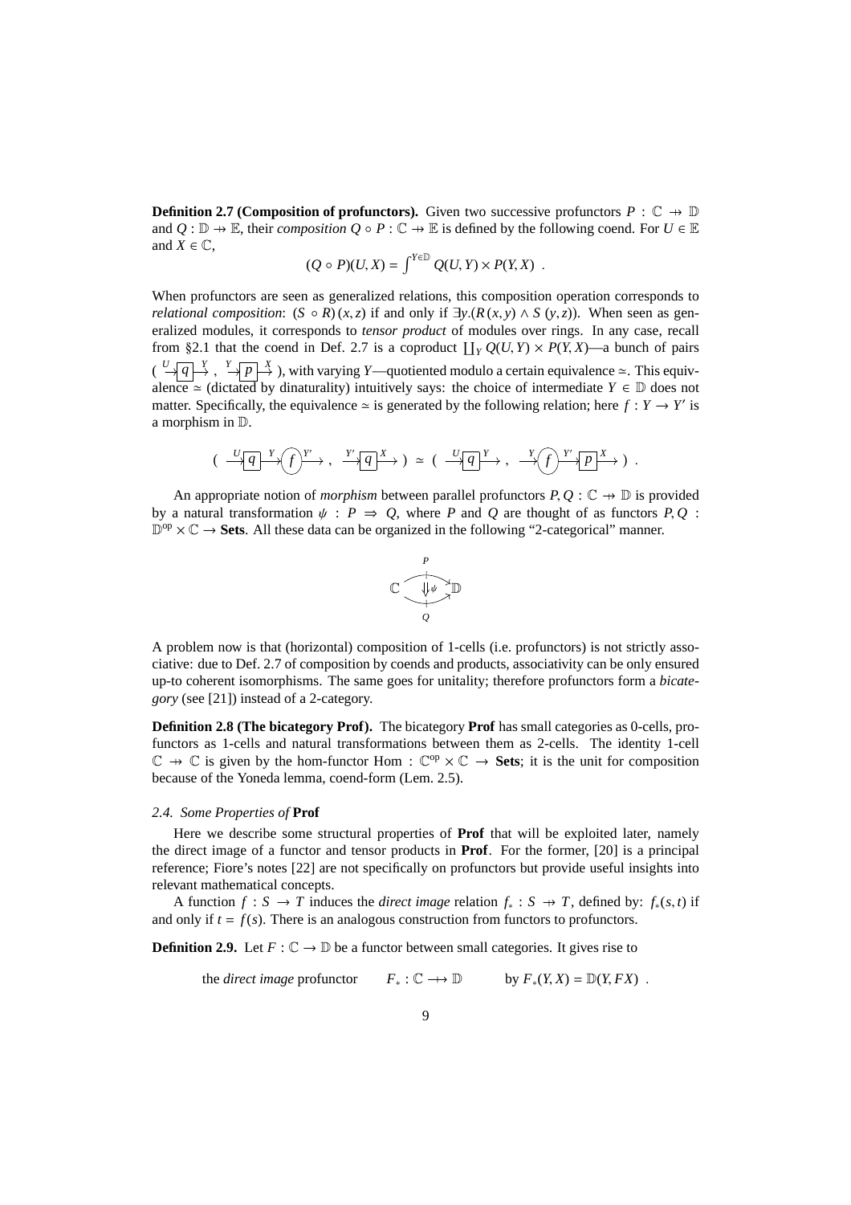**Definition 2.7 (Composition of profunctors).** Given two successive profunctors $P : \mathbb{C} \nrightarrow \mathbb{D}$ and $Q : \mathbb{D} \nrightarrow \mathbb{E}$, their *composition* $Q \circ P : \mathbb{C} \nrightarrow \mathbb{E}$ is defined by the following coend. For $U \in \mathbb{E}$ and $X \in \mathbb{C}$,

$$(Q \circ P)(U, X) = \int^{Y \in \mathbb{D}} Q(U, Y) \times P(Y, X) \ .$$

When profunctors are seen as generalized relations, this composition operation corresponds to *relational composition*: $(S \circ R)(x, z)$ if and only if $\exists y.(R(x, y) \wedge S(y, z))$. When seen as generalized modules, it corresponds to *tensor product* of modules over rings. In any case, recall from §2.1 that the coend in Def. 2.7 is a coproduct $\coprod_Y Q(U, Y) \times P(Y, X)$—a bunch of pairs $(\xrightarrow{U}\boxed{q}\xrightarrow{Y}, \xrightarrow{Y}\boxed{p}\xrightarrow{X})$, with varying $Y$—quotiented modulo a certain equivalence $\simeq$. This equivalence $\simeq$ (dictated by dinaturality) intuitively says: the choice of intermediate $Y \in \mathbb{D}$ does not matter. Specifically, the equivalence $\simeq$ is generated by the following relation; here $f : Y \to Y'$ is a morphism in $\mathbb{D}$.

$$(\xrightarrow{U}\boxed{q}\xrightarrow{Y}\textcircled{f}\xrightarrow{Y'}, \xrightarrow{Y'}\boxed{q}\xrightarrow{X}) \simeq (\xrightarrow{U}\boxed{q}\xrightarrow{Y}, \xrightarrow{Y}\textcircled{f}\xrightarrow{Y'}\boxed{p}\xrightarrow{X}) \ .$$

An appropriate notion of *morphism* between parallel profunctors $P, Q : \mathbb{C} \nrightarrow \mathbb{D}$ is provided by a natural transformation $\psi : P \Rightarrow Q$, where $P$ and $Q$ are thought of as functors $P, Q : \mathbb{D}^{\mathrm{op}} \times \mathbb{C} \to \mathbf{Sets}$. All these data can be organized in the following "2-categorical" manner.

$$\mathbb{C} \underset{Q}{\overset{P}{\rightrightarrows}} \mathbb{D} \quad (\Downarrow \psi)$$

A problem now is that (horizontal) composition of 1-cells (i.e. profunctors) is not strictly associative: due to Def. 2.7 of composition by coends and products, associativity can be only ensured up-to coherent isomorphisms. The same goes for unitality; therefore profunctors form a *bicategory* (see [21]) instead of a 2-category.

**Definition 2.8 (The bicategory Prof).** The bicategory **Prof** has small categories as 0-cells, profunctors as 1-cells and natural transformations between them as 2-cells. The identity 1-cell $\mathbb{C} \nrightarrow \mathbb{C}$ is given by the hom-functor $\mathrm{Hom} : \mathbb{C}^{\mathrm{op}} \times \mathbb{C} \to \mathbf{Sets}$; it is the unit for composition because of the Yoneda lemma, coend-form (Lem. 2.5).

### *2.4. Some Properties of* **Prof**

Here we describe some structural properties of **Prof** that will be exploited later, namely the direct image of a functor and tensor products in **Prof**. For the former, [20] is a principal reference; Fiore's notes [22] are not specifically on profunctors but provide useful insights into relevant mathematical concepts.

A function $f : S \to T$ induces the *direct image* relation $f_* : S \nrightarrow T$, defined by: $f_*(s, t)$ if and only if $t = f(s)$. There is an analogous construction from functors to profunctors.

**Definition 2.9.** Let $F : \mathbb{C} \to \mathbb{D}$ be a functor between small categories. It gives rise to

the *direct image* profunctor $\qquad F_* : \mathbb{C} \nrightarrow \mathbb{D} \qquad$ by $F_*(Y, X) = \mathbb{D}(Y, FX)$ .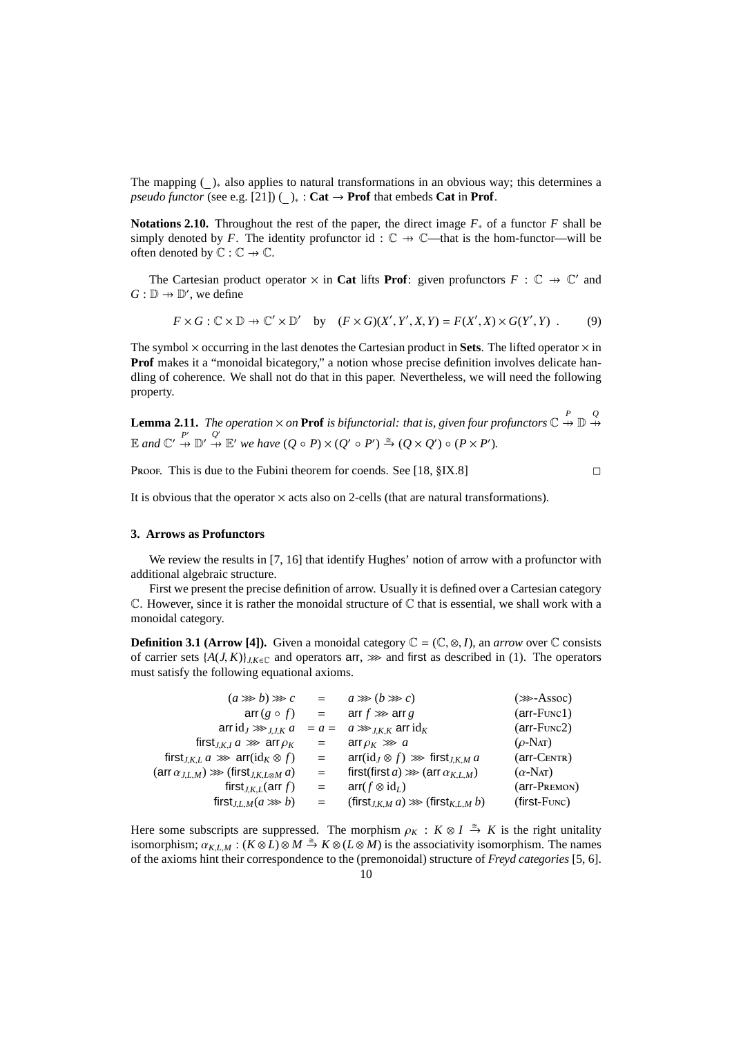The mapping $(\_)_*$ also applies to natural transformations in an obvious way; this determines a *pseudo functor* (see e.g. [21]) $(\_)_* : \mathbf{Cat} \to \mathbf{Prof}$ that embeds $\mathbf{Cat}$ in $\mathbf{Prof}$.

**Notations 2.10.** Throughout the rest of the paper, the direct image $F_*$ of a functor $F$ shall be simply denoted by $F$. The identity profunctor $\mathrm{id} : \mathbb{C} \nrightarrow \mathbb{C}$—that is the hom-functor—will be often denoted by $\mathbb{C} : \mathbb{C} \nrightarrow \mathbb{C}$.

The Cartesian product operator $\times$ in $\mathbf{Cat}$ lifts $\mathbf{Prof}$: given profunctors $F : \mathbb{C} \nrightarrow \mathbb{C}'$ and $G : \mathbb{D} \nrightarrow \mathbb{D}'$, we define

$$F \times G : \mathbb{C} \times \mathbb{D} \nrightarrow \mathbb{C}' \times \mathbb{D}' \quad \text{by} \quad (F \times G)(X', Y', X, Y) = F(X', X) \times G(Y', Y) \ . \tag{9}$$

The symbol $\times$ occurring in the last denotes the Cartesian product in $\mathbf{Sets}$. The lifted operator $\times$ in $\mathbf{Prof}$ makes it a "monoidal bicategory," a notion whose precise definition involves delicate handling of coherence. We shall not do that in this paper. Nevertheless, we will need the following property.

**Lemma 2.11.** *The operation $\times$ on $\mathbf{Prof}$ is bifunctorial: that is, given four profunctors $\mathbb{C} \overset{P}{\nrightarrow} \mathbb{D} \overset{Q}{\nrightarrow} \mathbb{E}$ and $\mathbb{C}' \overset{P'}{\nrightarrow} \mathbb{D}' \overset{Q'}{\nrightarrow} \mathbb{E}'$ we have $(Q \circ P) \times (Q' \circ P') \overset{\cong}{\Rightarrow} (Q \times Q') \circ (P \times P')$.*

Proof. This is due to the Fubini theorem for coends. See [18, §IX.8] □

It is obvious that the operator $\times$ acts also on 2-cells (that are natural transformations).

### 3. Arrows as Profunctors

We review the results in [7, 16] that identify Hughes' notion of arrow with a profunctor with additional algebraic structure.

First we present the precise definition of arrow. Usually it is defined over a Cartesian category $\mathbb{C}$. However, since it is rather the monoidal structure of $\mathbb{C}$ that is essential, we shall work with a monoidal category.

**Definition 3.1 (Arrow [4]).** Given a monoidal category $\mathbb{C} = (\mathbb{C}, \otimes, I)$, an *arrow* over $\mathbb{C}$ consists of carrier sets $\{A(J, K)\}_{J,K \in \mathbb{C}}$ and operators $\mathsf{arr}$, $\ggg$ and $\mathsf{first}$ as described in (1). The operators must satisfy the following equational axioms.

$$
\begin{array}{rcll}
(a \ggg b) \ggg c & = & a \ggg (b \ggg c) & (\ggg\text{-Assoc}) \\
\mathsf{arr}\,(g \circ f) & = & \mathsf{arr}\ f \ggg \mathsf{arr}\ g & (\mathsf{arr}\text{-Func1}) \\
\mathsf{arr}\,\mathrm{id}_J \ggg_{J,J,K} a & = a = & a \ggg_{J,K,K} \mathsf{arr}\,\mathrm{id}_K & (\mathsf{arr}\text{-Func2}) \\
\mathsf{first}_{J,K,I}\, a \ggg \mathsf{arr}\,\rho_K & = & \mathsf{arr}\,\rho_K \ggg a & (\rho\text{-Nat}) \\
\mathsf{first}_{J,K,L}\, a \ggg \mathsf{arr}(\mathrm{id}_K \otimes f) & = & \mathsf{arr}(\mathrm{id}_J \otimes f) \ggg \mathsf{first}_{J,K,M}\, a & (\mathsf{arr}\text{-Centr}) \\
(\mathsf{arr}\,\alpha_{J,L,M}) \ggg (\mathsf{first}_{J,K,L \otimes M}\, a) & = & \mathsf{first}(\mathsf{first}\, a) \ggg (\mathsf{arr}\,\alpha_{K,L,M}) & (\alpha\text{-Nat}) \\
\mathsf{first}_{J,K,L}(\mathsf{arr}\, f) & = & \mathsf{arr}(f \otimes \mathrm{id}_L) & (\mathsf{arr}\text{-Premon}) \\
\mathsf{first}_{J,L,M}(a \ggg b) & = & (\mathsf{first}_{J,K,M}\, a) \ggg (\mathsf{first}_{K,L,M}\, b) & (\mathsf{first}\text{-Func})
\end{array}
$$

Here some subscripts are suppressed. The morphism $\rho_K : K \otimes I \overset{\cong}{\to} K$ is the right unitality isomorphism; $\alpha_{K,L,M} : (K \otimes L) \otimes M \overset{\cong}{\to} K \otimes (L \otimes M)$ is the associativity isomorphism. The names of the axioms hint their correspondence to the (premonoidal) structure of *Freyd categories* [5, 6].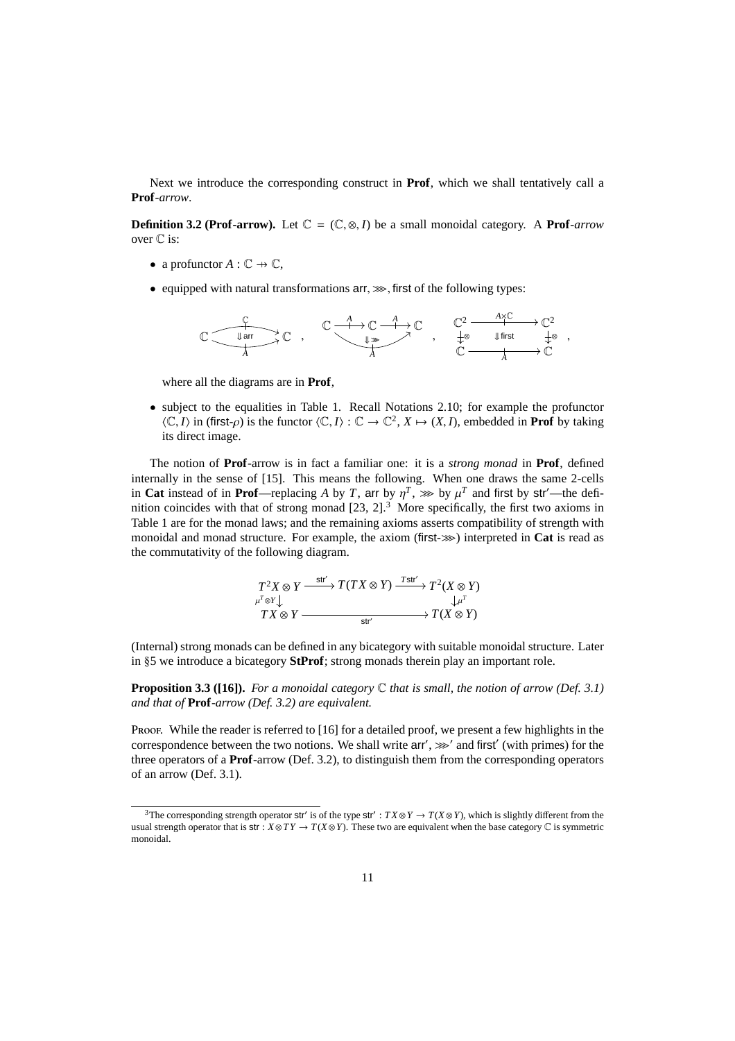Next we introduce the corresponding construct in **Prof**, which we shall tentatively call a **Prof**-*arrow*.

**Definition 3.2 (Prof-arrow).** Let $\mathbb{C} = (\mathbb{C}, \otimes, I)$ be a small monoidal category. A **Prof**-*arrow* over $\mathbb{C}$ is:

- a profunctor $A : \mathbb{C} \nrightarrow \mathbb{C}$,
- equipped with natural transformations $\mathsf{arr}, \ggg, \mathsf{first}$ of the following types:

$$\mathbb{C} \underset{A}{\overset{\mathbb{C}}{\Downarrow \mathsf{arr}}} \mathbb{C} \quad , \qquad \mathbb{C} \xrightarrow{A} \mathbb{C} \xrightarrow{A} \mathbb{C} \;\; \Downarrow \ggg \;\; \mathbb{C} \xrightarrow{A} \mathbb{C} \quad , \qquad \begin{array}{ccc} \mathbb{C}^2 & \xrightarrow{A \times \mathbb{C}} & \mathbb{C}^2 \\ \downarrow \otimes & \Downarrow \mathsf{first} & \downarrow \otimes \\ \mathbb{C} & \xrightarrow{A} & \mathbb{C} \end{array} \quad ,$$

  where all the diagrams are in **Prof**,

- subject to the equalities in Table 1. Recall Notations 2.10; for example the profunctor $\langle \mathbb{C}, I \rangle$ in ($\mathsf{first}$-$\rho$) is the functor $\langle \mathbb{C}, I \rangle : \mathbb{C} \to \mathbb{C}^2$, $X \mapsto (X, I)$, embedded in **Prof** by taking its direct image.

The notion of **Prof**-arrow is in fact a familiar one: it is a *strong monad* in **Prof**, defined internally in the sense of [15]. This means the following. When one draws the same 2-cells in **Cat** instead of in **Prof**—replacing $A$ by $T$, $\mathsf{arr}$ by $\eta^T$, $\ggg$ by $\mu^T$ and $\mathsf{first}$ by $\mathsf{str}'$—the definition coincides with that of strong monad [23, 2].[3] More specifically, the first two axioms in Table 1 are for the monad laws; and the remaining axioms asserts compatibility of strength with monoidal and monad structure. For example, the axiom ($\mathsf{first}$-$\ggg$) interpreted in **Cat** is read as the commutativity of the following diagram.

$$\begin{array}{ccccc} T^2X \otimes Y & \xrightarrow{\mathsf{str}'} & T(TX \otimes Y) & \xrightarrow{T\mathsf{str}'} & T^2(X \otimes Y) \\ {\scriptstyle \mu^T \otimes Y}\downarrow & & & & \downarrow{\scriptstyle \mu^T} \\ TX \otimes Y & & \xrightarrow{\quad\mathsf{str}'\quad} & & T(X \otimes Y) \end{array}$$

(Internal) strong monads can be defined in any bicategory with suitable monoidal structure. Later in §5 we introduce a bicategory **StProf**; strong monads therein play an important role.

**Proposition 3.3 ([16]).** *For a monoidal category $\mathbb{C}$ that is small, the notion of arrow (Def. 3.1) and that of* **Prof***-arrow (Def. 3.2) are equivalent.*

Proof. While the reader is referred to [16] for a detailed proof, we present a few highlights in the correspondence between the two notions. We shall write $\mathsf{arr}'$, $\ggg'$ and $\mathsf{first}'$ (with primes) for the three operators of a **Prof**-arrow (Def. 3.2), to distinguish them from the corresponding operators of an arrow (Def. 3.1).

[3] The corresponding strength operator $\mathsf{str}'$ is of the type $\mathsf{str}' : TX \otimes Y \to T(X \otimes Y)$, which is slightly different from the usual strength operator that is $\mathsf{str} : X \otimes TY \to T(X \otimes Y)$. These two are equivalent when the base category $\mathbb{C}$ is symmetric monoidal.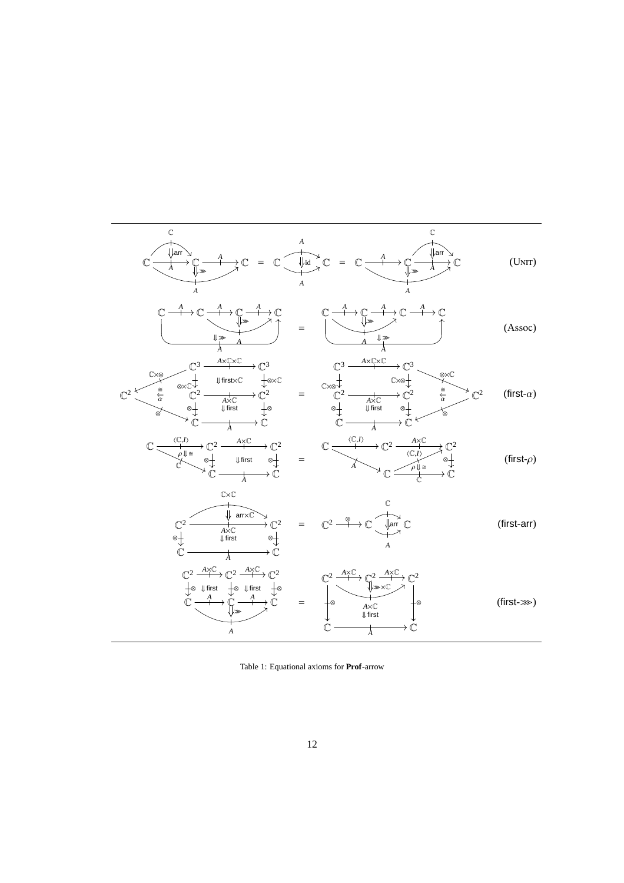(Unit)

(Assoc)

(first-$\alpha$)

(first-$\rho$)

(first-arr)

(first-$\ggg$)

Table 1: Equational axioms for **Prof**-arrow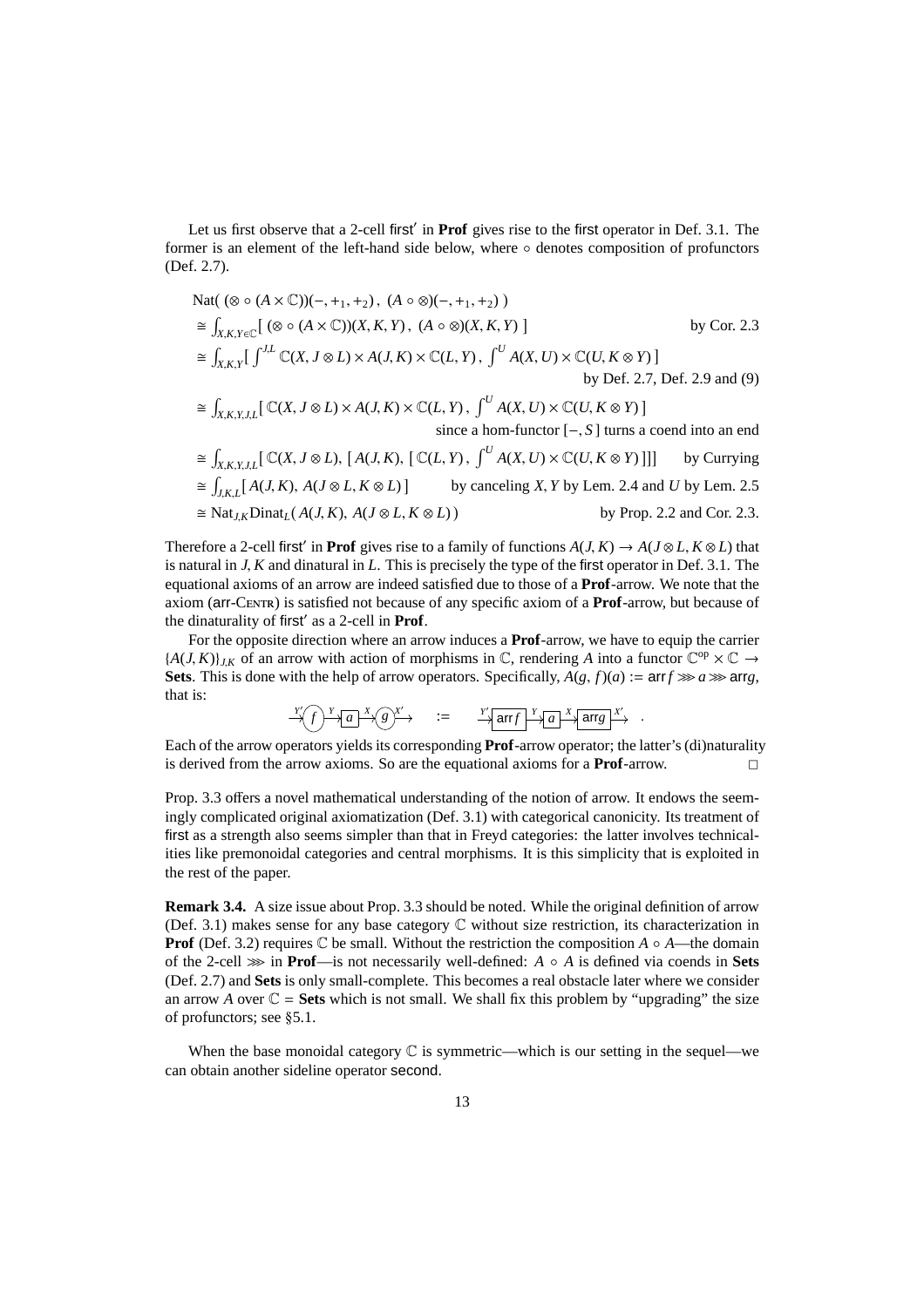Let us first observe that a 2-cell $\mathsf{first}'$ in **Prof** gives rise to the $\mathsf{first}$ operator in Def. 3.1. The former is an element of the left-hand side below, where $\circ$ denotes composition of profunctors (Def. 2.7).

$$
\begin{aligned}
&\mathrm{Nat}(\, (\otimes \circ (A \times \mathbb{C}))(-,+_1,+_2)\,,\ (A \circ \otimes)(-,+_1,+_2)\,) \\
&\cong \textstyle\int_{X,K,Y\in\mathbb{C}} [\, (\otimes \circ (A \times \mathbb{C}))(X,K,Y)\,,\ (A \circ \otimes)(X,K,Y)\,] && \text{by Cor. 2.3} \\
&\cong \textstyle\int_{X,K,Y} [\, \int^{J,L} \mathbb{C}(X, J \otimes L) \times A(J,K) \times \mathbb{C}(L,Y)\,,\ \int^{U} A(X,U) \times \mathbb{C}(U, K \otimes Y)\,] \\
& && \text{by Def. 2.7, Def. 2.9 and (9)} \\
&\cong \textstyle\int_{X,K,Y,J,L} [\, \mathbb{C}(X, J \otimes L) \times A(J,K) \times \mathbb{C}(L,Y)\,,\ \int^{U} A(X,U) \times \mathbb{C}(U, K \otimes Y)\,] \\
& && \text{since a hom-functor } [-,S] \text{ turns a coend into an end} \\
&\cong \textstyle\int_{X,K,Y,J,L} [\, \mathbb{C}(X, J \otimes L),\ [\, A(J,K),\ [\, \mathbb{C}(L,Y)\,,\ \int^{U} A(X,U) \times \mathbb{C}(U, K \otimes Y)\,]]] && \text{by Currying} \\
&\cong \textstyle\int_{J,K,L} [\, A(J,K),\ A(J \otimes L, K \otimes L)\,] && \text{by canceling } X, Y \text{ by Lem. 2.4 and } U \text{ by Lem. 2.5} \\
&\cong \mathrm{Nat}_{J,K}\mathrm{Dinat}_{L}(\, A(J,K),\ A(J \otimes L, K \otimes L)\,) && \text{by Prop. 2.2 and Cor. 2.3.}
\end{aligned}
$$

Therefore a 2-cell $\mathsf{first}'$ in **Prof** gives rise to a family of functions $A(J,K) \to A(J \otimes L, K \otimes L)$ that is natural in $J, K$ and dinatural in $L$. This is precisely the type of the $\mathsf{first}$ operator in Def. 3.1. The equational axioms of an arrow are indeed satisfied due to those of a **Prof**-arrow. We note that the axiom ($\mathsf{arr}$-Centr) is satisfied not because of any specific axiom of a **Prof**-arrow, but because of the dinaturality of $\mathsf{first}'$ as a 2-cell in **Prof**.

For the opposite direction where an arrow induces a **Prof**-arrow, we have to equip the carrier $\{A(J,K)\}_{J,K}$ of an arrow with action of morphisms in $\mathbb{C}$, rendering $A$ into a functor $\mathbb{C}^{\mathrm{op}} \times \mathbb{C} \to$ **Sets**. This is done with the help of arrow operators. Specifically, $A(g,f)(a) := \mathsf{arr}\, f \ggg a \ggg \mathsf{arr}\, g$, that is:

$$\xrightarrow{Y'} (f) \xrightarrow{Y} \boxed{a} \xrightarrow{X} (g) \xrightarrow{X'} \quad := \quad \xrightarrow{Y'} \boxed{\mathsf{arr}\, f} \xrightarrow{Y} \boxed{a} \xrightarrow{X} \boxed{\mathsf{arr}\, g} \xrightarrow{X'} \ .$$

Each of the arrow operators yields its corresponding **Prof**-arrow operator; the latter's (di)naturality is derived from the arrow axioms. So are the equational axioms for a **Prof**-arrow. □

Prop. 3.3 offers a novel mathematical understanding of the notion of arrow. It endows the seemingly complicated original axiomatization (Def. 3.1) with categorical canonicity. Its treatment of $\mathsf{first}$ as a strength also seems simpler than that in Freyd categories: the latter involves technicalities like premonoidal categories and central morphisms. It is this simplicity that is exploited in the rest of the paper.

**Remark 3.4.** A size issue about Prop. 3.3 should be noted. While the original definition of arrow (Def. 3.1) makes sense for any base category $\mathbb{C}$ without size restriction, its characterization in **Prof** (Def. 3.2) requires $\mathbb{C}$ be small. Without the restriction the composition $A \circ A$—the domain of the 2-cell $\ggg$ in **Prof**—is not necessarily well-defined: $A \circ A$ is defined via coends in **Sets** (Def. 2.7) and **Sets** is only small-complete. This becomes a real obstacle later where we consider an arrow $A$ over $\mathbb{C} =$ **Sets** which is not small. We shall fix this problem by "upgrading" the size of profunctors; see §5.1.

When the base monoidal category $\mathbb{C}$ is symmetric—which is our setting in the sequel—we can obtain another sideline operator $\mathsf{second}$.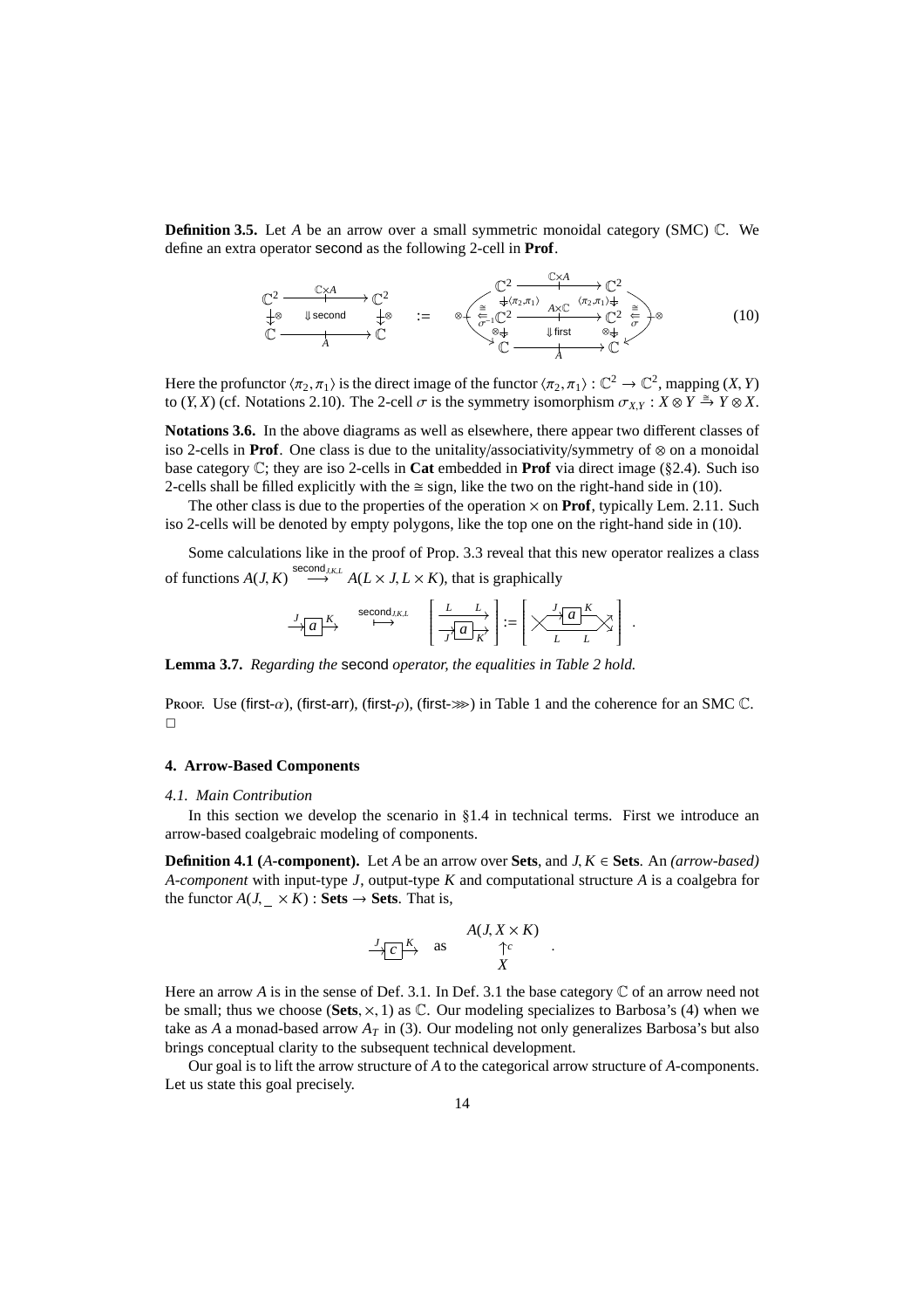**Definition 3.5.** Let $A$ be an arrow over a small symmetric monoidal category (SMC) $\mathbb{C}$. We define an extra operator second as the following 2-cell in **Prof**.

$$
\begin{array}{ccc}
\mathbb{C}^2 & \xrightarrow{\mathbb{C}\times A} & \mathbb{C}^2 \\
\downarrow \otimes & \Downarrow \text{second} & \downarrow \otimes \\
\mathbb{C} & \xrightarrow[A]{} & \mathbb{C}
\end{array}
\quad := \quad
\otimes \left(
\begin{array}{ccc}
\mathbb{C}^2 & \xrightarrow{\mathbb{C}\times A} & \mathbb{C}^2 \\
\downarrow \langle \pi_2,\pi_1 \rangle & & \langle \pi_2,\pi_1 \rangle \downarrow \\
\stackrel{\cong}{\Leftarrow}_{\sigma^{-1}} \mathbb{C}^2 & \xrightarrow{A\times\mathbb{C}} & \mathbb{C}^2 \stackrel{\cong}{\Leftarrow}_{\sigma} \\
\otimes \downarrow & \Downarrow \text{first} & \otimes \downarrow \\
\mathbb{C} & \xrightarrow[A]{} & \mathbb{C}
\end{array}
\right) \otimes
\tag{10}
$$

Here the profunctor $\langle \pi_2, \pi_1 \rangle$ is the direct image of the functor $\langle \pi_2, \pi_1 \rangle : \mathbb{C}^2 \to \mathbb{C}^2$, mapping $(X, Y)$ to $(Y, X)$ (cf. Notations 2.10). The 2-cell $\sigma$ is the symmetry isomorphism $\sigma_{X,Y} : X \otimes Y \xrightarrow{\cong} Y \otimes X$.

**Notations 3.6.** In the above diagrams as well as elsewhere, there appear two different classes of iso 2-cells in **Prof**. One class is due to the unitality/associativity/symmetry of $\otimes$ on a monoidal base category $\mathbb{C}$; they are iso 2-cells in **Cat** embedded in **Prof** via direct image (§2.4). Such iso 2-cells shall be filled explicitly with the $\cong$ sign, like the two on the right-hand side in (10).

The other class is due to the properties of the operation $\times$ on **Prof**, typically Lem. 2.11. Such iso 2-cells will be denoted by empty polygons, like the top one on the right-hand side in (10).

Some calculations like in the proof of Prop. 3.3 reveal that this new operator realizes a class of functions $A(J, K) \xrightarrow{\text{second}_{J,K,L}} A(L \times J, L \times K)$, that is graphically

$$
\xrightarrow{J}\boxed{a}\xrightarrow{K} \quad \stackrel{\text{second}_{J,K,L}}{\longmapsto} \quad \left[ \begin{array}{c} \xrightarrow{L \quad\; L} \\ \xrightarrow{J}\boxed{a}\xrightarrow{K} \end{array} \right] := \left[ \; \times\!\!\xrightarrow{J}\boxed{a}\xrightarrow{K}\!\!\times \; \right] .
$$

**Lemma 3.7.** *Regarding the* second *operator, the equalities in Table 2 hold.*

Proof. Use (first-$\alpha$), (first-arr), (first-$\rho$), (first-$\ggg$) in Table 1 and the coherence for an SMC $\mathbb{C}$. $\square$

## 4. Arrow-Based Components

### 4.1. Main Contribution

In this section we develop the scenario in §1.4 in technical terms. First we introduce an arrow-based coalgebraic modeling of components.

**Definition 4.1 ($A$-component).** Let $A$ be an arrow over **Sets**, and $J, K \in$ **Sets**. An *(arrow-based) $A$-component* with input-type $J$, output-type $K$ and computational structure $A$ is a coalgebra for the functor $A(J, \_ \times K) :$ **Sets** $\to$ **Sets**. That is,

$$
\xrightarrow{J}\boxed{c}\xrightarrow{K} \quad \text{as} \quad \begin{array}{c} A(J, X \times K) \\ \uparrow c \\ X \end{array} .
$$

Here an arrow $A$ is in the sense of Def. 3.1. In Def. 3.1 the base category $\mathbb{C}$ of an arrow need not be small; thus we choose (**Sets**, $\times$, 1) as $\mathbb{C}$. Our modeling specializes to Barbosa's (4) when we take as $A$ a monad-based arrow $A_T$ in (3). Our modeling not only generalizes Barbosa's but also brings conceptual clarity to the subsequent technical development.

Our goal is to lift the arrow structure of $A$ to the categorical arrow structure of $A$-components. Let us state this goal precisely.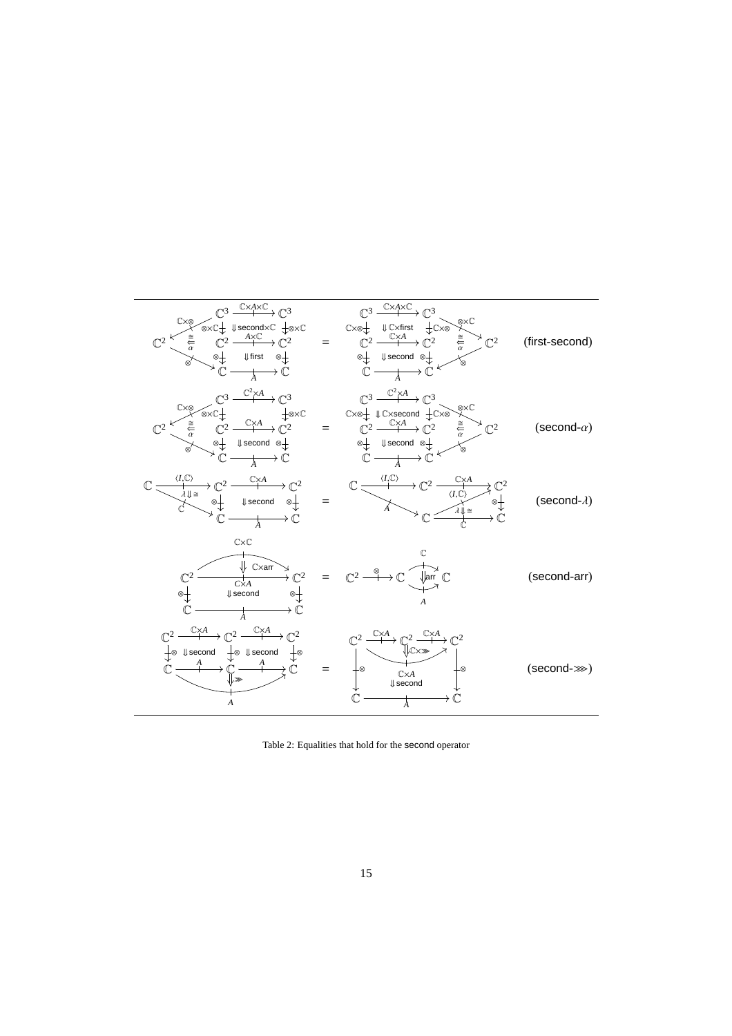| | | |
|---|---|---|
| *(commutative diagram: pasting of $\mathbb{C}\times A\times\mathbb{C}$, $\Downarrow$ second$\times\mathbb{C}$, $\Downarrow$ first, $\alpha$)* | = *(commutative diagram: pasting of $\mathbb{C}\times A\times\mathbb{C}$, $\Downarrow\mathbb{C}\times$first, $\Downarrow$ second, $\alpha$)* | (first-second) |
| *(commutative diagram: pasting of $\mathbb{C}^2\times A$, $\Downarrow$ second, $\alpha$)* | = *(commutative diagram: pasting of $\mathbb{C}^2\times A$, $\Downarrow\mathbb{C}\times$second, $\Downarrow$ second, $\alpha$)* | (second-$\alpha$) |
| *(commutative diagram: $\mathbb{C}\xrightarrow{\langle I,\mathbb{C}\rangle}\mathbb{C}^2\xrightarrow{\mathbb{C}\times A}\mathbb{C}^2$, $\lambda\Downarrow\cong$, $\Downarrow$ second)* | = *(commutative diagram: $\mathbb{C}\xrightarrow{A}\mathbb{C}\xrightarrow{\langle I,\mathbb{C}\rangle}\mathbb{C}^2$, $\lambda\Downarrow\cong$)* | (second-$\lambda$) |
| *(commutative diagram: $\mathbb{C}\times\mathbb{C}$, $\Downarrow\mathbb{C}\times$arr, $C\times A$, $\Downarrow$ second)* | = $\mathbb{C}^2\xrightarrow{\otimes}\mathbb{C}$ with $\Downarrow$arr from $\mathbb{C}$ to $A$ | (second-arr) |
| *(commutative diagram: two $\Downarrow$ second squares pasted with $\Downarrow\ggg$)* | = *(commutative diagram: $\Downarrow\mathbb{C}\times\ggg$, $\mathbb{C}\times A$, $\Downarrow$ second)* | (second-$\ggg$) |

Table 2: Equalities that hold for the second operator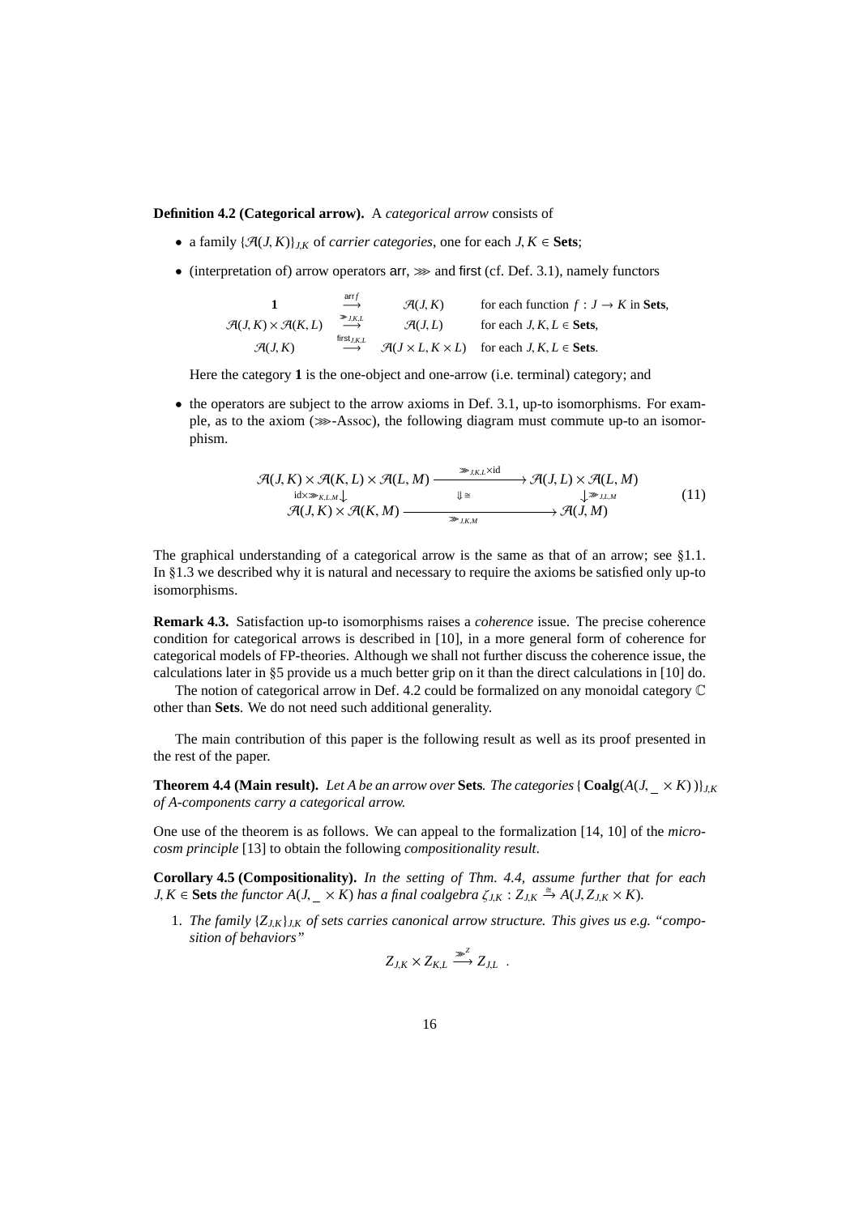**Definition 4.2 (Categorical arrow).** A *categorical arrow* consists of

- a family $\{\mathcal{A}(J,K)\}_{J,K}$ of *carrier categories*, one for each $J, K \in \mathbf{Sets}$;
- (interpretation of) arrow operators $\mathsf{arr}$, $\ggg$ and $\mathsf{first}$ (cf. Def. 3.1), namely functors

$$
\begin{array}{cccl}
\mathbf{1} & \xrightarrow{\mathsf{arr}\,f} & \mathcal{A}(J,K) & \text{for each function } f : J \to K \text{ in } \mathbf{Sets}, \\
\mathcal{A}(J,K) \times \mathcal{A}(K,L) & \xrightarrow{\ggg_{J,K,L}} & \mathcal{A}(J,L) & \text{for each } J,K,L \in \mathbf{Sets}, \\
\mathcal{A}(J,K) & \xrightarrow{\mathsf{first}_{J,K,L}} & \mathcal{A}(J \times L, K \times L) & \text{for each } J,K,L \in \mathbf{Sets}.
\end{array}
$$

  Here the category $\mathbf{1}$ is the one-object and one-arrow (i.e. terminal) category; and

- the operators are subject to the arrow axioms in Def. 3.1, up-to isomorphisms. For example, as to the axiom ($\ggg$-Assoc), the following diagram must commute up-to an isomorphism.

$$
\begin{array}{ccc}
\mathcal{A}(J,K) \times \mathcal{A}(K,L) \times \mathcal{A}(L,M) & \xrightarrow{\ggg_{J,K,L} \times \mathrm{id}} & \mathcal{A}(J,L) \times \mathcal{A}(L,M) \\
{\scriptstyle \mathrm{id} \times \ggg_{K,L,M}} \downarrow & \Downarrow \cong & \downarrow {\scriptstyle \ggg_{J,L,M}} \\
\mathcal{A}(J,K) \times \mathcal{A}(K,M) & \xrightarrow[\ggg_{J,K,M}]{} & \mathcal{A}(J,M)
\end{array}
\qquad (11)
$$

The graphical understanding of a categorical arrow is the same as that of an arrow; see §1.1. In §1.3 we described why it is natural and necessary to require the axioms be satisfied only up-to isomorphisms.

**Remark 4.3.** Satisfaction up-to isomorphisms raises a *coherence* issue. The precise coherence condition for categorical arrows is described in [10], in a more general form of coherence for categorical models of FP-theories. Although we shall not further discuss the coherence issue, the calculations later in §5 provide us a much better grip on it than the direct calculations in [10] do.

The notion of categorical arrow in Def. 4.2 could be formalized on any monoidal category $\mathbb{C}$ other than **Sets**. We do not need such additional generality.

The main contribution of this paper is the following result as well as its proof presented in the rest of the paper.

**Theorem 4.4 (Main result).** *Let $A$ be an arrow over* **Sets**. *The categories $\{\,\mathbf{Coalg}(A(J, \_ \times K))\,\}_{J,K}$ of $A$-components carry a categorical arrow.*

One use of the theorem is as follows. We can appeal to the formalization [14, 10] of the *microcosm principle* [13] to obtain the following *compositionality result*.

**Corollary 4.5 (Compositionality).** *In the setting of Thm. 4.4, assume further that for each $J, K \in$ **Sets** the functor $A(J, \_ \times K)$ has a final coalgebra $\zeta_{J,K} : Z_{J,K} \xrightarrow{\cong} A(J, Z_{J,K} \times K)$.*

1. *The family $\{Z_{J,K}\}_{J,K}$ of sets carries canonical arrow structure. This gives us e.g. "composition of behaviors"*

$$
Z_{J,K} \times Z_{K,L} \xrightarrow{\ggg^{Z}} Z_{J,L} \ .
$$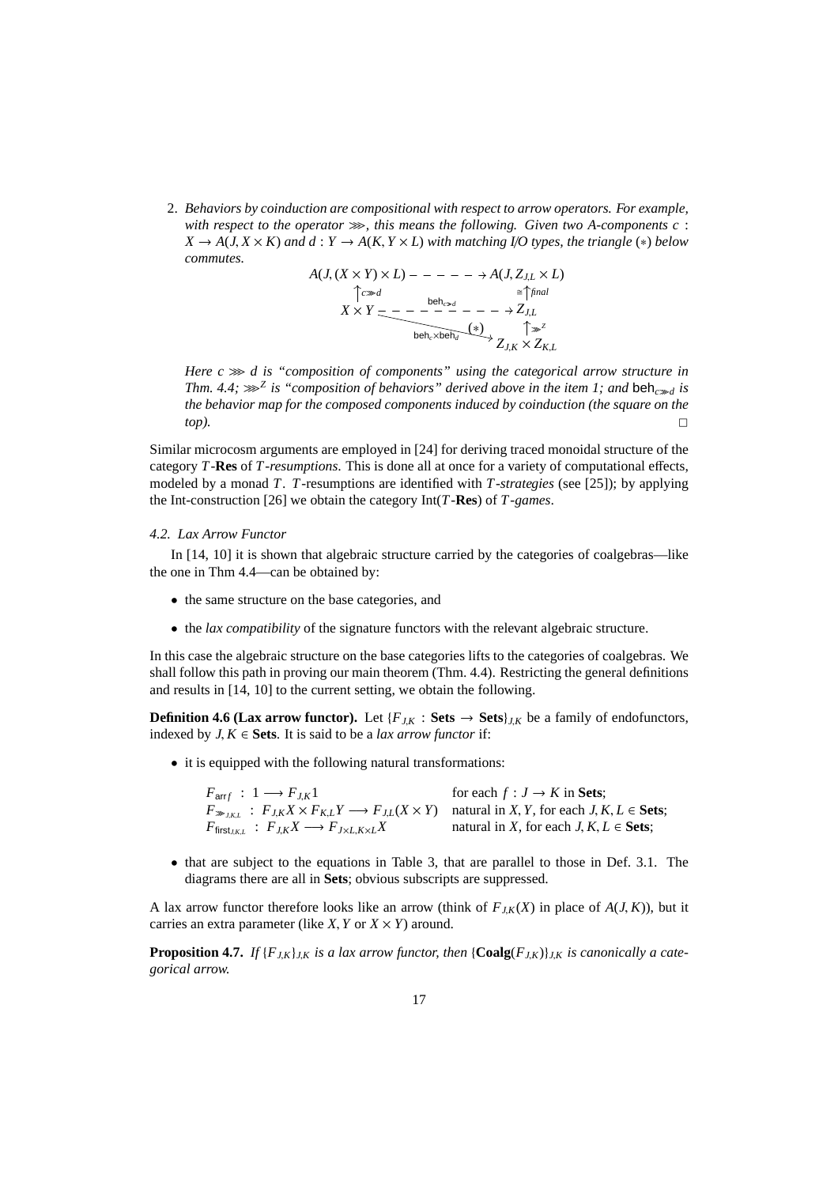2. *Behaviors by coinduction are compositional with respect to arrow operators. For example, with respect to the operator $\ggg$, this means the following. Given two A-components $c : X \to A(J, X \times K)$ and $d : Y \to A(K, Y \times L)$ with matching I/O types, the triangle $(*)$ below commutes.*

$$
\begin{array}{ccc}
A(J, (X \times Y) \times L) & \dashrightarrow & A(J, Z_{J,L} \times L) \\
\uparrow{\scriptstyle c \ggg d} & & \cong \uparrow{\scriptstyle final} \\
X \times Y & \overset{\mathsf{beh}_{c \ggg d}}{\dashrightarrow} & Z_{J,L} \\
& \searrow_{\mathsf{beh}_c \times \mathsf{beh}_d} \;(*) & \uparrow{\scriptstyle \ggg^Z} \\
& & Z_{J,K} \times Z_{K,L}
\end{array}
$$

*Here $c \ggg d$ is "composition of components" using the categorical arrow structure in Thm. 4.4; $\ggg^Z$ is "composition of behaviors" derived above in the item 1; and $\mathsf{beh}_{c \ggg d}$ is the behavior map for the composed components induced by coinduction (the square on the top).* □

Similar microcosm arguments are employed in [24] for deriving traced monoidal structure of the category $T$-**Res** of $T$*-resumptions*. This is done all at once for a variety of computational effects, modeled by a monad $T$. $T$-resumptions are identified with $T$*-strategies* (see [25]); by applying the Int-construction [26] we obtain the category Int($T$-**Res**) of $T$*-games*.

#### *4.2. Lax Arrow Functor*

In [14, 10] it is shown that algebraic structure carried by the categories of coalgebras—like the one in Thm 4.4—can be obtained by:

- the same structure on the base categories, and
- the *lax compatibility* of the signature functors with the relevant algebraic structure.

In this case the algebraic structure on the base categories lifts to the categories of coalgebras. We shall follow this path in proving our main theorem (Thm. 4.4). Restricting the general definitions and results in [14, 10] to the current setting, we obtain the following.

**Definition 4.6 (Lax arrow functor).** Let $\{F_{J,K} : \mathbf{Sets} \to \mathbf{Sets}\}_{J,K}$ be a family of endofunctors, indexed by $J, K \in \mathbf{Sets}$. It is said to be a *lax arrow functor* if:

- it is equipped with the following natural transformations:

| | |
|---|---|
| $F_{\mathsf{arr}\,f} \;:\; 1 \longrightarrow F_{J,K}1$ | for each $f : J \to K$ in **Sets**; |
| $F_{\ggg_{J,K,L}} \;:\; F_{J,K}X \times F_{K,L}Y \longrightarrow F_{J,L}(X \times Y)$ | natural in $X, Y$, for each $J, K, L \in$ **Sets**; |
| $F_{\mathsf{first}_{J,K,L}} \;:\; F_{J,K}X \longrightarrow F_{J \times L, K \times L}X$ | natural in $X$, for each $J, K, L \in$ **Sets**; |

- that are subject to the equations in Table 3, that are parallel to those in Def. 3.1. The diagrams there are all in **Sets**; obvious subscripts are suppressed.

A lax arrow functor therefore looks like an arrow (think of $F_{J,K}(X)$ in place of $A(J, K)$), but it carries an extra parameter (like $X, Y$ or $X \times Y$) around.

**Proposition 4.7.** *If $\{F_{J,K}\}_{J,K}$ is a lax arrow functor, then $\{\mathbf{Coalg}(F_{J,K})\}_{J,K}$ is canonically a categorical arrow.*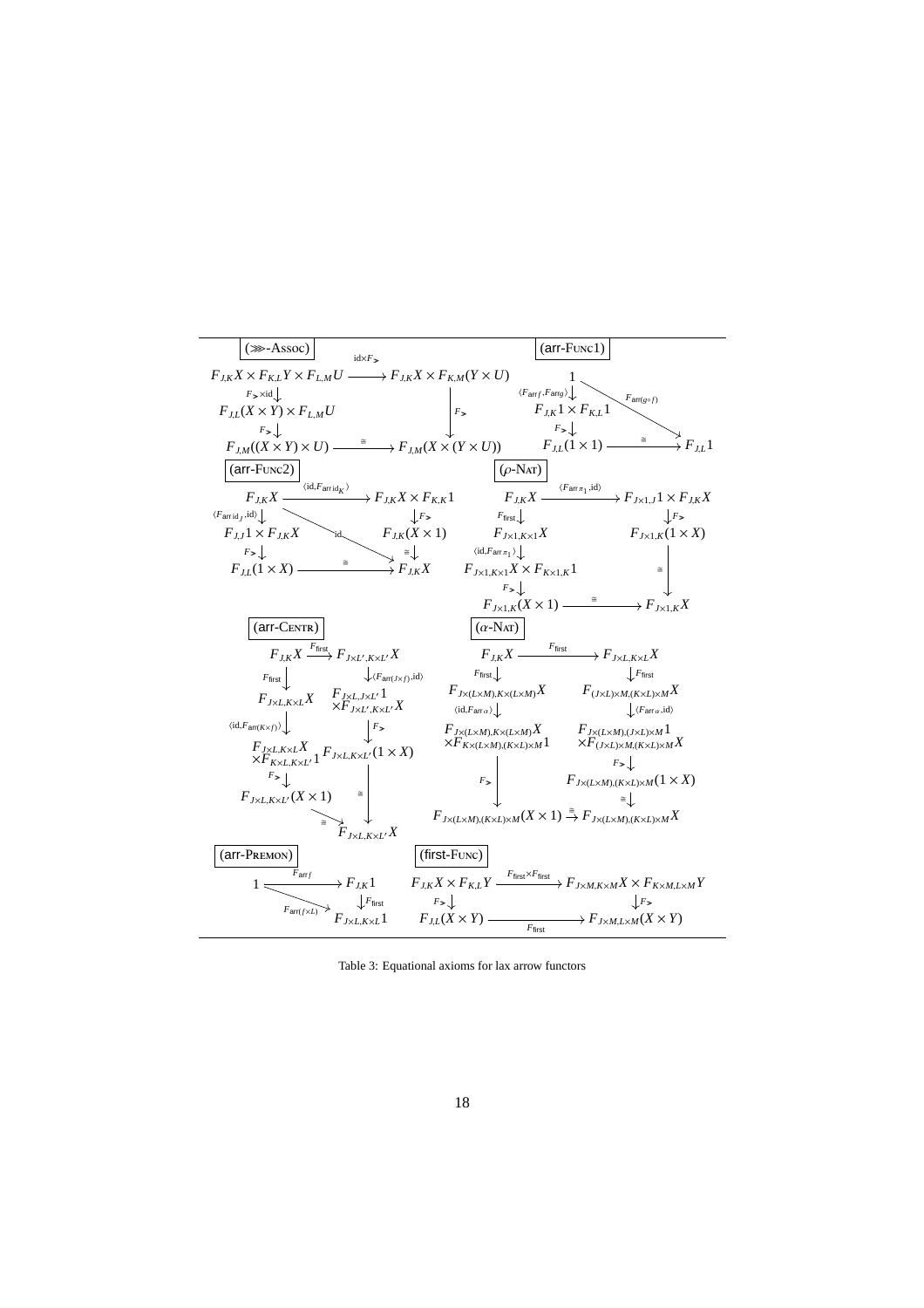**($\ggg$-Assoc)**

$$
\begin{array}{ccc}
F_{J,K}X \times F_{K,L}Y \times F_{L,M}U & \xrightarrow{\mathrm{id}\times F_{\ggg}} & F_{J,K}X \times F_{K,M}(Y\times U) \\
\downarrow{\scriptstyle F_{\ggg}\times\mathrm{id}} & & \downarrow{\scriptstyle F_{\ggg}} \\
F_{J,L}(X\times Y)\times F_{L,M}U & & \\
\downarrow{\scriptstyle F_{\ggg}} & & \\
F_{J,M}((X\times Y)\times U) & \xrightarrow{\cong} & F_{J,M}(X\times(Y\times U))
\end{array}
$$

**(arr-Func1)**

$$
\begin{array}{ccc}
1 & & \\
\downarrow{\scriptstyle \langle F_{\mathsf{arr}\,f}, F_{\mathsf{arr}\,g}\rangle} & \searrow{\scriptstyle F_{\mathsf{arr}(g\circ f)}} & \\
F_{J,K}1\times F_{K,L}1 & & \\
\downarrow{\scriptstyle F_{\ggg}} & & \\
F_{J,L}(1\times 1) & \xrightarrow{\cong} & F_{J,L}1
\end{array}
$$

**(arr-Func2)**

$$
\begin{array}{ccc}
F_{J,K}X & \xrightarrow{\langle \mathrm{id}, F_{\mathsf{arr}\,\mathrm{id}_K}\rangle} & F_{J,K}X\times F_{K,K}1 \\
\downarrow{\scriptstyle \langle F_{\mathsf{arr}\,\mathrm{id}_J},\mathrm{id}\rangle} & \searrow{\scriptstyle \mathrm{id}} & \downarrow{\scriptstyle F_{\ggg}} \\
F_{J,J}1\times F_{J,K}X & & F_{J,K}(X\times 1) \\
\downarrow{\scriptstyle F_{\ggg}} & & \downarrow{\scriptstyle \cong} \\
F_{J,L}(1\times X) & \xrightarrow{\cong} & F_{J,K}X
\end{array}
$$

**($\rho$-Nat)**

$$
\begin{array}{ccc}
F_{J,K}X & \xrightarrow{\langle F_{\mathsf{arr}\,\pi_1},\mathrm{id}\rangle} & F_{J\times 1,J}1\times F_{J,K}X \\
\downarrow{\scriptstyle F_{\mathsf{first}}} & & \downarrow{\scriptstyle F_{\ggg}} \\
F_{J\times 1,K\times 1}X & & F_{J\times 1,K}(1\times X) \\
\downarrow{\scriptstyle \langle \mathrm{id}, F_{\mathsf{arr}\,\pi_1}\rangle} & & \\
F_{J\times 1,K\times 1}X\times F_{K\times 1,K}1 & & \downarrow{\scriptstyle \cong} \\
\downarrow{\scriptstyle F_{\ggg}} & & \\
F_{J\times 1,K}(X\times 1) & \xrightarrow{\cong} & F_{J\times 1,K}X
\end{array}
$$

**(arr-Centr)**

$$
\begin{array}{ccc}
F_{J,K}X & \xrightarrow{F_{\mathsf{first}}} & F_{J\times L',K\times L'}X \\
\downarrow{\scriptstyle F_{\mathsf{first}}} & & \downarrow{\scriptstyle \langle F_{\mathsf{arr}(J\times f)},\mathrm{id}\rangle} \\
F_{J\times L,K\times L}X & & F_{J\times L,J\times L'}1\times F_{J\times L',K\times L'}X \\
\downarrow{\scriptstyle \langle \mathrm{id},F_{\mathsf{arr}(K\times f)}\rangle} & & \downarrow{\scriptstyle F_{\ggg}} \\
F_{J\times L,K\times L}X\times F_{K\times L,K\times L'}1 & & F_{J\times L,K\times L'}(1\times X) \\
\downarrow{\scriptstyle F_{\ggg}} & & \\
F_{J\times L,K\times L'}(X\times 1) & & \downarrow{\scriptstyle \cong} \\
& \searrow{\scriptstyle \cong} & F_{J\times L,K\times L'}X
\end{array}
$$

**($\alpha$-Nat)**

$$
\begin{array}{ccc}
F_{J,K}X & \xrightarrow{F_{\mathsf{first}}} & F_{J\times L,K\times L}X \\
\downarrow{\scriptstyle F_{\mathsf{first}}} & & \downarrow{\scriptstyle F_{\mathsf{first}}} \\
F_{J\times(L\times M),K\times(L\times M)}X & & F_{(J\times L)\times M,(K\times L)\times M}X \\
\downarrow{\scriptstyle \langle \mathrm{id},F_{\mathsf{arr}\,\alpha}\rangle} & & \downarrow{\scriptstyle \langle F_{\mathsf{arr}\,\alpha},\mathrm{id}\rangle} \\
F_{J\times(L\times M),K\times(L\times M)}X\times F_{K\times(L\times M),(K\times L)\times M}1 & & F_{J\times(L\times M),(J\times L)\times M}1\times F_{(J\times L)\times M,(K\times L)\times M}X \\
\downarrow{\scriptstyle F_{\ggg}} & & \downarrow{\scriptstyle F_{\ggg}} \\
 & & F_{J\times(L\times M),(K\times L)\times M}(1\times X) \\
 & & \downarrow{\scriptstyle \cong} \\
F_{J\times(L\times M),(K\times L)\times M}(X\times 1) & \xrightarrow{\cong} & F_{J\times(L\times M),(K\times L)\times M}X
\end{array}
$$

**(arr-Premon)**

$$
\begin{array}{ccc}
1 & \xrightarrow{F_{\mathsf{arr}\,f}} & F_{J,K}1 \\
& \searrow{\scriptstyle F_{\mathsf{arr}(f\times L)}} & \downarrow{\scriptstyle F_{\mathsf{first}}} \\
& & F_{J\times L,K\times L}1
\end{array}
$$

**(first-Func)**

$$
\begin{array}{ccc}
F_{J,K}X\times F_{K,L}Y & \xrightarrow{F_{\mathsf{first}}\times F_{\mathsf{first}}} & F_{J\times M,K\times M}X\times F_{K\times M,L\times M}Y \\
\downarrow{\scriptstyle F_{\ggg}} & & \downarrow{\scriptstyle F_{\ggg}} \\
F_{J,L}(X\times Y) & \xrightarrow{F_{\mathsf{first}}} & F_{J\times M,L\times M}(X\times Y)
\end{array}
$$

Table 3: Equational axioms for lax arrow functors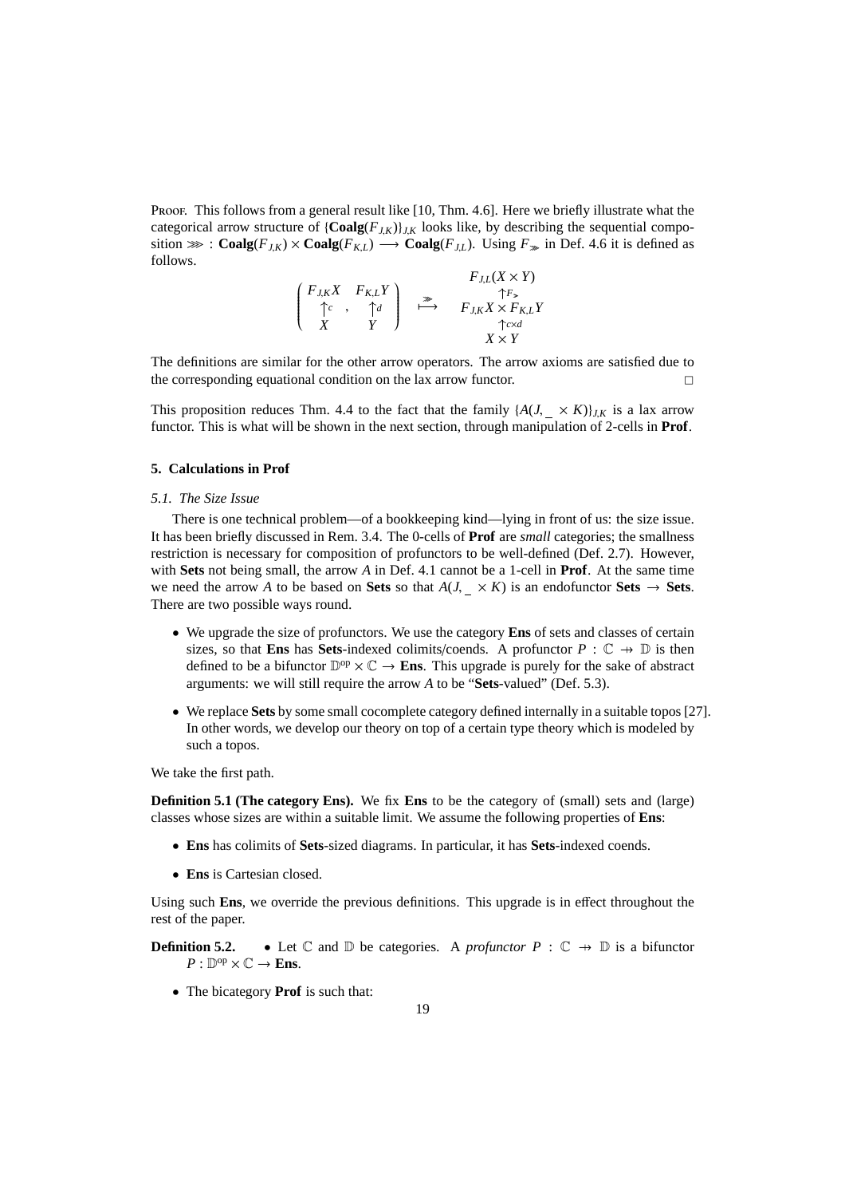Proof. This follows from a general result like [10, Thm. 4.6]. Here we briefly illustrate what the categorical arrow structure of $\{\mathbf{Coalg}(F_{J,K})\}_{J,K}$ looks like, by describing the sequential composition $\ggg : \mathbf{Coalg}(F_{J,K}) \times \mathbf{Coalg}(F_{K,L}) \longrightarrow \mathbf{Coalg}(F_{J,L})$. Using $F_{\ggg}$ in Def. 4.6 it is defined as follows.

$$
\left(\begin{array}{cc} F_{J,K}X & F_{K,L}Y \\ \uparrow c & \uparrow d \\ X & Y \end{array}\right) \quad \stackrel{\ggg}{\longmapsto} \quad \begin{array}{c} F_{J,L}(X \times Y) \\ \uparrow F_{\ggg} \\ F_{J,K}X \times F_{K,L}Y \\ \uparrow c \times d \\ X \times Y \end{array}
$$

The definitions are similar for the other arrow operators. The arrow axioms are satisfied due to the corresponding equational condition on the lax arrow functor. □

This proposition reduces Thm. 4.4 to the fact that the family $\{A(J, \_ \times K)\}_{J,K}$ is a lax arrow functor. This is what will be shown in the next section, through manipulation of 2-cells in **Prof**.

## 5. Calculations in Prof

### 5.1. The Size Issue

There is one technical problem—of a bookkeeping kind—lying in front of us: the size issue. It has been briefly discussed in Rem. 3.4. The 0-cells of **Prof** are *small* categories; the smallness restriction is necessary for composition of profunctors to be well-defined (Def. 2.7). However, with **Sets** not being small, the arrow $A$ in Def. 4.1 cannot be a 1-cell in **Prof**. At the same time we need the arrow $A$ to be based on **Sets** so that $A(J, \_ \times K)$ is an endofunctor **Sets** $\to$ **Sets**. There are two possible ways round.

- We upgrade the size of profunctors. We use the category **Ens** of sets and classes of certain sizes, so that **Ens** has **Sets**-indexed colimits/coends. A profunctor $P : \mathbb{C} \nrightarrow \mathbb{D}$ is then defined to be a bifunctor $\mathbb{D}^{\mathrm{op}} \times \mathbb{C} \to$ **Ens**. This upgrade is purely for the sake of abstract arguments: we will still require the arrow $A$ to be "**Sets**-valued" (Def. 5.3).
- We replace **Sets** by some small cocomplete category defined internally in a suitable topos [27]. In other words, we develop our theory on top of a certain type theory which is modeled by such a topos.

We take the first path.

**Definition 5.1 (The category Ens).** We fix **Ens** to be the category of (small) sets and (large) classes whose sizes are within a suitable limit. We assume the following properties of **Ens**:

- **Ens** has colimits of **Sets**-sized diagrams. In particular, it has **Sets**-indexed coends.
- **Ens** is Cartesian closed.

Using such **Ens**, we override the previous definitions. This upgrade is in effect throughout the rest of the paper.

**Definition 5.2.**
- Let $\mathbb{C}$ and $\mathbb{D}$ be categories. A *profunctor* $P : \mathbb{C} \nrightarrow \mathbb{D}$ is a bifunctor $P : \mathbb{D}^{\mathrm{op}} \times \mathbb{C} \to$ **Ens**.
- The bicategory **Prof** is such that: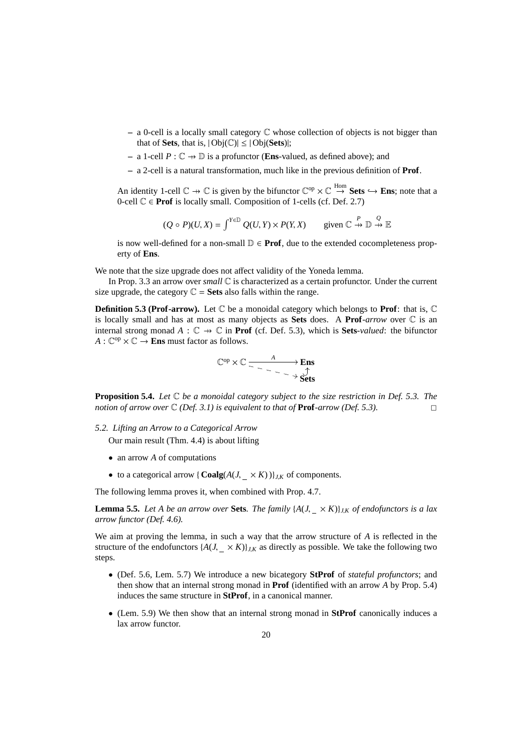- a 0-cell is a locally small category $\mathbb{C}$ whose collection of objects is not bigger than that of **Sets**, that is, $|\operatorname{Obj}(\mathbb{C})| \leq |\operatorname{Obj}(\mathbf{Sets})|$;
- a 1-cell $P : \mathbb{C} \nrightarrow \mathbb{D}$ is a profunctor (**Ens**-valued, as defined above); and
- a 2-cell is a natural transformation, much like in the previous definition of **Prof**.

An identity 1-cell $\mathbb{C} \nrightarrow \mathbb{C}$ is given by the bifunctor $\mathbb{C}^{\mathrm{op}} \times \mathbb{C} \overset{\mathrm{Hom}}{\to} \mathbf{Sets} \hookrightarrow \mathbf{Ens}$; note that a 0-cell $\mathbb{C} \in \mathbf{Prof}$ is locally small. Composition of 1-cells (cf. Def. 2.7)

$$(Q \circ P)(U, X) = \int^{Y \in \mathbb{D}} Q(U, Y) \times P(Y, X) \qquad \text{given } \mathbb{C} \overset{P}{\nrightarrow} \mathbb{D} \overset{Q}{\nrightarrow} \mathbb{E}$$

is now well-defined for a non-small $\mathbb{D} \in \mathbf{Prof}$, due to the extended cocompleteness property of **Ens**.

We note that the size upgrade does not affect validity of the Yoneda lemma.

In Prop. 3.3 an arrow over *small* $\mathbb{C}$ is characterized as a certain profunctor. Under the current size upgrade, the category $\mathbb{C} = \mathbf{Sets}$ also falls within the range.

**Definition 5.3 (Prof-arrow).** Let $\mathbb{C}$ be a monoidal category which belongs to **Prof**: that is, $\mathbb{C}$ is locally small and has at most as many objects as **Sets** does. A **Prof**-*arrow* over $\mathbb{C}$ is an internal strong monad $A : \mathbb{C} \nrightarrow \mathbb{C}$ in **Prof** (cf. Def. 5.3), which is **Sets**-*valued*: the bifunctor $A : \mathbb{C}^{\mathrm{op}} \times \mathbb{C} \to \mathbf{Ens}$ must factor as follows.

$$\begin{array}{ccc} \mathbb{C}^{\mathrm{op}} \times \mathbb{C} & \xrightarrow{\quad A \quad} & \mathbf{Ens} \\ & \searrow & \uparrow \\ & & \mathbf{Sets} \end{array}$$

**Proposition 5.4.** *Let $\mathbb{C}$ be a monoidal category subject to the size restriction in Def. 5.3. The notion of arrow over $\mathbb{C}$ (Def. 3.1) is equivalent to that of* **Prof**-*arrow (Def. 5.3).* □

### 5.2. Lifting an Arrow to a Categorical Arrow

Our main result (Thm. 4.4) is about lifting

- an arrow $A$ of computations
- to a categorical arrow $\{\, \mathbf{Coalg}(A(J, \_ \times K))\,\}_{J,K}$ of components.

The following lemma proves it, when combined with Prop. 4.7.

**Lemma 5.5.** *Let $A$ be an arrow over* **Sets**. *The family $\{A(J, \_ \times K)\}_{J,K}$ of endofunctors is a lax arrow functor (Def. 4.6).*

We aim at proving the lemma, in such a way that the arrow structure of $A$ is reflected in the structure of the endofunctors $\{A(J, \_ \times K)\}_{J,K}$ as directly as possible. We take the following two steps.

- (Def. 5.6, Lem. 5.7) We introduce a new bicategory **StProf** of *stateful profunctors*; and then show that an internal strong monad in **Prof** (identified with an arrow $A$ by Prop. 5.4) induces the same structure in **StProf**, in a canonical manner.
- (Lem. 5.9) We then show that an internal strong monad in **StProf** canonically induces a lax arrow functor.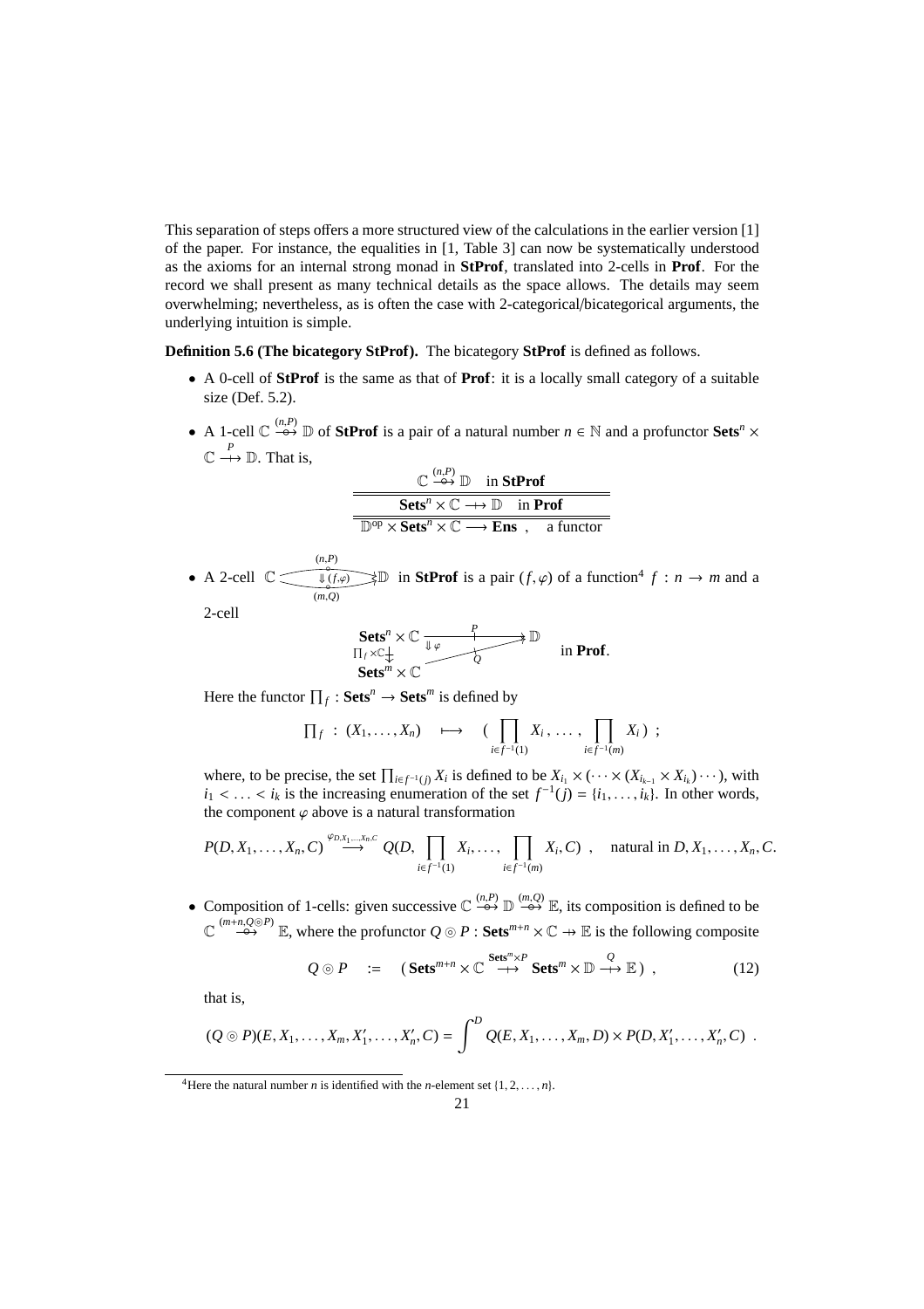This separation of steps offers a more structured view of the calculations in the earlier version [1] of the paper. For instance, the equalities in [1, Table 3] can now be systematically understood as the axioms for an internal strong monad in **StProf**, translated into 2-cells in **Prof**. For the record we shall present as many technical details as the space allows. The details may seem overwhelming; nevertheless, as is often the case with 2-categorical/bicategorical arguments, the underlying intuition is simple.

**Definition 5.6 (The bicategory StProf).** The bicategory **StProf** is defined as follows.

- A 0-cell of **StProf** is the same as that of **Prof**: it is a locally small category of a suitable size (Def. 5.2).
- A 1-cell $\mathbb{C} \overset{(n,P)}{\rightsquigarrow} \mathbb{D}$ of **StProf** is a pair of a natural number $n \in \mathbb{N}$ and a profunctor $\mathbf{Sets}^n \times \mathbb{C} \overset{P}{\nrightarrow} \mathbb{D}$. That is,

$$\frac{\dfrac{\mathbb{C} \overset{(n,P)}{\rightsquigarrow} \mathbb{D} \quad \text{in } \mathbf{StProf}}{\mathbf{Sets}^n \times \mathbb{C} \nrightarrow \mathbb{D} \quad \text{in } \mathbf{Prof}}}{\mathbb{D}^{\mathrm{op}} \times \mathbf{Sets}^n \times \mathbb{C} \longrightarrow \mathbf{Ens}\ , \quad \text{a functor}}$$

- A 2-cell $\mathbb{C} \underset{(m,Q)}{\overset{(n,P)}{\Downarrow (f,\varphi)}} \mathbb{D}$ in **StProf** is a pair $(f, \varphi)$ of a function[4] $f : n \to m$ and a 2-cell

$$\begin{array}{ccc} \mathbf{Sets}^n \times \mathbb{C} & \overset{P}{\nrightarrow} & \mathbb{D} \\ {\scriptstyle \prod_f \times \mathbb{C}} \downarrow & \Downarrow \varphi & \nearrow_{Q} \\ \mathbf{Sets}^m \times \mathbb{C} & & \end{array} \quad \text{in } \mathbf{Prof}.$$

Here the functor $\prod_f : \mathbf{Sets}^n \to \mathbf{Sets}^m$ is defined by

$$\textstyle\prod_f \ :\ (X_1, \ldots, X_n) \quad \longmapsto \quad \Big( \displaystyle\prod_{i \in f^{-1}(1)} X_i\,, \ \ldots\,, \prod_{i \in f^{-1}(m)} X_i \Big) \ ;$$

where, to be precise, the set $\prod_{i \in f^{-1}(j)} X_i$ is defined to be $X_{i_1} \times (\cdots \times (X_{i_{k-1}} \times X_{i_k}) \cdots)$, with $i_1 < \ldots < i_k$ is the increasing enumeration of the set $f^{-1}(j) = \{i_1, \ldots, i_k\}$. In other words, the component $\varphi$ above is a natural transformation

$$P(D, X_1, \ldots, X_n, C) \overset{\varphi_{D,X_1,\ldots,X_n,C}}{\longrightarrow} Q(D, \prod_{i \in f^{-1}(1)} X_i, \ldots, \prod_{i \in f^{-1}(m)} X_i, C) \ , \quad \text{natural in } D, X_1, \ldots, X_n, C.$$

- Composition of 1-cells: given successive $\mathbb{C} \overset{(n,P)}{\rightsquigarrow} \mathbb{D} \overset{(m,Q)}{\rightsquigarrow} \mathbb{E}$, its composition is defined to be $\mathbb{C} \overset{(m+n, Q \odot P)}{\rightsquigarrow} \mathbb{E}$, where the profunctor $Q \odot P : \mathbf{Sets}^{m+n} \times \mathbb{C} \nrightarrow \mathbb{E}$ is the following composite

$$Q \odot P \quad := \quad (\, \mathbf{Sets}^{m+n} \times \mathbb{C} \overset{\mathbf{Sets}^m \times P}{\nrightarrow} \mathbf{Sets}^m \times \mathbb{D} \overset{Q}{\nrightarrow} \mathbb{E}\,) \ , \tag{12}$$

that is,

$$(Q \odot P)(E, X_1, \ldots, X_m, X'_1, \ldots, X'_n, C) = \int^D Q(E, X_1, \ldots, X_m, D) \times P(D, X'_1, \ldots, X'_n, C) \ .$$

[4] Here the natural number $n$ is identified with the $n$-element set $\{1, 2, \ldots, n\}$.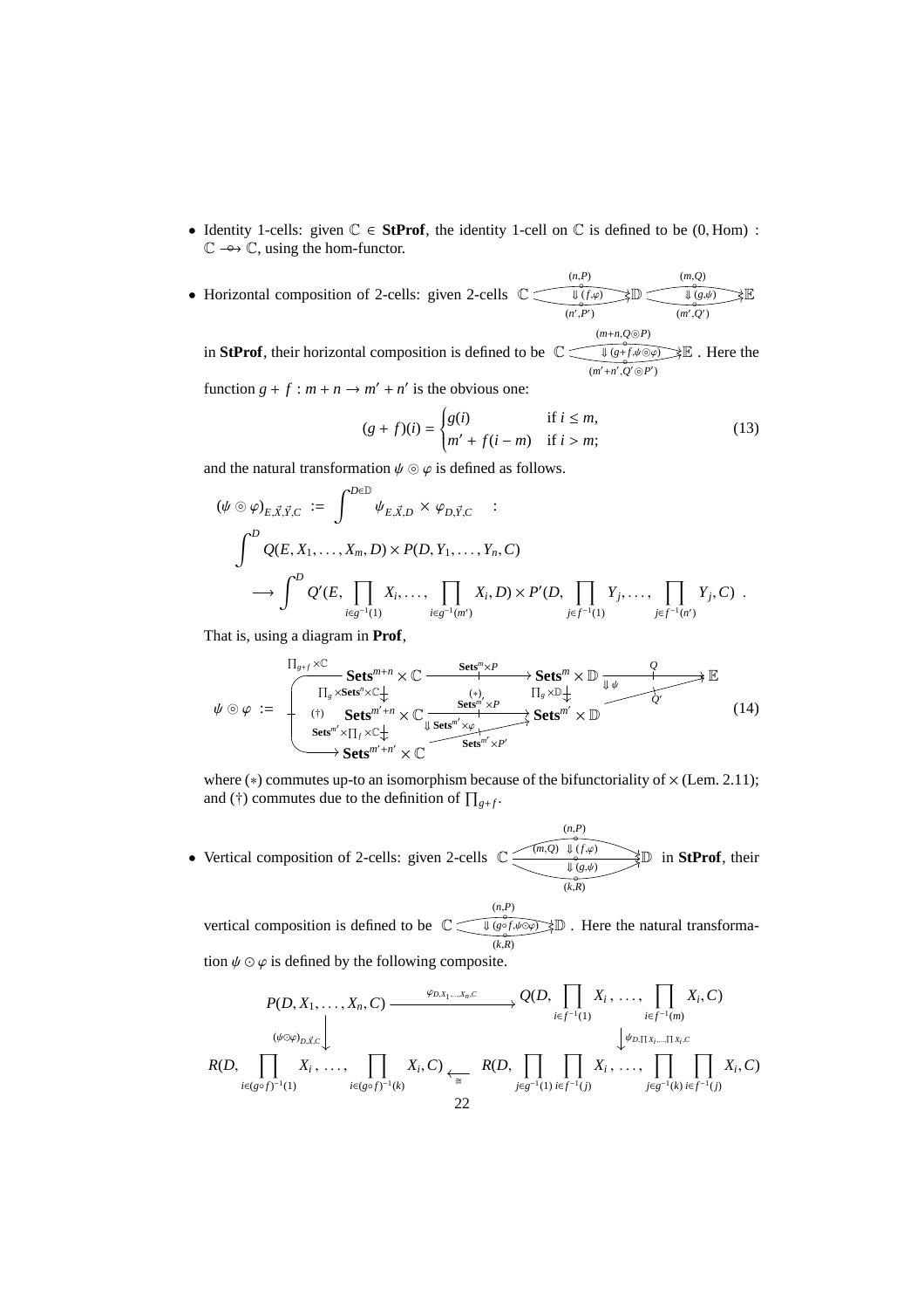- Identity 1-cells: given $\mathbb{C} \in \mathbf{StProf}$, the identity 1-cell on $\mathbb{C}$ is defined to be $(0, \mathrm{Hom}) : \mathbb{C} \to\!\!\!\!\circ\; \mathbb{C}$, using the hom-functor.

- Horizontal composition of 2-cells: given 2-cells $\mathbb{C} \underset{(n',P')}{\overset{(n,P)}{\Downarrow (f,\varphi)}} \mathbb{D} \underset{(m',Q')}{\overset{(m,Q)}{\Downarrow (g,\psi)}} \mathbb{E}$

  in $\mathbf{StProf}$, their horizontal composition is defined to be $\mathbb{C} \underset{(m'+n',Q'\circledcirc P')}{\overset{(m+n,Q\circledcirc P)}{\Downarrow (g+f,\psi\circledcirc\varphi)}} \mathbb{E}$ . Here the function $g + f : m + n \to m' + n'$ is the obvious one:

$$(g + f)(i) = \begin{cases} g(i) & \text{if } i \leq m, \\ m' + f(i - m) & \text{if } i > m; \end{cases} \tag{13}$$

  and the natural transformation $\psi \circledcirc \varphi$ is defined as follows.

$$(\psi \circledcirc \varphi)_{E,\vec{X},\vec{Y},C} := \int^{D \in \mathbb{D}} \psi_{E,\vec{X},D} \times \varphi_{D,\vec{Y},C} \quad :$$

$$\int^{D} Q(E, X_1, \ldots, X_m, D) \times P(D, Y_1, \ldots, Y_n, C)$$

$$\longrightarrow \int^{D} Q'(E, \prod_{i \in g^{-1}(1)} X_i, \ldots, \prod_{i \in g^{-1}(m')} X_i, D) \times P'(D, \prod_{j \in f^{-1}(1)} Y_j, \ldots, \prod_{j \in f^{-1}(n')} Y_j, C) \ .$$

  That is, using a diagram in $\mathbf{Prof}$,

$$\psi \circledcirc \varphi := \quad \begin{array}{c} \mathbf{Sets}^{m+n} \times \mathbb{C} \xrightarrow{\mathbf{Sets}^m \times P} \mathbf{Sets}^m \times \mathbb{D} \xrightarrow{Q} \mathbb{E} \\ \downarrow \Pi_g \times \mathbf{Sets}^n \times \mathbb{C} \quad (*) \quad \downarrow \Pi_g \times \mathbb{D} \quad \Downarrow \psi \quad \nearrow Q' \\ (\dagger) \quad \mathbf{Sets}^{m'+n} \times \mathbb{C} \xrightarrow{\mathbf{Sets}^{m'} \times P} \mathbf{Sets}^{m'} \times \mathbb{D} \\ \downarrow \mathbf{Sets}^{m'} \times \Pi_f \times \mathbb{C} \quad \Downarrow \mathbf{Sets}^{m'} \times \varphi \quad \nearrow \mathbf{Sets}^{m'} \times P' \\ \mathbf{Sets}^{m'+n'} \times \mathbb{C} \end{array} \tag{14}$$

  (with the outer arrow $\Pi_{g+f} \times \mathbb{C} : \mathbf{Sets}^{m+n} \times \mathbb{C} \to \mathbf{Sets}^{m'+n'} \times \mathbb{C}$)

  where $(*)$ commutes up-to an isomorphism because of the bifunctoriality of $\times$ (Lem. 2.11); and $(\dagger)$ commutes due to the definition of $\prod_{g+f}$.

- Vertical composition of 2-cells: given 2-cells $\mathbb{C} \;\overset{(n,P)}{\underset{(k,R)}{\Downarrow (f,\varphi) \;(m,Q)\; \Downarrow (g,\psi)}}\; \mathbb{D}$ in $\mathbf{StProf}$, their vertical composition is defined to be $\mathbb{C} \underset{(k,R)}{\overset{(n,P)}{\Downarrow (g\circ f, \psi\odot\varphi)}} \mathbb{D}$ . Here the natural transformation $\psi \odot \varphi$ is defined by the following composite.

$$\begin{array}{ccc} P(D, X_1, \ldots, X_n, C) & \xrightarrow{\varphi_{D,X_1,\ldots,X_n,C}} & Q(D, \prod_{i \in f^{-1}(1)} X_i, \ldots, \prod_{i \in f^{-1}(m)} X_i, C) \\ \Big\downarrow (\psi\odot\varphi)_{D,\vec{X},C} & & \Big\downarrow \psi_{D,\prod X_i,\ldots,\prod X_i,C} \\ R(D, \prod_{i \in (g\circ f)^{-1}(1)} X_i, \ldots, \prod_{i \in (g\circ f)^{-1}(k)} X_i, C) & \xleftarrow{\cong} & R(D, \prod_{j \in g^{-1}(1)} \prod_{i \in f^{-1}(j)} X_i, \ldots, \prod_{j \in g^{-1}(k)} \prod_{i \in f^{-1}(j)} X_i, C) \end{array}$$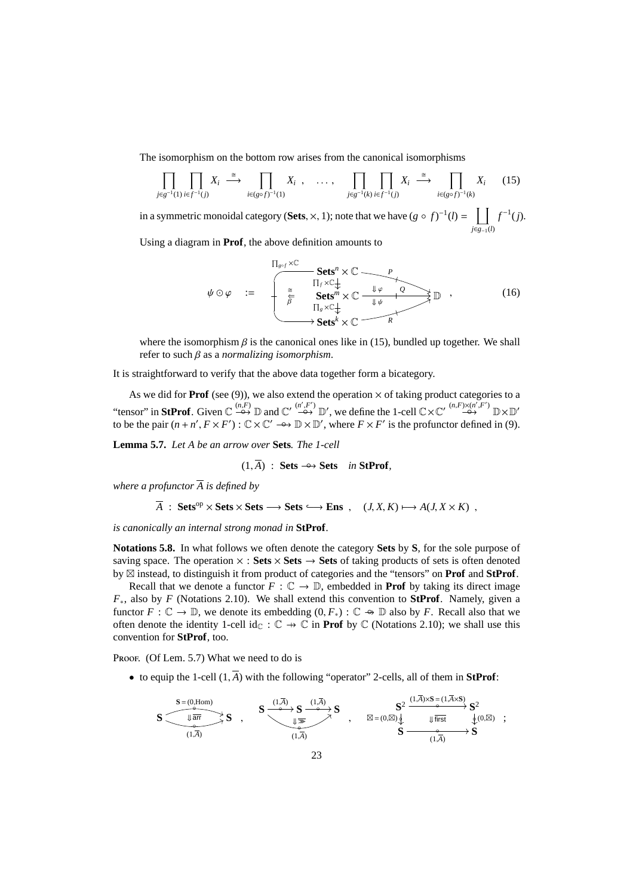The isomorphism on the bottom row arises from the canonical isomorphisms

$$\prod_{j\in g^{-1}(1)} \prod_{i\in f^{-1}(j)} X_i \stackrel{\cong}{\longrightarrow} \prod_{i\in(g\circ f)^{-1}(1)} X_i \ , \quad \ldots, \quad \prod_{j\in g^{-1}(k)} \prod_{i\in f^{-1}(j)} X_i \stackrel{\cong}{\longrightarrow} \prod_{i\in(g\circ f)^{-1}(k)} X_i \qquad (15)$$

in a symmetric monoidal category $(\mathbf{Sets}, \times, 1)$; note that we have $(g \circ f)^{-1}(l) = \coprod_{j\in g_{-1}(l)} f^{-1}(j)$.

Using a diagram in **Prof**, the above definition amounts to

$$\psi \odot \varphi \quad := \quad \left( \begin{array}{c} \mathbf{Sets}^n \times \mathbb{C} \xrightarrow{\ P\ } \\ \Big\downarrow \prod_f \times \mathbb{C} \quad \Downarrow\varphi \\ \mathbf{Sets}^m \times \mathbb{C} \xrightarrow{\ Q\ } \mathbb{D} \\ \Big\downarrow \prod_g \times \mathbb{C} \quad \Downarrow\psi \\ \mathbf{Sets}^k \times \mathbb{C} \xrightarrow{\ R\ } \end{array} \right) \text{ with } \prod_{g\circ f}\times\mathbb{C} \text{ and } \stackrel{\cong}{\Leftarrow}_{\beta}, \qquad (16)$$

where the isomorphism $\beta$ is the canonical ones like in (15), bundled up together. We shall refer to such $\beta$ as a *normalizing isomorphism*.

It is straightforward to verify that the above data together form a bicategory.

As we did for **Prof** (see (9)), we also extend the operation $\times$ of taking product categories to a "tensor" in **StProf**. Given $\mathbb{C} \stackrel{(n,F)}{\twoheadrightarrow} \mathbb{D}$ and $\mathbb{C}' \stackrel{(n',F')}{\twoheadrightarrow} \mathbb{D}'$, we define the 1-cell $\mathbb{C}\times\mathbb{C}' \stackrel{(n,F)\times(n',F')}{\twoheadrightarrow} \mathbb{D}\times\mathbb{D}'$ to be the pair $(n+n', F\times F') : \mathbb{C}\times\mathbb{C}' \twoheadrightarrow \mathbb{D}\times\mathbb{D}'$, where $F\times F'$ is the profunctor defined in (9).

**Lemma 5.7.** *Let $A$ be an arrow over* **Sets**. *The 1-cell*

$$(1, \overline{A}) \ : \ \mathbf{Sets} \twoheadrightarrow \mathbf{Sets} \quad \textit{in } \mathbf{StProf},$$

*where a profunctor $\overline{A}$ is defined by*

$$\overline{A} \ : \ \mathbf{Sets}^{\mathrm{op}} \times \mathbf{Sets} \times \mathbf{Sets} \longrightarrow \mathbf{Sets} \hookrightarrow \mathbf{Ens} \ , \quad (J, X, K) \longmapsto A(J, X \times K) \ ,$$

*is canonically an internal strong monad in* **StProf**.

**Notations 5.8.** In what follows we often denote the category **Sets** by **S**, for the sole purpose of saving space. The operation $\times : \mathbf{Sets} \times \mathbf{Sets} \to \mathbf{Sets}$ of taking products of sets is often denoted by $\boxtimes$ instead, to distinguish it from product of categories and the "tensors" on **Prof** and **StProf**.

Recall that we denote a functor $F : \mathbb{C} \to \mathbb{D}$, embedded in **Prof** by taking its direct image $F_*$, also by $F$ (Notations 2.10). We shall extend this convention to **StProf**. Namely, given a functor $F : \mathbb{C} \to \mathbb{D}$, we denote its embedding $(0, F_*) : \mathbb{C} \twoheadrightarrow \mathbb{D}$ also by $F$. Recall also that we often denote the identity 1-cell $\mathrm{id}_{\mathbb{C}} : \mathbb{C} \twoheadrightarrow \mathbb{C}$ in **Prof** by $\mathbb{C}$ (Notations 2.10); we shall use this convention for **StProf**, too.

Proof. (Of Lem. 5.7) What we need to do is

- to equip the 1-cell $(1, \overline{A})$ with the following "operator" 2-cells, all of them in **StProf**:

$$\mathbf{S} \underset{(1,\overline{A})}{\overset{\mathbf{S}=(0,\mathrm{Hom})}{\rightrightarrows}} \mathbf{S} \ \ (\Downarrow \overline{\mathsf{arr}}) \ , \qquad \mathbf{S} \xrightarrow{(1,\overline{A})} \mathbf{S} \xrightarrow{(1,\overline{A})} \mathbf{S} \ \ (\Downarrow \overline{\ggg}, \text{ to } (1,\overline{A})) \ , \qquad \begin{array}{ccc} \mathbf{S}^2 & \xrightarrow{(1,\overline{A})\times\mathbf{S} = (1,\overline{A}\times\mathbf{S})} & \mathbf{S}^2 \\ \boxtimes=(0,\boxtimes)\big\downarrow & \Downarrow \overline{\mathsf{first}} & \big\downarrow(0,\boxtimes) \\ \mathbf{S} & \xrightarrow[(1,\overline{A})]{} & \mathbf{S} \end{array} \ ;$$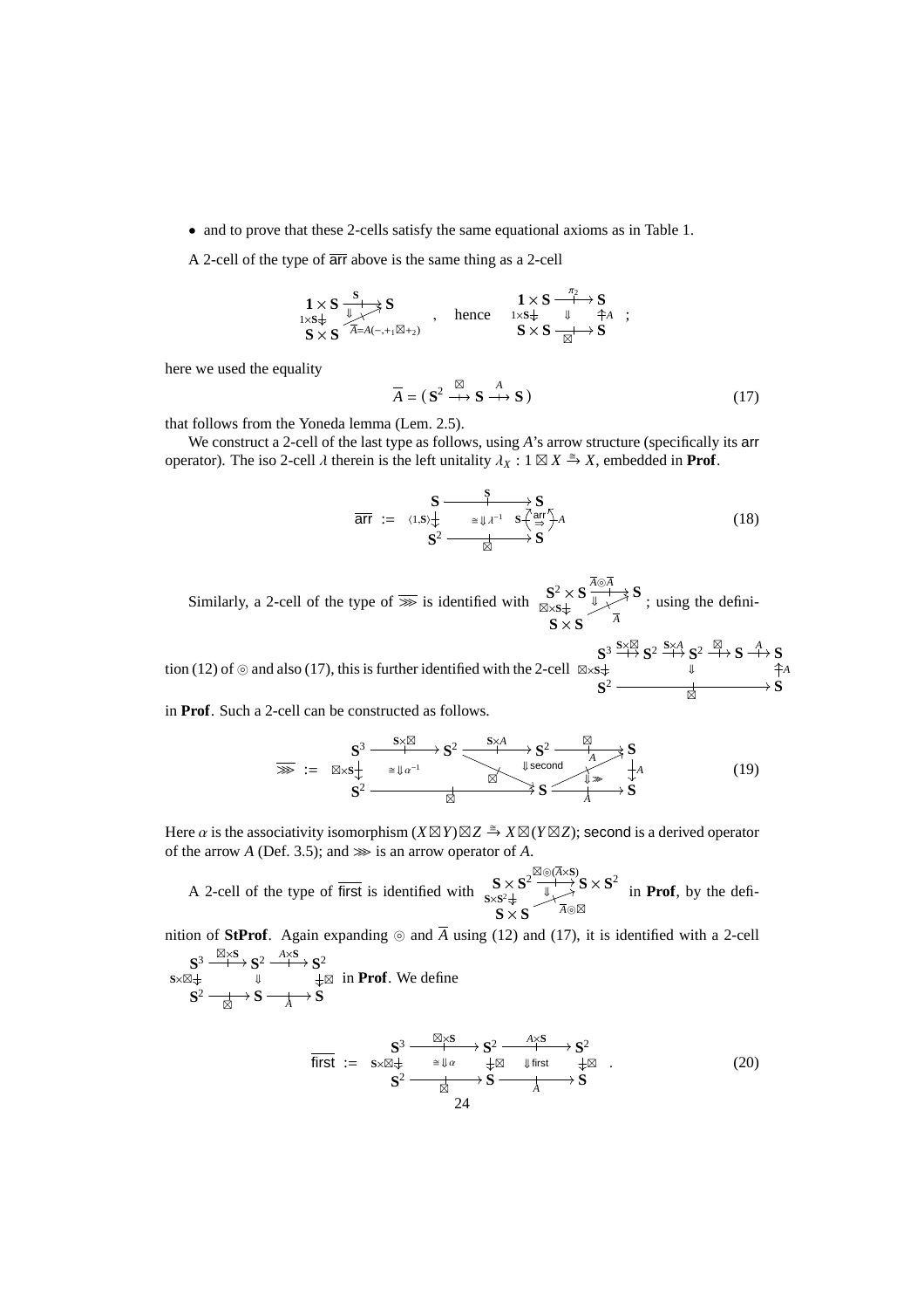- and to prove that these 2-cells satisfy the same equational axioms as in Table 1.

A 2-cell of the type of $\overline{\mathsf{arr}}$ above is the same thing as a 2-cell

$$\begin{array}{ccc} \mathbf{1}\times\mathbf{S} & \xrightarrow{\mathbf{S}} & \mathbf{S} \\ {\scriptstyle 1\times\mathbf{S}}\downarrow & \Downarrow & \nearrow_{\overline{A}=A(-,+_1\boxtimes +_2)} \\ \mathbf{S}\times\mathbf{S} & & \end{array} \quad , \quad \text{hence} \quad \begin{array}{ccc} \mathbf{1}\times\mathbf{S} & \xrightarrow{\pi_2} & \mathbf{S} \\ {\scriptstyle 1\times\mathbf{S}}\downarrow & \Downarrow & \uparrow{\scriptstyle A} \\ \mathbf{S}\times\mathbf{S} & \xrightarrow[\boxtimes]{} & \mathbf{S} \end{array} \;;$$

here we used the equality

$$\overline{A} = (\,\mathbf{S}^2 \overset{\boxtimes}{\longrightarrow} \mathbf{S} \overset{A}{\longrightarrow} \mathbf{S}\,) \tag{17}$$

that follows from the Yoneda lemma (Lem. 2.5).

We construct a 2-cell of the last type as follows, using $A$'s arrow structure (specifically its $\mathsf{arr}$ operator). The iso 2-cell $\lambda$ therein is the left unitality $\lambda_X : 1\boxtimes X \overset{\cong}{\Rightarrow} X$, embedded in **Prof**.

$$\overline{\mathsf{arr}} \;:=\; \begin{array}{ccccc} \mathbf{S} & \xrightarrow{\mathbf{S}} & & & \mathbf{S} \\ {\scriptstyle \langle 1,\mathbf{S}\rangle}\downarrow & \cong\Downarrow\lambda^{-1} & \mathbf{S} & \overset{\mathsf{arr}}{\Rightarrow} & \uparrow{\scriptstyle A} \\ \mathbf{S}^2 & \xrightarrow[\boxtimes]{} & & & \mathbf{S} \end{array} \tag{18}$$

Similarly, a 2-cell of the type of $\overline{\ggg}$ is identified with $\begin{array}{ccc} \mathbf{S}^2\times\mathbf{S} & \xrightarrow{\overline{A}\circledcirc\overline{A}} & \mathbf{S} \\ {\scriptstyle \boxtimes\times\mathbf{S}}\downarrow & \Downarrow & \nearrow_{\overline{A}} \\ \mathbf{S}\times\mathbf{S} & & \end{array}$ ; using the definition (12) of $\circledcirc$ and also (17), this is further identified with the 2-cell $\begin{array}{ccc} \mathbf{S}^3 \xrightarrow{\mathbf{S}\times\boxtimes} \mathbf{S}^2 \xrightarrow{\mathbf{S}\times A} \mathbf{S}^2 \xrightarrow{\boxtimes} \mathbf{S} & \xrightarrow{A} & \mathbf{S} \\ {\scriptstyle \boxtimes\times\mathbf{S}}\downarrow \quad \Downarrow & & \uparrow{\scriptstyle A} \\ \mathbf{S}^2 \xrightarrow[\boxtimes]{\hspace{6em}} & & \mathbf{S} \end{array}$ in **Prof**. Such a 2-cell can be constructed as follows.

$$\overline{\ggg} \;:=\; \begin{array}{ccccccc} \mathbf{S}^3 & \xrightarrow{\mathbf{S}\times\boxtimes} & \mathbf{S}^2 & \xrightarrow{\mathbf{S}\times A} & \mathbf{S}^2 & \xrightarrow{\boxtimes} & \mathbf{S} \\ {\scriptstyle \boxtimes\times\mathbf{S}}\downarrow & \cong\Downarrow\alpha^{-1} & & \searrow^{\boxtimes} \;\Downarrow\mathsf{second} & & \nearrow_{A}\;\Downarrow\ggg & \downarrow{\scriptstyle A} \\ \mathbf{S}^2 & \xrightarrow[\boxtimes]{\hspace{4em}} & & & \mathbf{S} & \xrightarrow[A]{} & \mathbf{S} \end{array} \tag{19}$$

Here $\alpha$ is the associativity isomorphism $(X\boxtimes Y)\boxtimes Z \overset{\cong}{\Rightarrow} X\boxtimes(Y\boxtimes Z)$; $\mathsf{second}$ is a derived operator of the arrow $A$ (Def. 3.5); and $\ggg$ is an arrow operator of $A$.

A 2-cell of the type of $\overline{\mathsf{first}}$ is identified with $\begin{array}{ccc} \mathbf{S}\times\mathbf{S}^2 & \xrightarrow{\boxtimes\circledcirc(\overline{A}\times\mathbf{S})} & \mathbf{S}\times\mathbf{S}^2 \\ {\scriptstyle \mathbf{S}\times\mathbf{S}^2}\downarrow & \Downarrow & \nearrow_{\overline{A}\circledcirc\boxtimes} \\ \mathbf{S}\times\mathbf{S} & & \end{array}$ in **Prof**, by the definition of **StProf**. Again expanding $\circledcirc$ and $\overline{A}$ using (12) and (17), it is identified with a 2-cell $\begin{array}{ccccc} \mathbf{S}^3 & \xrightarrow{\boxtimes\times\mathbf{S}} & \mathbf{S}^2 & \xrightarrow{A\times\mathbf{S}} & \mathbf{S}^2 \\ {\scriptstyle \mathbf{S}\times\boxtimes}\downarrow & & \Downarrow & & \downarrow{\scriptstyle\boxtimes} \\ \mathbf{S}^2 & \xrightarrow[\boxtimes]{} & \mathbf{S} & \xrightarrow[A]{} & \mathbf{S} \end{array}$ in **Prof**. We define

$$\overline{\mathsf{first}} \;:=\; \begin{array}{ccccc} \mathbf{S}^3 & \xrightarrow{\boxtimes\times\mathbf{S}} & \mathbf{S}^2 & \xrightarrow{A\times\mathbf{S}} & \mathbf{S}^2 \\ {\scriptstyle \mathbf{S}\times\boxtimes}\downarrow & \cong\Downarrow\alpha & \downarrow{\scriptstyle\boxtimes} & \Downarrow\mathsf{first} & \downarrow{\scriptstyle\boxtimes} \\ \mathbf{S}^2 & \xrightarrow[\boxtimes]{} & \mathbf{S} & \xrightarrow[A]{} & \mathbf{S} \end{array} \;. \tag{20}$$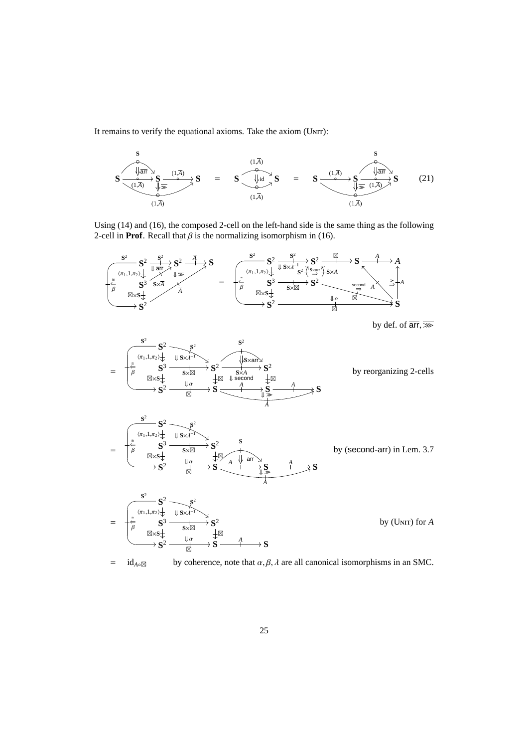It remains to verify the equational axioms. Take the axiom (Unit):

$$\mathbf{S} \xrightarrow{(1,\overline{A})} \mathbf{S} \xrightarrow{(1,\overline{A})} \mathbf{S} \quad = \quad \mathbf{S} \underset{(1,\overline{A})}{\overset{(1,\overline{A})}{\Downarrow \mathrm{id}}} \mathbf{S} \quad = \quad \mathbf{S} \xrightarrow{(1,\overline{A})} \mathbf{S} \xrightarrow{(1,\overline{A})} \mathbf{S} \tag{21}$$

Using (14) and (16), the composed 2-cell on the left-hand side is the same thing as the following 2-cell in **Prof**. Recall that $\beta$ is the normalizing isomorphism in (16).

$$= \quad \text{by def. of } \overline{\mathsf{arr}}, \overline{\ggg}$$

$$= \quad \text{by reorganizing 2-cells}$$

$$= \quad \text{by (second-arr) in Lem. 3.7}$$

$$= \quad \text{by (Unit) for } A$$

$= \quad \mathrm{id}_{A\circ\boxtimes}$ by coherence, note that $\alpha, \beta, \lambda$ are all canonical isomorphisms in an SMC.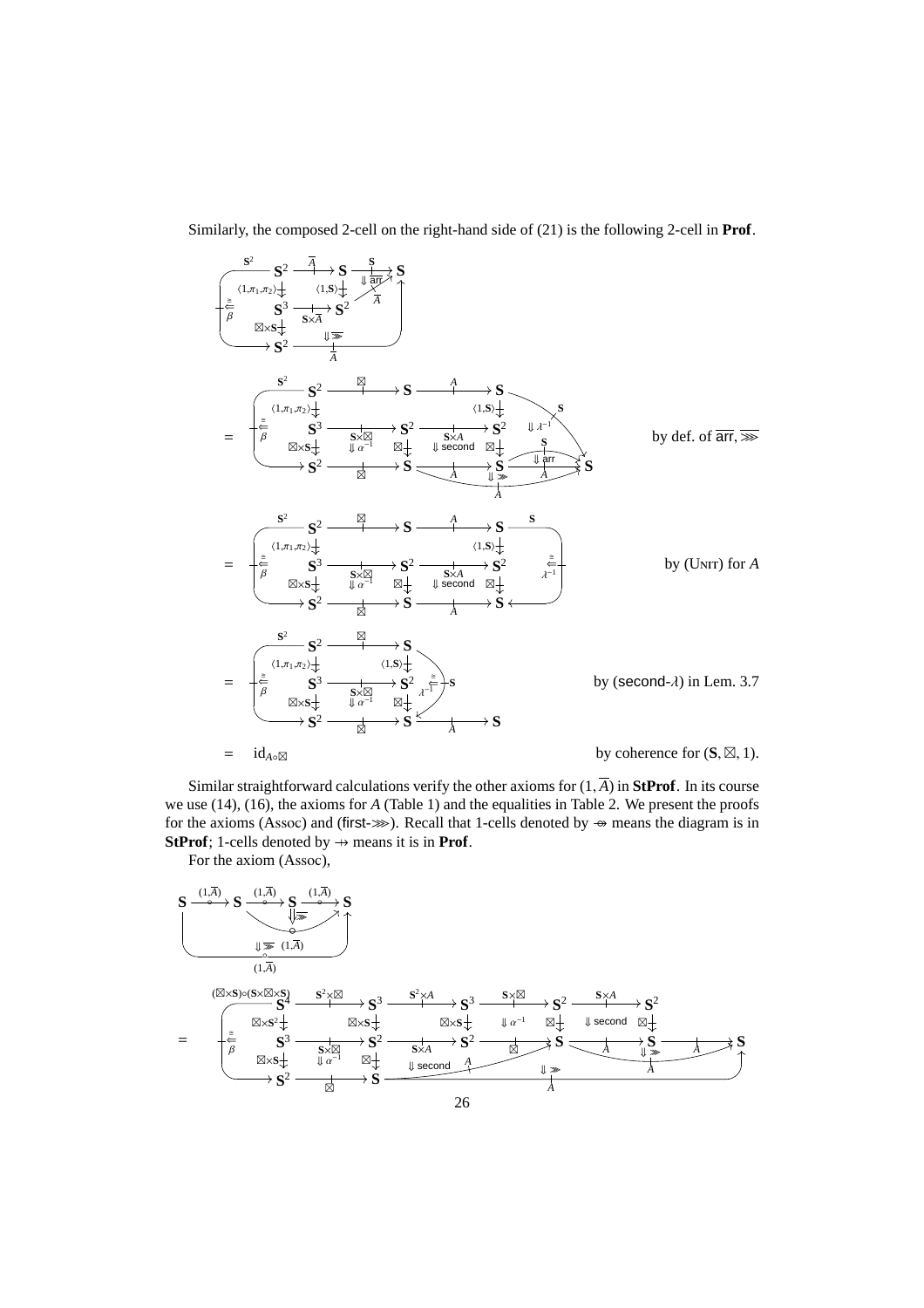Similarly, the composed 2-cell on the right-hand side of (21) is the following 2-cell in **Prof**.

$$\text{[diagram: } \mathbf{S}^2 \xrightarrow{\overline{A}} \mathbf{S} \xrightarrow{\mathbf{S}} \mathbf{S},\ \Downarrow \overline{\mathsf{arr}},\ \langle 1,\pi_1,\pi_2\rangle,\ \langle 1,\mathbf{S}\rangle,\ \mathbf{S}^3 \xrightarrow{\mathbf{S}\times\overline{A}} \mathbf{S}^2,\ \boxtimes\times\mathbf{S},\ \Downarrow \overline{\ggg},\ \overset{\cong}{\Leftarrow}_\beta \text{]}$$

$$= \text{[diagram with } \boxtimes, A, \langle 1,\mathbf{S}\rangle, \Downarrow\lambda^{-1}, \mathbf{S}\times\boxtimes, \Downarrow\alpha^{-1}, \mathbf{S}\times A, \Downarrow\mathsf{second}, \Downarrow\mathsf{arr}, \Downarrow\ggg \text{]} \qquad \text{by def. of } \overline{\mathsf{arr}}, \overline{\ggg}$$

$$= \text{[diagram with } \boxtimes, A, \langle 1,\mathbf{S}\rangle, \overset{\cong}{\Leftarrow}_{\lambda^{-1}}, \mathbf{S}\times\boxtimes, \Downarrow\alpha^{-1}, \mathbf{S}\times A, \Downarrow\mathsf{second} \text{]} \qquad \text{by (Unit) for } A$$

$$= \text{[diagram with } \boxtimes, \langle 1,\mathbf{S}\rangle, \overset{\cong}{\Leftarrow}_{\lambda^{-1}}, \mathbf{S}\times\boxtimes, \Downarrow\alpha^{-1}, A \text{]} \qquad \text{by } (\mathsf{second}\text{-}\lambda) \text{ in Lem. 3.7}$$

$$= \mathrm{id}_{A\circ\boxtimes} \qquad \text{by coherence for } (\mathbf{S}, \boxtimes, 1).$$

Similar straightforward calculations verify the other axioms for $(1, \overline{A})$ in **StProf**. In its course we use (14), (16), the axioms for $A$ (Table 1) and the equalities in Table 2. We present the proofs for the axioms (Assoc) and (first-$\ggg$). Recall that 1-cells denoted by $\nrightarrow$ with circle means the diagram is in **StProf**; 1-cells denoted by $\nrightarrow$ means it is in **Prof**.

For the axiom (Assoc),

$$\mathbf{S} \xrightarrow{(1,\overline{A})} \mathbf{S} \xrightarrow{(1,\overline{A})} \mathbf{S} \xrightarrow{(1,\overline{A})} \mathbf{S},\ \Downarrow\overline{\ggg},\ \Downarrow\overline{\ggg}\ (1,\overline{A}),\ (1,\overline{A})$$

$$= \text{[diagram: } (\boxtimes\times\mathbf{S})\circ(\mathbf{S}\times\boxtimes\times\mathbf{S}),\ \mathbf{S}^4 \xrightarrow{\mathbf{S}^2\times\boxtimes} \mathbf{S}^3 \xrightarrow{\mathbf{S}^2\times A} \mathbf{S}^3 \xrightarrow{\mathbf{S}\times\boxtimes} \mathbf{S}^2 \xrightarrow{\mathbf{S}\times A} \mathbf{S}^2,\ \boxtimes\times\mathbf{S}^2,\ \boxtimes\times\mathbf{S},\ \Downarrow\alpha^{-1},\ \Downarrow\mathsf{second},\ \mathbf{S}^3 \xrightarrow{\mathbf{S}\times\boxtimes} \mathbf{S}^2 \xrightarrow{\mathbf{S}\times A} \mathbf{S}^2 \xrightarrow{\boxtimes} \mathbf{S} \xrightarrow{A} \mathbf{S} \xrightarrow{A} \mathbf{S},\ \Downarrow\ggg,\ \overset{\cong}{\Leftarrow}_\beta,\ \mathbf{S}^2 \xrightarrow{\boxtimes} \mathbf{S},\ \Downarrow\mathsf{second},\ \Downarrow\ggg \text{]}$$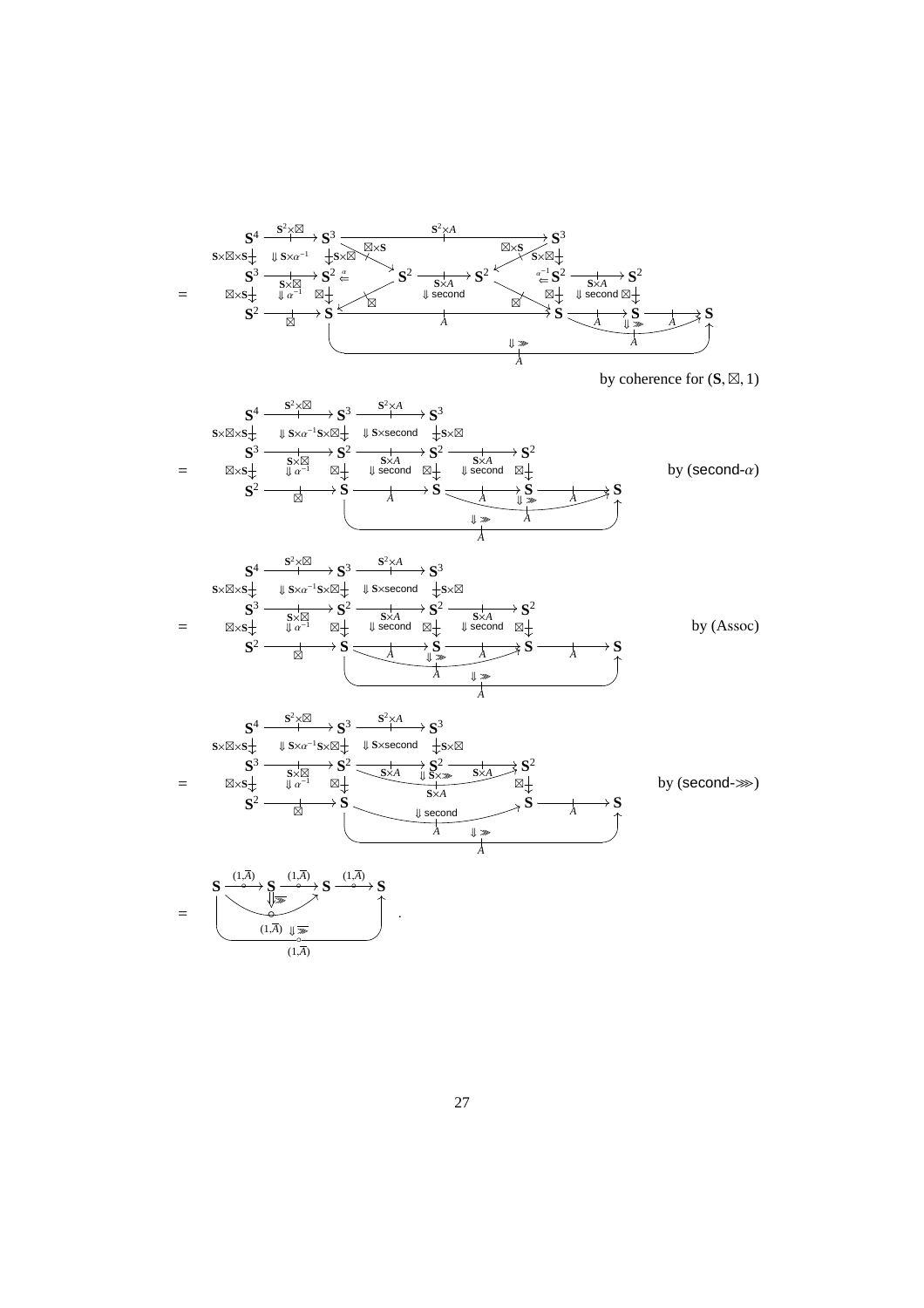$$
=\quad
\begin{array}{ccccccccccc}
\mathbf{S}^4 & \xrightarrow{\ \mathbf{S}^2\times\boxtimes\ } & \mathbf{S}^3 & & & \xrightarrow{\ \mathbf{S}^2\times A\ } & & & \mathbf{S}^3 & & \\
{\scriptstyle \mathbf{S}\times\boxtimes\times\mathbf{S}}\downarrow & \Downarrow\, \mathbf{S}\times\alpha^{-1} & \downarrow{\scriptstyle \mathbf{S}\times\boxtimes} & {\scriptstyle \boxtimes\times\mathbf{S}} & & & & {\scriptstyle \boxtimes\times\mathbf{S}} & \downarrow{\scriptstyle \mathbf{S}\times\boxtimes} & & \\
\mathbf{S}^3 & \xrightarrow{\ \mathbf{S}\times\boxtimes\ } & \mathbf{S}^2 & \overset{\alpha}{\Leftarrow} & \mathbf{S}^2 & \xrightarrow{\ \mathbf{S}\times A\ } & \mathbf{S}^2 & \overset{\alpha^{-1}}{\Leftarrow} & \mathbf{S}^2 & \xrightarrow{\ \mathbf{S}\times A\ } & \mathbf{S}^2 \\
{\scriptstyle \boxtimes\times\mathbf{S}}\downarrow & \Downarrow\, \alpha^{-1} & \downarrow{\scriptstyle \boxtimes} & {\scriptstyle \boxtimes} & & \Downarrow\,\mathsf{second} & & {\scriptstyle \boxtimes} & \downarrow{\scriptstyle \boxtimes} & \Downarrow\,\mathsf{second} & \downarrow{\scriptstyle \boxtimes} \\
\mathbf{S}^2 & \xrightarrow{\ \boxtimes\ } & \mathbf{S} & & & \xrightarrow{\ A\ } & & & \mathbf{S} & \xrightarrow{\ A\ } \mathbf{S} \xrightarrow{\ A\ } & \mathbf{S} \\
& & & & & & & & & \Downarrow \ggg \ \ \underset{A}{\frown} & \\
& & \multicolumn{9}{c}{\underbrace{\hspace{8cm}}_{\Downarrow\,\ggg \quad A}}
\end{array}
$$

by coherence for $(\mathbf{S},\boxtimes,1)$

$$
=\quad
\begin{array}{ccccccccc}
\mathbf{S}^4 & \xrightarrow{\ \mathbf{S}^2\times\boxtimes\ } & \mathbf{S}^3 & \xrightarrow{\ \mathbf{S}^2\times A\ } & \mathbf{S}^3 & & & & \\
{\scriptstyle \mathbf{S}\times\boxtimes\times\mathbf{S}}\downarrow & \Downarrow\, \mathbf{S}\times\alpha^{-1}\mathbf{S}\times\boxtimes & \downarrow & \Downarrow\,\mathbf{S}\times\mathsf{second} & \downarrow{\scriptstyle \mathbf{S}\times\boxtimes} & & & & \\
\mathbf{S}^3 & \xrightarrow{\ \mathbf{S}\times\boxtimes\ } & \mathbf{S}^2 & \xrightarrow{\ \mathbf{S}\times A\ } & \mathbf{S}^2 & \xrightarrow{\ \mathbf{S}\times A\ } & \mathbf{S}^2 & & \\
{\scriptstyle \boxtimes\times\mathbf{S}}\downarrow & \Downarrow\, \alpha^{-1} & \downarrow{\scriptstyle \boxtimes} & \Downarrow\,\mathsf{second} & \downarrow{\scriptstyle \boxtimes} & \Downarrow\,\mathsf{second} & \downarrow{\scriptstyle \boxtimes} & & \\
\mathbf{S}^2 & \xrightarrow{\ \boxtimes\ } & \mathbf{S} & \xrightarrow{\ A\ } & \mathbf{S} & \xrightarrow{\ A\ } & \mathbf{S} & \xrightarrow{\ A\ } & \mathbf{S} \\
& & & & & \Downarrow\ggg \ \ \underset{A}{\frown} & & & \\
& & \multicolumn{7}{c}{\underbrace{\hspace{6cm}}_{\Downarrow\,\ggg \quad A}}
\end{array}
$$

by ($\mathsf{second}$-$\alpha$)

$$
=\quad
\begin{array}{ccccccccc}
\mathbf{S}^4 & \xrightarrow{\ \mathbf{S}^2\times\boxtimes\ } & \mathbf{S}^3 & \xrightarrow{\ \mathbf{S}^2\times A\ } & \mathbf{S}^3 & & & & \\
{\scriptstyle \mathbf{S}\times\boxtimes\times\mathbf{S}}\downarrow & \Downarrow\, \mathbf{S}\times\alpha^{-1}\mathbf{S}\times\boxtimes & \downarrow & \Downarrow\,\mathbf{S}\times\mathsf{second} & \downarrow{\scriptstyle \mathbf{S}\times\boxtimes} & & & & \\
\mathbf{S}^3 & \xrightarrow{\ \mathbf{S}\times\boxtimes\ } & \mathbf{S}^2 & \xrightarrow{\ \mathbf{S}\times A\ } & \mathbf{S}^2 & \xrightarrow{\ \mathbf{S}\times A\ } & \mathbf{S}^2 & & \\
{\scriptstyle \boxtimes\times\mathbf{S}}\downarrow & \Downarrow\, \alpha^{-1} & \downarrow{\scriptstyle \boxtimes} & \Downarrow\,\mathsf{second} & \downarrow{\scriptstyle \boxtimes} & \Downarrow\,\mathsf{second} & \downarrow{\scriptstyle \boxtimes} & & \\
\mathbf{S}^2 & \xrightarrow{\ \boxtimes\ } & \mathbf{S} & \xrightarrow{\ A\ } & \mathbf{S} & \xrightarrow{\ A\ } & \mathbf{S} & \xrightarrow{\ A\ } & \mathbf{S} \\
& & & \Downarrow\ggg \ \ \underset{A}{\frown} & & & & & \\
& & \multicolumn{7}{c}{\underbrace{\hspace{6cm}}_{\Downarrow\,\ggg \quad A}}
\end{array}
$$

by (Assoc)

$$
=\quad
\begin{array}{ccccccccc}
\mathbf{S}^4 & \xrightarrow{\ \mathbf{S}^2\times\boxtimes\ } & \mathbf{S}^3 & \xrightarrow{\ \mathbf{S}^2\times A\ } & \mathbf{S}^3 & & & & \\
{\scriptstyle \mathbf{S}\times\boxtimes\times\mathbf{S}}\downarrow & \Downarrow\, \mathbf{S}\times\alpha^{-1}\mathbf{S}\times\boxtimes & \downarrow & \Downarrow\,\mathbf{S}\times\mathsf{second} & \downarrow{\scriptstyle \mathbf{S}\times\boxtimes} & & & & \\
\mathbf{S}^3 & \xrightarrow{\ \mathbf{S}\times\boxtimes\ } & \mathbf{S}^2 & \xrightarrow{\ \mathbf{S}\times A\ } & \mathbf{S}^2 & \xrightarrow{\ \mathbf{S}\times A\ } & \mathbf{S}^2 & & \\
{\scriptstyle \boxtimes\times\mathbf{S}}\downarrow & \Downarrow\, \alpha^{-1} & \downarrow{\scriptstyle \boxtimes} & & \Downarrow\,\mathbf{S}\times\ggg\ \ \mathbf{S}\times A & & \downarrow{\scriptstyle \boxtimes} & & \\
\mathbf{S}^2 & \xrightarrow{\ \boxtimes\ } & \mathbf{S} & & \xrightarrow[\Downarrow\,\mathsf{second}\ \ A]{} & & \mathbf{S} & \xrightarrow{\ A\ } & \mathbf{S} \\
& & \multicolumn{7}{c}{\underbrace{\hspace{6cm}}_{\Downarrow\,\ggg \quad A}}
\end{array}
$$

by ($\mathsf{second}$-$\ggg$)

$$
=\quad
\begin{array}{ccccccc}
\mathbf{S} & \xrightarrow{\ (1,\overline{A})\ } & \mathbf{S} & \xrightarrow{\ (1,\overline{A})\ } & \mathbf{S} & \xrightarrow{\ (1,\overline{A})\ } & \mathbf{S} \\
& \Downarrow\ggg \ \ \underset{(1,\overline{A})}{\frown} & & & & & \\
\multicolumn{7}{c}{\underbrace{\hspace{5cm}}_{\Downarrow\,\ggg \quad (1,\overline{A})}}
\end{array}
\quad .
$$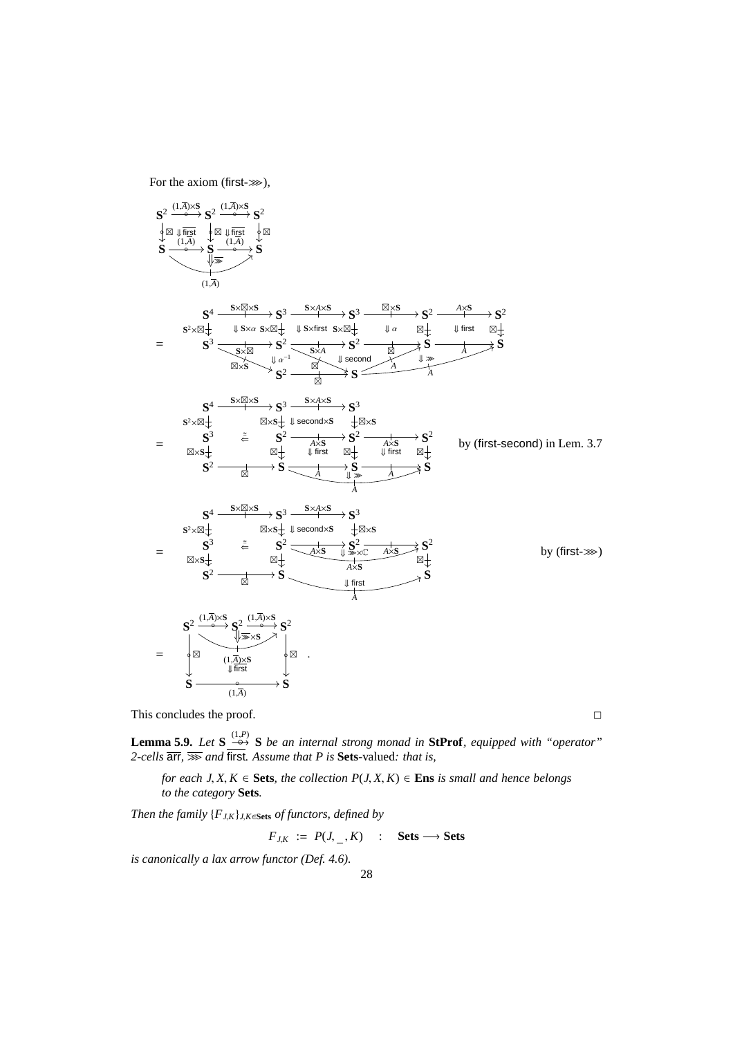For the axiom (first-⋙),

$$
\begin{array}{ccccc}
\mathbf{S}^2 & \xrightarrow{(1,\overline{A})\times\mathbf{S}} & \mathbf{S}^2 & \xrightarrow{(1,\overline{A})\times\mathbf{S}} & \mathbf{S}^2 \\
\downarrow \boxtimes \;\Downarrow \overline{\mathsf{first}} & & \downarrow \boxtimes \;\Downarrow \overline{\mathsf{first}} & & \downarrow \boxtimes \\
\mathbf{S} & \xrightarrow{(1,\overline{A})} & \mathbf{S} & \xrightarrow{(1,\overline{A})} & \mathbf{S}
\end{array}
\quad \Downarrow \overline{\ggg} \text{ composing to } (1,\overline{A})
$$

$$
= \quad
\begin{array}{l}
\mathbf{S}^4 \xrightarrow{\mathbf{S}\times\boxtimes\times\mathbf{S}} \mathbf{S}^3 \xrightarrow{\mathbf{S}\times A\times\mathbf{S}} \mathbf{S}^3 \xrightarrow{\boxtimes\times\mathbf{S}} \mathbf{S}^2 \xrightarrow{A\times\mathbf{S}} \mathbf{S}^2 \\
\mathbf{S}^2\times\boxtimes \downarrow \quad \Downarrow \mathbf{S}\times\alpha \quad \mathbf{S}\times\boxtimes\downarrow \quad \Downarrow \mathbf{S}\times\mathsf{first} \quad \mathbf{S}\times\boxtimes\downarrow \quad \Downarrow \alpha \quad \boxtimes\downarrow \quad \Downarrow \mathsf{first} \quad \boxtimes\downarrow \\
\mathbf{S}^3 \xrightarrow{\mathbf{S}\times\boxtimes} \mathbf{S}^2 \xrightarrow{\mathbf{S}\times A} \mathbf{S}^2 \xrightarrow{\boxtimes} \mathbf{S} \xrightarrow{A} \mathbf{S} \\
\boxtimes\times\mathbf{S} \searrow \quad \Downarrow \alpha^{-1} \quad \boxtimes \quad \Downarrow \mathsf{second} \quad A \quad \Downarrow \ggg \quad A \\
\mathbf{S}^2 \xrightarrow{\boxtimes} \mathbf{S}
\end{array}
$$

$$
= \quad
\begin{array}{l}
\mathbf{S}^4 \xrightarrow{\mathbf{S}\times\boxtimes\times\mathbf{S}} \mathbf{S}^3 \xrightarrow{\mathbf{S}\times A\times\mathbf{S}} \mathbf{S}^3 \\
\mathbf{S}^2\times\boxtimes\downarrow \qquad \boxtimes\times\mathbf{S}\downarrow \;\Downarrow \mathsf{second}\times\mathbf{S} \quad \downarrow\boxtimes\times\mathbf{S} \\
\mathbf{S}^3 \quad \overset{\cong}{\Leftarrow} \quad \mathbf{S}^2 \xrightarrow{A\times\mathbf{S}} \mathbf{S}^2 \xrightarrow{A\times\mathbf{S}} \mathbf{S}^2 \\
\boxtimes\times\mathbf{S}\downarrow \qquad \boxtimes\downarrow \;\Downarrow \mathsf{first} \quad \boxtimes\downarrow \;\Downarrow \mathsf{first} \quad \boxtimes\downarrow \\
\mathbf{S}^2 \xrightarrow{\boxtimes} \mathbf{S} \xrightarrow{A} \mathbf{S} \xrightarrow{A} \mathbf{S} \\
\qquad\qquad \Downarrow \ggg \; A
\end{array}
\qquad \text{by (first-second) in Lem. 3.7}
$$

$$
= \quad
\begin{array}{l}
\mathbf{S}^4 \xrightarrow{\mathbf{S}\times\boxtimes\times\mathbf{S}} \mathbf{S}^3 \xrightarrow{\mathbf{S}\times A\times\mathbf{S}} \mathbf{S}^3 \\
\mathbf{S}^2\times\boxtimes\downarrow \qquad \boxtimes\times\mathbf{S}\downarrow \;\Downarrow \mathsf{second}\times\mathbf{S} \quad \downarrow\boxtimes\times\mathbf{S} \\
\mathbf{S}^3 \quad \overset{\cong}{\Leftarrow} \quad \mathbf{S}^2 \xrightarrow{A\times\mathbf{S}} \mathbf{S}^2 \xrightarrow{A\times\mathbf{S}} \mathbf{S}^2 \\
\qquad\qquad \Downarrow \ggg\times\mathbb{C} \; A\times\mathbf{S} \\
\boxtimes\times\mathbf{S}\downarrow \qquad \boxtimes\downarrow \qquad\qquad \boxtimes\downarrow \\
\mathbf{S}^2 \xrightarrow{\boxtimes} \mathbf{S} \xrightarrow[A]{\Downarrow \mathsf{first}} \mathbf{S}
\end{array}
\qquad \text{by (first-}\ggg\text{)}
$$

$$
= \quad
\begin{array}{ccccc}
\mathbf{S}^2 & \xrightarrow{(1,\overline{A})\times\mathbf{S}} & \mathbf{S}^2 & \xrightarrow{(1,\overline{A})\times\mathbf{S}} & \mathbf{S}^2 \\
& & \Downarrow \overline{\ggg}\times\mathbf{S} \;\; (1,\overline{A})\times\mathbf{S} & & \\
\downarrow\boxtimes & & \Downarrow \overline{\mathsf{first}} & & \downarrow\boxtimes \\
\mathbf{S} & & \xrightarrow{(1,\overline{A})} & & \mathbf{S}
\end{array} \quad .
$$

This concludes the proof. □

**Lemma 5.9.** *Let* $\mathbf{S} \overset{(1,P)}{\nrightarrow} \mathbf{S}$ *be an internal strong monad in* **StProf**, *equipped with "operator" 2-cells* $\overline{\mathsf{arr}}$, $\overline{\ggg}$ *and* $\overline{\mathsf{first}}$*. Assume that* $P$ *is* **Sets**-valued*: that is,*

> *for each* $J, X, K \in \mathbf{Sets}$*, the collection* $P(J, X, K) \in \mathbf{Ens}$ *is small and hence belongs to the category* **Sets**.

*Then the family* $\{F_{J,K}\}_{J,K\in\mathbf{Sets}}$ *of functors, defined by*

$$F_{J,K} \;:=\; P(J, \_\,, K) \quad : \quad \mathbf{Sets} \longrightarrow \mathbf{Sets}$$

*is canonically a lax arrow functor (Def. 4.6).*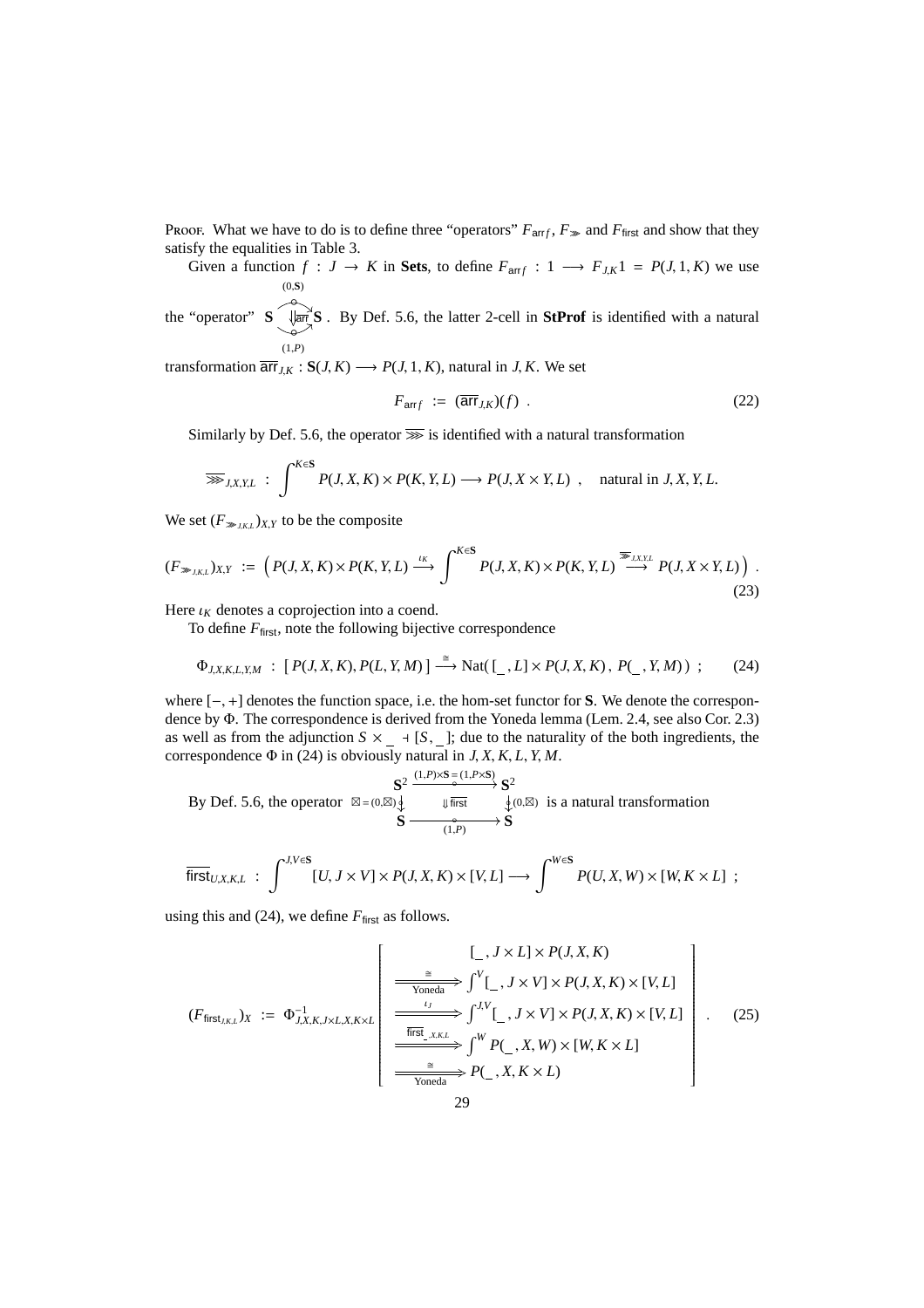Proof. What we have to do is to define three "operators" $F_{\mathsf{arr}\,f}$, $F_{\ggg}$ and $F_{\mathsf{first}}$ and show that they satisfy the equalities in Table 3.

Given a function $f : J \to K$ in **Sets**, to define $F_{\mathsf{arr}\,f} : 1 \longrightarrow F_{J,K}1 = P(J, 1, K)$ we use the "operator" $\mathbf{S} \underset{(1,P)}{\overset{(0,\mathbf{S})}{\Downarrow \mathsf{arr}}} \mathbf{S}$. By Def. 5.6, the latter 2-cell in **StProf** is identified with a natural transformation $\overline{\mathsf{arr}}_{J,K} : \mathbf{S}(J, K) \longrightarrow P(J, 1, K)$, natural in $J, K$. We set

$$F_{\mathsf{arr}\,f} \;:=\; (\overline{\mathsf{arr}}_{J,K})(f) \;. \tag{22}$$

Similarly by Def. 5.6, the operator $\overline{\ggg}$ is identified with a natural transformation

$$\overline{\ggg}_{J,X,Y,L} \;:\; \int^{K\in\mathbf{S}} P(J, X, K) \times P(K, Y, L) \longrightarrow P(J, X \times Y, L) \;, \quad \text{natural in } J, X, Y, L.$$

We set $(F_{\ggg_{J,K,L}})_{X,Y}$ to be the composite

$$(F_{\ggg_{J,K,L}})_{X,Y} \;:=\; \Big( P(J, X, K) \times P(K, Y, L) \overset{\iota_K}{\longrightarrow} \int^{K\in\mathbf{S}} P(J, X, K) \times P(K, Y, L) \overset{\overline{\ggg}_{J,X,Y,L}}{\longrightarrow} P(J, X \times Y, L) \Big) \;. \tag{23}$$

Here $\iota_K$ denotes a coprojection into a coend.

To define $F_{\mathsf{first}}$, note the following bijective correspondence

$$\Phi_{J,X,K,L,Y,M} \;:\; [\, P(J, X, K), P(L, Y, M)\,] \overset{\cong}{\longrightarrow} \mathrm{Nat}(\, [\_, L] \times P(J, X, K)\,,\, P(\_, Y, M)\,) \;; \tag{24}$$

where $[-, +]$ denotes the function space, i.e. the hom-set functor for **S**. We denote the correspondence by $\Phi$. The correspondence is derived from the Yoneda lemma (Lem. 2.4, see also Cor. 2.3) as well as from the adjunction $S \times \_ \dashv [S, \_]$; due to the naturality of the both ingredients, the correspondence $\Phi$ in (24) is obviously natural in $J, X, K, L, Y, M$.

By Def. 5.6, the operator $\begin{array}{ccc} \mathbf{S}^2 & \xrightarrow{(1,P)\times\mathbf{S} \,=\, (1,P\times\mathbf{S})} & \mathbf{S}^2 \\ {\scriptstyle \boxtimes = (0,\boxtimes)}\downarrow & \Downarrow \mathsf{first} & \downarrow{\scriptstyle (0,\boxtimes)} \\ \mathbf{S} & \xrightarrow[(1,P)]{} & \mathbf{S} \end{array}$ is a natural transformation

$$\overline{\mathsf{first}}_{U,X,K,L} \;:\; \int^{J,V\in\mathbf{S}} [U, J \times V] \times P(J, X, K) \times [V, L] \longrightarrow \int^{W\in\mathbf{S}} P(U, X, W) \times [W, K \times L] \;;$$

using this and (24), we define $F_{\mathsf{first}}$ as follows.

$$(F_{\mathsf{first}_{J,K,L}})_X \;:=\; \Phi^{-1}_{J,X,K,J\times L,X,K\times L} \left[ \begin{array}{c} [\_, J \times L] \times P(J, X, K) \\ \xrightarrow[\text{Yoneda}]{\cong} \int^{V} [\_, J \times V] \times P(J, X, K) \times [V, L] \\ \xrightarrow{\iota_J} \int^{J,V} [\_, J \times V] \times P(J, X, K) \times [V, L] \\ \xrightarrow{\overline{\mathsf{first}}_{\_,X,K,L}} \int^{W} P(\_, X, W) \times [W, K \times L] \\ \xrightarrow[\text{Yoneda}]{\cong} P(\_, X, K \times L) \end{array} \right] \;. \tag{25}$$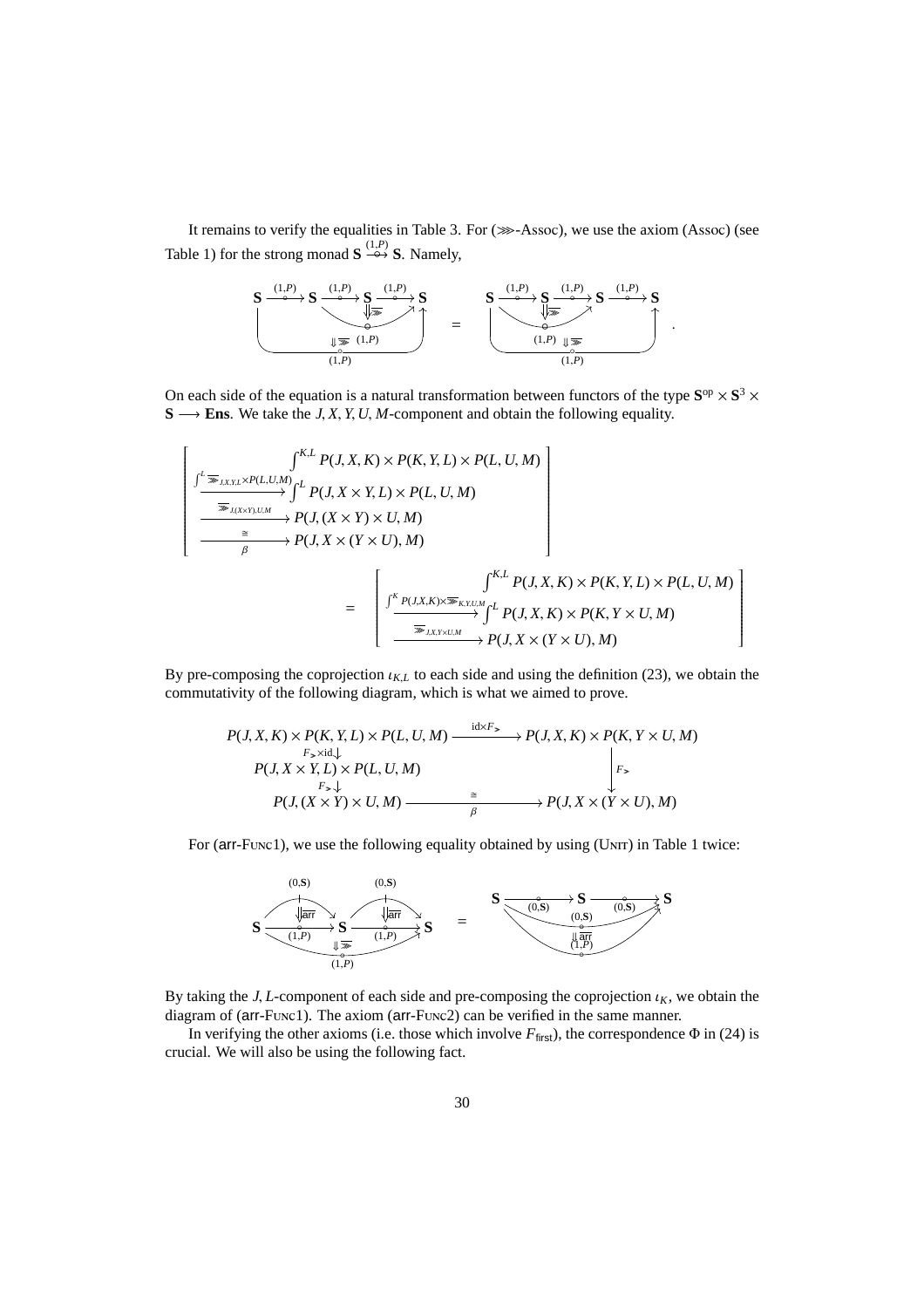It remains to verify the equalities in Table 3. For ($\ggg$-Assoc), we use the axiom (Assoc) (see Table 1) for the strong monad $\mathbf{S} \overset{(1,P)}{\longrightarrow} \mathbf{S}$. Namely,

$$\text{[string diagram: } \mathbf{S} \xrightarrow{(1,P)} \mathbf{S} \xrightarrow{(1,P)} \mathbf{S} \xrightarrow{(1,P)} \mathbf{S} \text{ with } \Downarrow\ggg \text{ composing the second and third, then } \Downarrow\ggg \text{ with the first into } (1,P)\text{]} = \text{[string diagram: } \mathbf{S} \xrightarrow{(1,P)} \mathbf{S} \xrightarrow{(1,P)} \mathbf{S} \xrightarrow{(1,P)} \mathbf{S} \text{ with } \Downarrow\ggg \text{ composing the first and second, then } \Downarrow\ggg \text{ with the third into } (1,P)\text{]}.$$

On each side of the equation is a natural transformation between functors of the type $\mathbf{S}^{\mathrm{op}} \times \mathbf{S}^3 \times \mathbf{S} \longrightarrow \mathbf{Ens}$. We take the $J, X, Y, U, M$-component and obtain the following equality.

$$\left[\begin{array}{l}
\int^{K,L} P(J,X,K) \times P(K,Y,L) \times P(L,U,M) \\
\xrightarrow{\int^L \ggg_{J,X,Y,L} \times P(L,U,M)} \int^L P(J, X \times Y, L) \times P(L,U,M) \\
\xrightarrow{\ggg_{J,(X\times Y),U,M}} P(J, (X \times Y) \times U, M) \\
\xrightarrow[\beta]{\cong} P(J, X \times (Y \times U), M)
\end{array}\right]$$

$$= \left[\begin{array}{l}
\int^{K,L} P(J,X,K) \times P(K,Y,L) \times P(L,U,M) \\
\xrightarrow{\int^K P(J,X,K) \times \ggg_{K,Y,U,M}} \int^L P(J,X,K) \times P(K, Y \times U, M) \\
\xrightarrow{\ggg_{J,X,Y\times U,M}} P(J, X \times (Y \times U), M)
\end{array}\right]$$

By pre-composing the coprojection $\iota_{K,L}$ to each side and using the definition (23), we obtain the commutativity of the following diagram, which is what we aimed to prove.

$$\begin{array}{ccc}
P(J,X,K) \times P(K,Y,L) \times P(L,U,M) & \xrightarrow{\mathrm{id} \times F_{\gg}} & P(J,X,K) \times P(K, Y \times U, M) \\
{\scriptstyle F_{\gg} \times \mathrm{id}} \downarrow & & \\
P(J, X \times Y, L) \times P(L,U,M) & & \downarrow {\scriptstyle F_{\gg}} \\
{\scriptstyle F_{\gg}} \downarrow & & \\
P(J, (X \times Y) \times U, M) & \xrightarrow[\beta]{\cong} & P(J, X \times (Y \times U), M)
\end{array}$$

For (arr-Func1), we use the following equality obtained by using (Unit) in Table 1 twice:

$$\text{[string diagram: } \mathbf{S} \xrightarrow{(1,P)} \mathbf{S} \xrightarrow{(1,P)} \mathbf{S} \text{, each with } \Downarrow\mathsf{arr} \text{ from } (0,\mathbf{S}) \text{, composed by } \Downarrow\ggg \text{ into } (1,P)\text{]} = \text{[string diagram: } \mathbf{S} \xrightarrow{(0,\mathbf{S})} \mathbf{S} \xrightarrow{(0,\mathbf{S})} \mathbf{S} \text{ composed into } (0,\mathbf{S}) \text{, then } \Downarrow\mathsf{arr} \text{ into } (1,P)\text{]}$$

By taking the $J, L$-component of each side and pre-composing the coprojection $\iota_K$, we obtain the diagram of (arr-Func1). The axiom (arr-Func2) can be verified in the same manner.

In verifying the other axioms (i.e. those which involve $F_{\mathsf{first}}$), the correspondence $\Phi$ in (24) is crucial. We will also be using the following fact.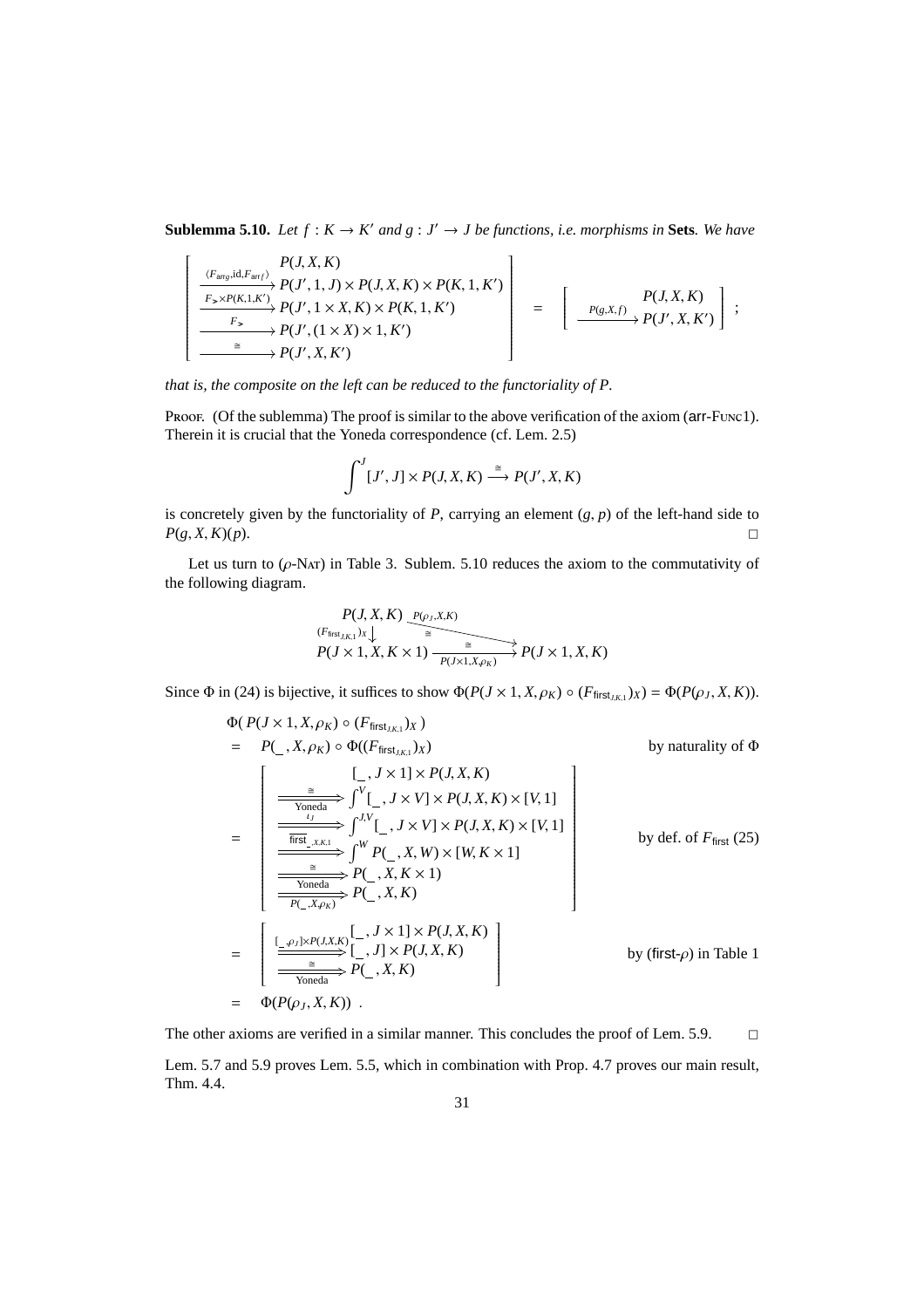**Sublemma 5.10.** *Let $f : K \to K'$ and $g : J' \to J$ be functions, i.e. morphisms in* **Sets***. We have*

$$\left[\begin{array}{l} \quad P(J,X,K) \\ \xrightarrow{\langle F_{\mathsf{arr}\,g}, \mathrm{id}, F_{\mathsf{arr}\,f}\rangle} P(J',1,J) \times P(J,X,K) \times P(K,1,K') \\ \xrightarrow{F_{\ggg} \times P(K,1,K')} P(J', 1 \times X, K) \times P(K,1,K') \\ \xrightarrow{F_{\ggg}} P(J', (1 \times X) \times 1, K') \\ \xrightarrow{\cong} P(J', X, K') \end{array}\right] = \left[\begin{array}{l} \quad P(J,X,K) \\ \xrightarrow{P(g,X,f)} P(J',X,K') \end{array}\right] ;$$

*that is, the composite on the left can be reduced to the functoriality of $P$.*

Proof. (Of the sublemma) The proof is similar to the above verification of the axiom (arr-Func1). Therein it is crucial that the Yoneda correspondence (cf. Lem. 2.5)

$$\int^{J} [J', J] \times P(J, X, K) \xrightarrow{\cong} P(J', X, K)$$

is concretely given by the functoriality of $P$, carrying an element $(g, p)$ of the left-hand side to $P(g, X, K)(p)$. □

Let us turn to ($\rho$-Nat) in Table 3. Sublem. 5.10 reduces the axiom to the commutativity of the following diagram.

$$\begin{array}{ccc} P(J,X,K) & \xrightarrow{P(\rho_J, X, K)} & \\ {\scriptstyle (F_{\mathsf{first}_{J,K,1}})_X}\big\downarrow & \cong & \\ P(J \times 1, X, K \times 1) & \xrightarrow[P(J\times 1, X, \rho_K)]{\cong} & P(J \times 1, X, K) \end{array}$$

Since $\Phi$ in (24) is bijective, it suffices to show $\Phi(P(J \times 1, X, \rho_K) \circ (F_{\mathsf{first}_{J,K,1}})_X) = \Phi(P(\rho_J, X, K))$.

$$\begin{array}{lll}
& \Phi(\, P(J \times 1, X, \rho_K) \circ (F_{\mathsf{first}_{J,K,1}})_X\,) & \\
= & P(\_\,, X, \rho_K) \circ \Phi((F_{\mathsf{first}_{J,K,1}})_X) & \text{by naturality of } \Phi \\
= & \left[\begin{array}{l} \quad [\_\,, J \times 1] \times P(J,X,K) \\ \xRightarrow[\text{Yoneda}]{\cong} \int^{V} [\_\,, J \times V] \times P(J,X,K) \times [V,1] \\ \xRightarrow{\iota_J} \int^{J,V} [\_\,, J \times V] \times P(J,X,K) \times [V,1] \\ \xRightarrow{\mathsf{first}_{\_,X,K,1}} \int^{W} P(\_\,, X, W) \times [W, K \times 1] \\ \xRightarrow[\text{Yoneda}]{\cong} P(\_\,, X, K \times 1) \\ \xRightarrow{P(\_,X,\rho_K)} P(\_\,, X, K) \end{array}\right] & \text{by def. of } F_{\mathsf{first}}\ (25) \\
= & \left[\begin{array}{l} \quad [\_\,, J \times 1] \times P(J,X,K) \\ \xRightarrow{[\_,\rho_J] \times P(J,X,K)} [\_\,, J] \times P(J,X,K) \\ \xRightarrow[\text{Yoneda}]{\cong} P(\_\,, X, K) \end{array}\right] & \text{by (first-}\rho\text{) in Table 1} \\
= & \Phi(P(\rho_J, X, K)) \ . &
\end{array}$$

The other axioms are verified in a similar manner. This concludes the proof of Lem. 5.9. □

Lem. 5.7 and 5.9 proves Lem. 5.5, which in combination with Prop. 4.7 proves our main result, Thm. 4.4.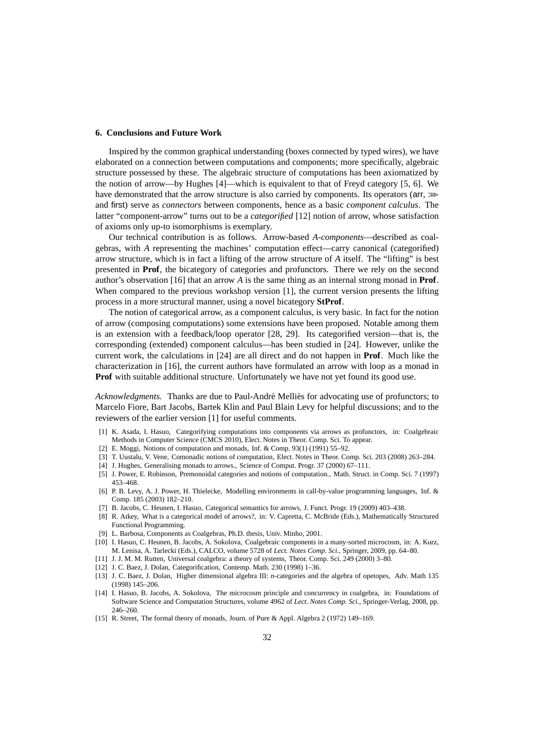## 6. Conclusions and Future Work

Inspired by the common graphical understanding (boxes connected by typed wires), we have elaborated on a connection between computations and components; more specifically, algebraic structure possessed by these. The algebraic structure of computations has been axiomatized by the notion of arrow—by Hughes [4]—which is equivalent to that of Freyd category [5, 6]. We have demonstrated that the arrow structure is also carried by components. Its operators ($\mathsf{arr}$, $\ggg$ and $\mathsf{first}$) serve as *connectors* between components, hence as a basic *component calculus*. The latter "component-arrow" turns out to be a *categorified* [12] notion of arrow, whose satisfaction of axioms only up-to isomorphisms is exemplary.

Our technical contribution is as follows. Arrow-based $A$-*components*—described as coalgebras, with $A$ representing the machines' computation effect—carry canonical (categorified) arrow structure, which is in fact a lifting of the arrow structure of $A$ itself. The "lifting" is best presented in **Prof**, the bicategory of categories and profunctors. There we rely on the second author's observation [16] that an arrow $A$ is the same thing as an internal strong monad in **Prof**. When compared to the previous workshop version [1], the current version presents the lifting process in a more structural manner, using a novel bicategory **StProf**.

The notion of categorical arrow, as a component calculus, is very basic. In fact for the notion of arrow (composing computations) some extensions have been proposed. Notable among them is an extension with a feedback/loop operator [28, 29]. Its categorified version—that is, the corresponding (extended) component calculus—has been studied in [24]. However, unlike the current work, the calculations in [24] are all direct and do not happen in **Prof**. Much like the characterization in [16], the current authors have formulated an arrow with loop as a monad in **Prof** with suitable additional structure. Unfortunately we have not yet found its good use.

*Acknowledgments.* Thanks are due to Paul-André Melliès for advocating use of profunctors; to Marcelo Fiore, Bart Jacobs, Bartek Klin and Paul Blain Levy for helpful discussions; and to the reviewers of the earlier version [1] for useful comments.

- [1] K. Asada, I. Hasuo, Categorifying computations into components via arrows as profunctors, in: Coalgebraic Methods in Computer Science (CMCS 2010), Elect. Notes in Theor. Comp. Sci. To appear.
- [2] E. Moggi, Notions of computation and monads, Inf. & Comp. 93(1) (1991) 55–92.
- [3] T. Uustalu, V. Vene, Comonadic notions of computation, Elect. Notes in Theor. Comp. Sci. 203 (2008) 263–284.
- [4] J. Hughes, Generalising monads to arrows., Science of Comput. Progr. 37 (2000) 67–111.
- [5] J. Power, E. Robinson, Premonoidal categories and notions of computation., Math. Struct. in Comp. Sci. 7 (1997) 453–468.
- [6] P. B. Levy, A. J. Power, H. Thielecke, Modelling environments in call-by-value programming languages, Inf. & Comp. 185 (2003) 182–210.
- [7] B. Jacobs, C. Heunen, I. Hasuo, Categorical semantics for arrows, J. Funct. Progr. 19 (2009) 403–438.
- [8] R. Atkey, What is a categorical model of arrows?, in: V. Capretta, C. McBride (Eds.), Mathematically Structured Functional Programming.
- [9] L. Barbosa, Components as Coalgebras, Ph.D. thesis, Univ. Minho, 2001.
- [10] I. Hasuo, C. Heunen, B. Jacobs, A. Sokolova, Coalgebraic components in a many-sorted microcosm, in: A. Kurz, M. Lenisa, A. Tarlecki (Eds.), CALCO, volume 5728 of *Lect. Notes Comp. Sci.*, Springer, 2009, pp. 64–80.
- [11] J. J. M. M. Rutten, Universal coalgebra: a theory of systems, Theor. Comp. Sci. 249 (2000) 3–80.
- [12] J. C. Baez, J. Dolan, Categorification, Contemp. Math. 230 (1998) 1–36.
- [13] J. C. Baez, J. Dolan, Higher dimensional algebra III: $n$-categories and the algebra of opetopes, Adv. Math 135 (1998) 145–206.
- [14] I. Hasuo, B. Jacobs, A. Sokolova, The microcosm principle and concurrency in coalgebra, in: Foundations of Software Science and Computation Structures, volume 4962 of *Lect. Notes Comp. Sci.*, Springer-Verlag, 2008, pp. 246–260.
- [15] R. Street, The formal theory of monads, Journ. of Pure & Appl. Algebra 2 (1972) 149–169.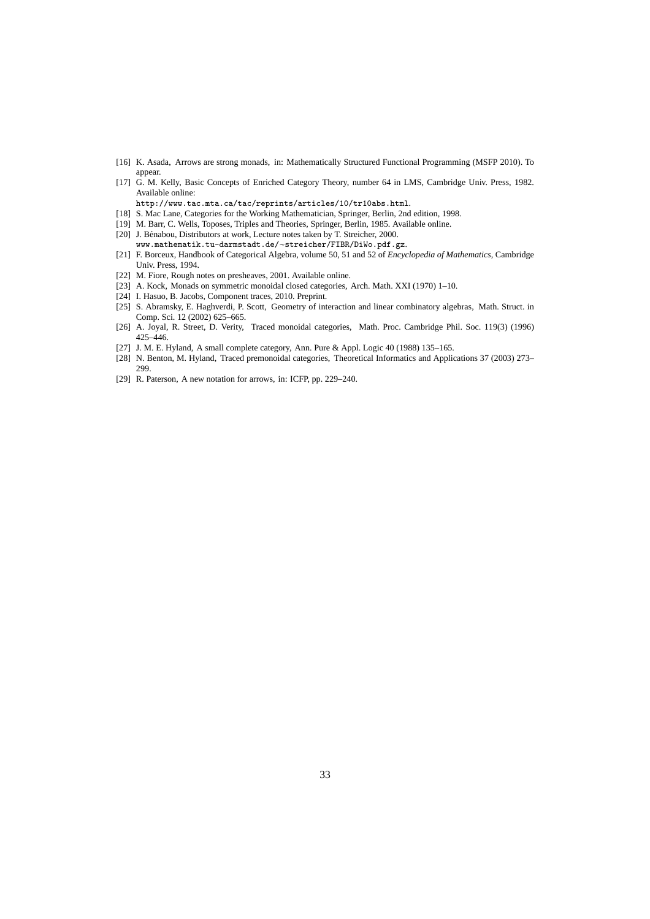[16] K. Asada, Arrows are strong monads, in: Mathematically Structured Functional Programming (MSFP 2010). To appear.

[17] G. M. Kelly, Basic Concepts of Enriched Category Theory, number 64 in LMS, Cambridge Univ. Press, 1982. Available online:
`http://www.tac.mta.ca/tac/reprints/articles/10/tr10abs.html`.

[18] S. Mac Lane, Categories for the Working Mathematician, Springer, Berlin, 2nd edition, 1998.

[19] M. Barr, C. Wells, Toposes, Triples and Theories, Springer, Berlin, 1985. Available online.

[20] J. Bénabou, Distributors at work, Lecture notes taken by T. Streicher, 2000.
`www.mathematik.tu-darmstadt.de/~streicher/FIBR/DiWo.pdf.gz`.

[21] F. Borceux, Handbook of Categorical Algebra, volume 50, 51 and 52 of *Encyclopedia of Mathematics*, Cambridge Univ. Press, 1994.

[22] M. Fiore, Rough notes on presheaves, 2001. Available online.

[23] A. Kock, Monads on symmetric monoidal closed categories, Arch. Math. XXI (1970) 1–10.

[24] I. Hasuo, B. Jacobs, Component traces, 2010. Preprint.

[25] S. Abramsky, E. Haghverdi, P. Scott, Geometry of interaction and linear combinatory algebras, Math. Struct. in Comp. Sci. 12 (2002) 625–665.

[26] A. Joyal, R. Street, D. Verity, Traced monoidal categories, Math. Proc. Cambridge Phil. Soc. 119(3) (1996) 425–446.

[27] J. M. E. Hyland, A small complete category, Ann. Pure & Appl. Logic 40 (1988) 135–165.

[28] N. Benton, M. Hyland, Traced premonoidal categories, Theoretical Informatics and Applications 37 (2003) 273–299.

[29] R. Paterson, A new notation for arrows, in: ICFP, pp. 229–240.